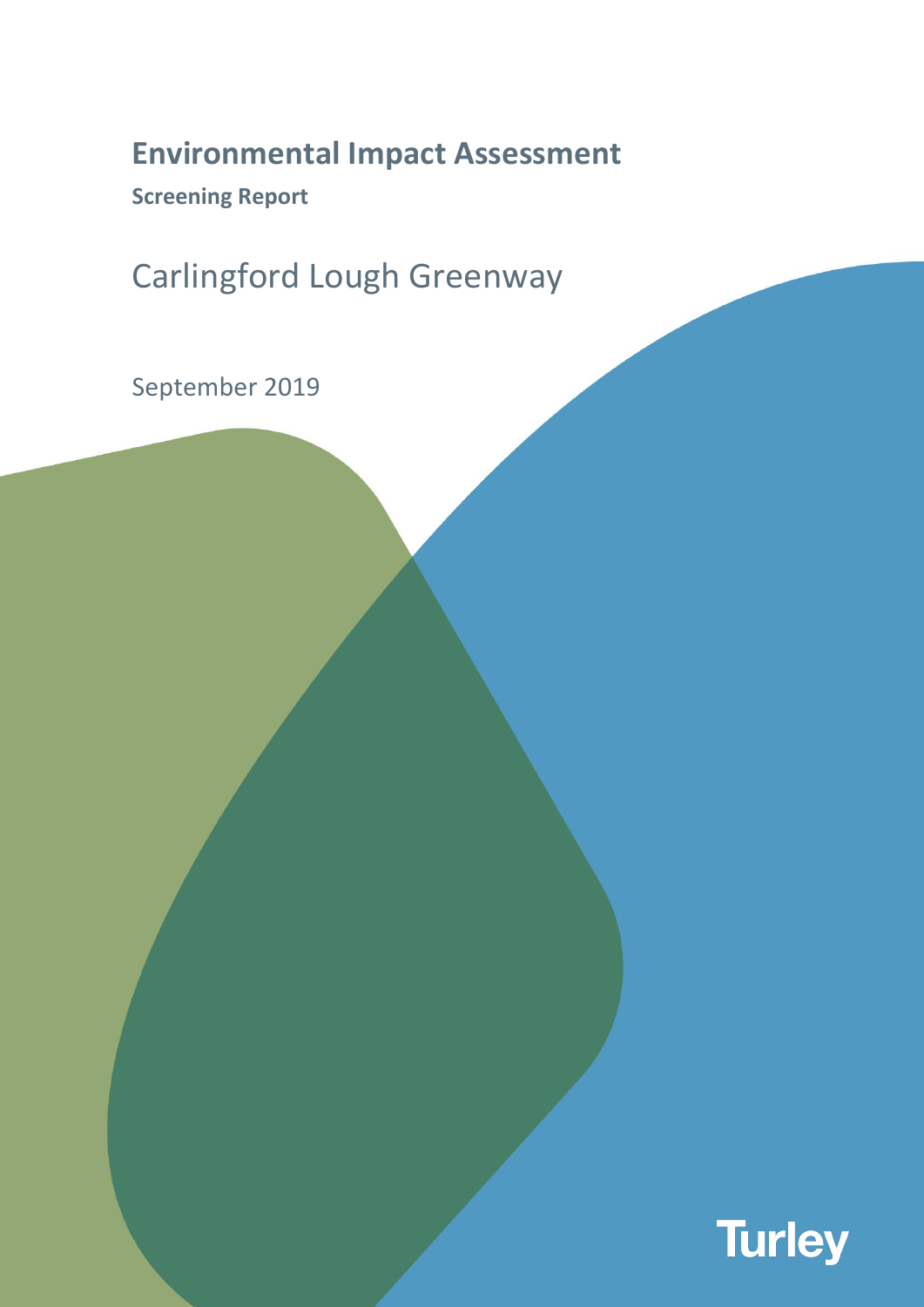# Environmental Impact Assessment

**Screening Report**

## Carlingford Lough Greenway

September 2019

Turley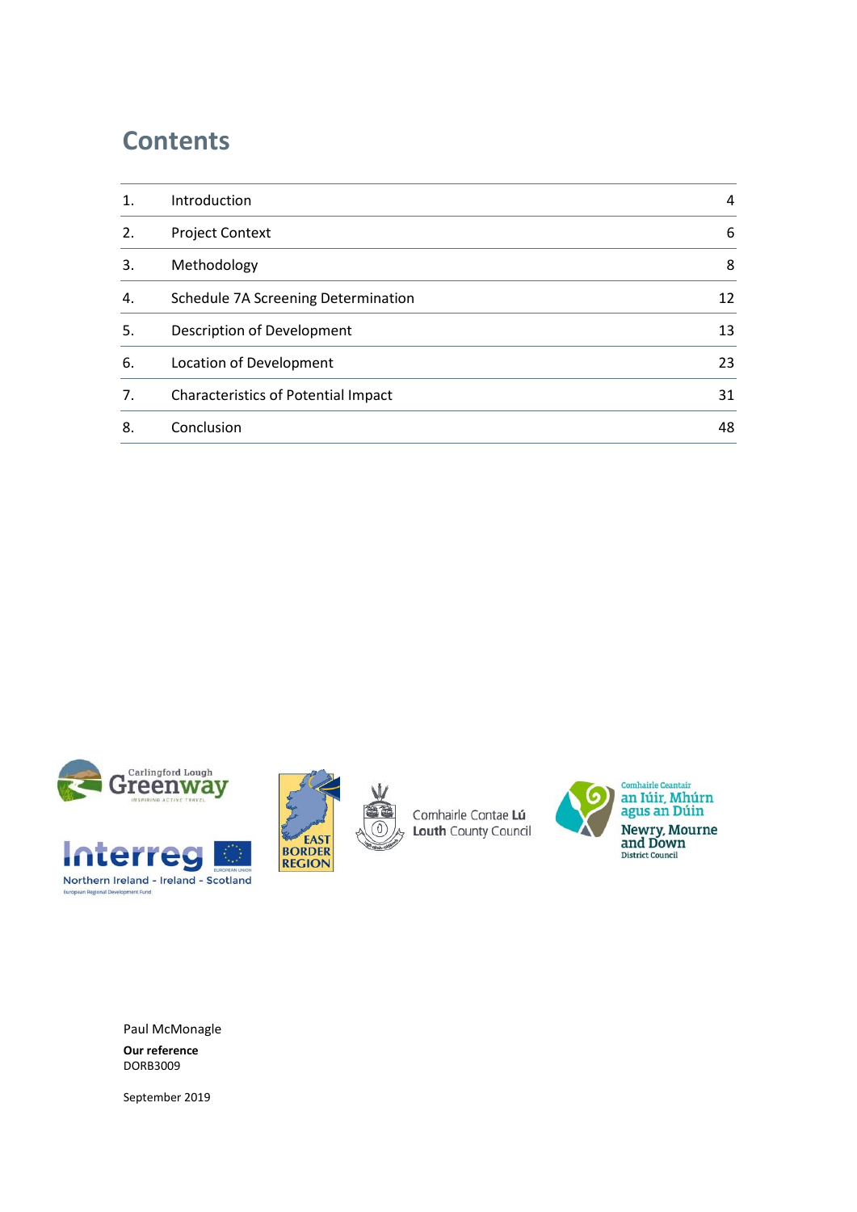# Contents

| | | |
|---|---|---|
| 1. | Introduction | 4 |
| 2. | Project Context | 6 |
| 3. | Methodology | 8 |
| 4. | Schedule 7A Screening Determination | 12 |
| 5. | Description of Development | 13 |
| 6. | Location of Development | 23 |
| 7. | Characteristics of Potential Impact | 31 |
| 8. | Conclusion | 48 |

Paul McMonagle

**Our reference**
DORB3009

September 2019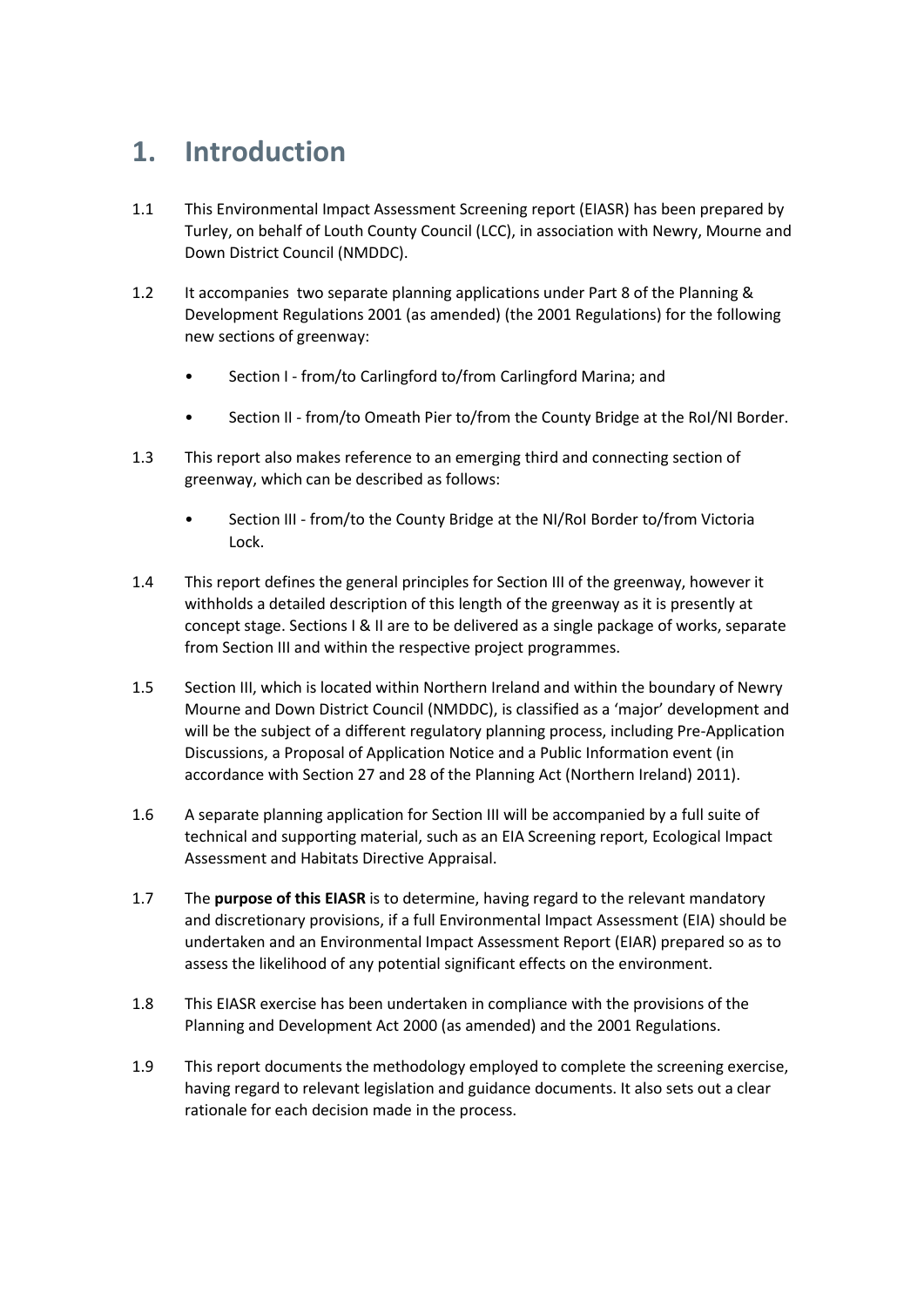# 1. Introduction

1.1 This Environmental Impact Assessment Screening report (EIASR) has been prepared by Turley, on behalf of Louth County Council (LCC), in association with Newry, Mourne and Down District Council (NMDDC).

1.2 It accompanies two separate planning applications under Part 8 of the Planning & Development Regulations 2001 (as amended) (the 2001 Regulations) for the following new sections of greenway:

- Section I - from/to Carlingford to/from Carlingford Marina; and
- Section II - from/to Omeath Pier to/from the County Bridge at the RoI/NI Border.

1.3 This report also makes reference to an emerging third and connecting section of greenway, which can be described as follows:

- Section III - from/to the County Bridge at the NI/RoI Border to/from Victoria Lock.

1.4 This report defines the general principles for Section III of the greenway, however it withholds a detailed description of this length of the greenway as it is presently at concept stage. Sections I & II are to be delivered as a single package of works, separate from Section III and within the respective project programmes.

1.5 Section III, which is located within Northern Ireland and within the boundary of Newry Mourne and Down District Council (NMDDC), is classified as a 'major' development and will be the subject of a different regulatory planning process, including Pre-Application Discussions, a Proposal of Application Notice and a Public Information event (in accordance with Section 27 and 28 of the Planning Act (Northern Ireland) 2011).

1.6 A separate planning application for Section III will be accompanied by a full suite of technical and supporting material, such as an EIA Screening report, Ecological Impact Assessment and Habitats Directive Appraisal.

1.7 The **purpose of this EIASR** is to determine, having regard to the relevant mandatory and discretionary provisions, if a full Environmental Impact Assessment (EIA) should be undertaken and an Environmental Impact Assessment Report (EIAR) prepared so as to assess the likelihood of any potential significant effects on the environment.

1.8 This EIASR exercise has been undertaken in compliance with the provisions of the Planning and Development Act 2000 (as amended) and the 2001 Regulations.

1.9 This report documents the methodology employed to complete the screening exercise, having regard to relevant legislation and guidance documents. It also sets out a clear rationale for each decision made in the process.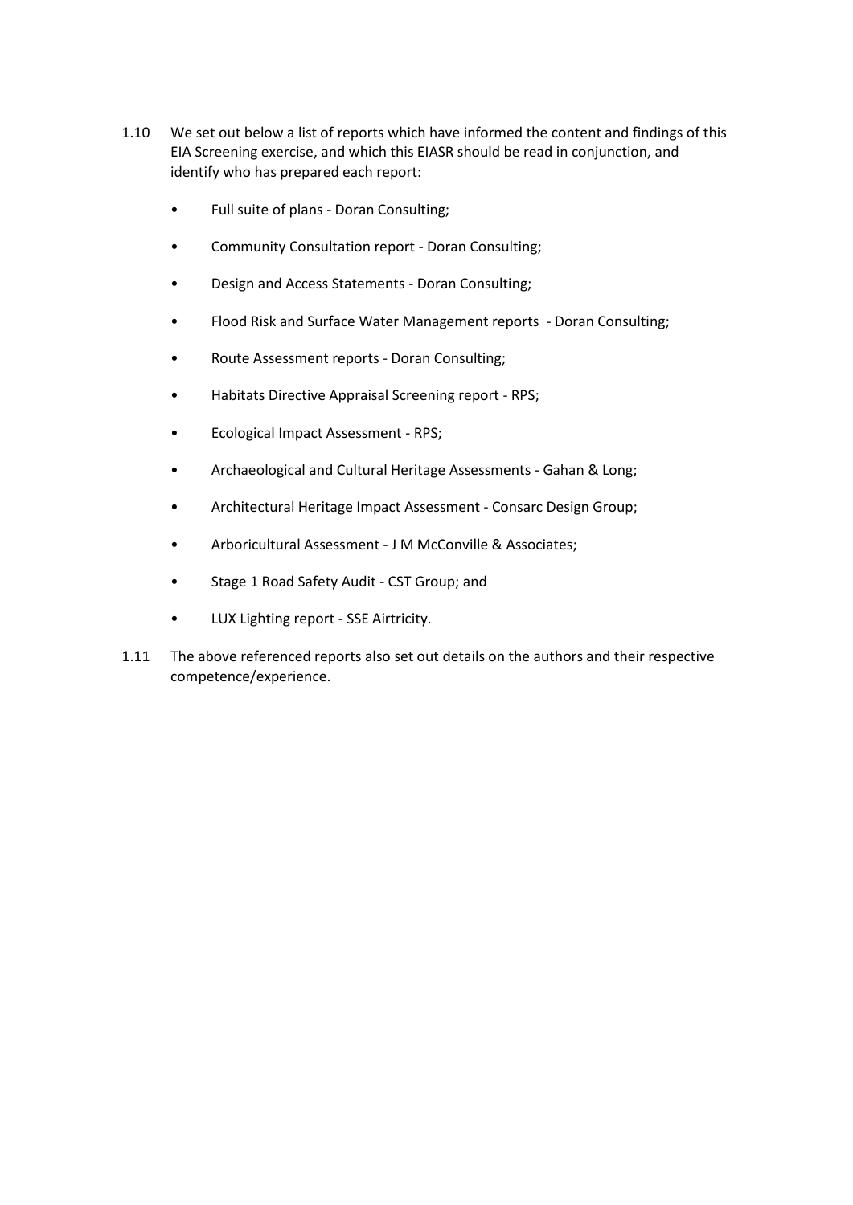1.10 We set out below a list of reports which have informed the content and findings of this EIA Screening exercise, and which this EIASR should be read in conjunction, and identify who has prepared each report:

- Full suite of plans - Doran Consulting;
- Community Consultation report - Doran Consulting;
- Design and Access Statements - Doran Consulting;
- Flood Risk and Surface Water Management reports - Doran Consulting;
- Route Assessment reports - Doran Consulting;
- Habitats Directive Appraisal Screening report - RPS;
- Ecological Impact Assessment - RPS;
- Archaeological and Cultural Heritage Assessments - Gahan & Long;
- Architectural Heritage Impact Assessment - Consarc Design Group;
- Arboricultural Assessment - J M McConville & Associates;
- Stage 1 Road Safety Audit - CST Group; and
- LUX Lighting report - SSE Airtricity.

1.11 The above referenced reports also set out details on the authors and their respective competence/experience.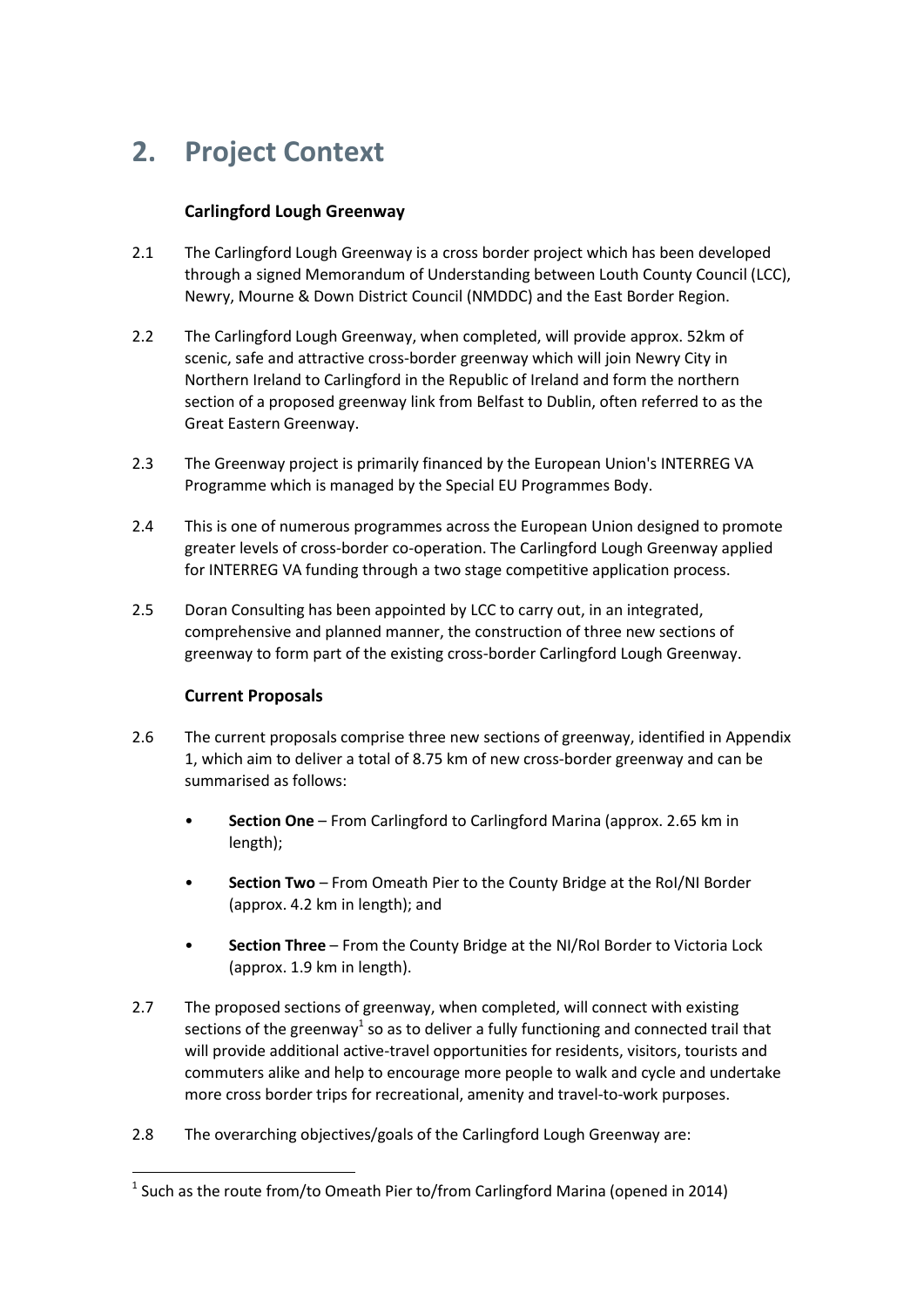# 2. Project Context

### Carlingford Lough Greenway

2.1 The Carlingford Lough Greenway is a cross border project which has been developed through a signed Memorandum of Understanding between Louth County Council (LCC), Newry, Mourne & Down District Council (NMDDC) and the East Border Region.

2.2 The Carlingford Lough Greenway, when completed, will provide approx. 52km of scenic, safe and attractive cross-border greenway which will join Newry City in Northern Ireland to Carlingford in the Republic of Ireland and form the northern section of a proposed greenway link from Belfast to Dublin, often referred to as the Great Eastern Greenway.

2.3 The Greenway project is primarily financed by the European Union's INTERREG VA Programme which is managed by the Special EU Programmes Body.

2.4 This is one of numerous programmes across the European Union designed to promote greater levels of cross-border co-operation. The Carlingford Lough Greenway applied for INTERREG VA funding through a two stage competitive application process.

2.5 Doran Consulting has been appointed by LCC to carry out, in an integrated, comprehensive and planned manner, the construction of three new sections of greenway to form part of the existing cross-border Carlingford Lough Greenway.

### Current Proposals

2.6 The current proposals comprise three new sections of greenway, identified in Appendix 1, which aim to deliver a total of 8.75 km of new cross-border greenway and can be summarised as follows:

- **Section One** – From Carlingford to Carlingford Marina (approx. 2.65 km in length);
- **Section Two** – From Omeath Pier to the County Bridge at the RoI/NI Border (approx. 4.2 km in length); and
- **Section Three** – From the County Bridge at the NI/RoI Border to Victoria Lock (approx. 1.9 km in length).

2.7 The proposed sections of greenway, when completed, will connect with existing sections of the greenway[1] so as to deliver a fully functioning and connected trail that will provide additional active-travel opportunities for residents, visitors, tourists and commuters alike and help to encourage more people to walk and cycle and undertake more cross border trips for recreational, amenity and travel-to-work purposes.

2.8 The overarching objectives/goals of the Carlingford Lough Greenway are:

---

[1] Such as the route from/to Omeath Pier to/from Carlingford Marina (opened in 2014)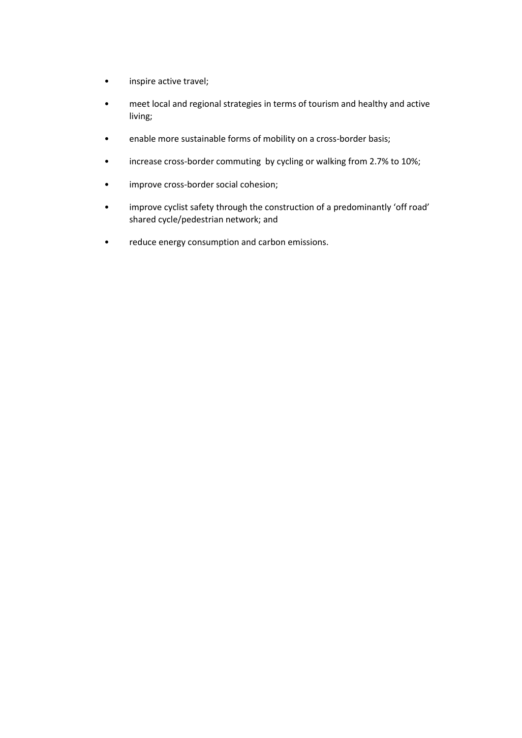- inspire active travel;
- meet local and regional strategies in terms of tourism and healthy and active living;
- enable more sustainable forms of mobility on a cross-border basis;
- increase cross-border commuting by cycling or walking from 2.7% to 10%;
- improve cross-border social cohesion;
- improve cyclist safety through the construction of a predominantly 'off road' shared cycle/pedestrian network; and
- reduce energy consumption and carbon emissions.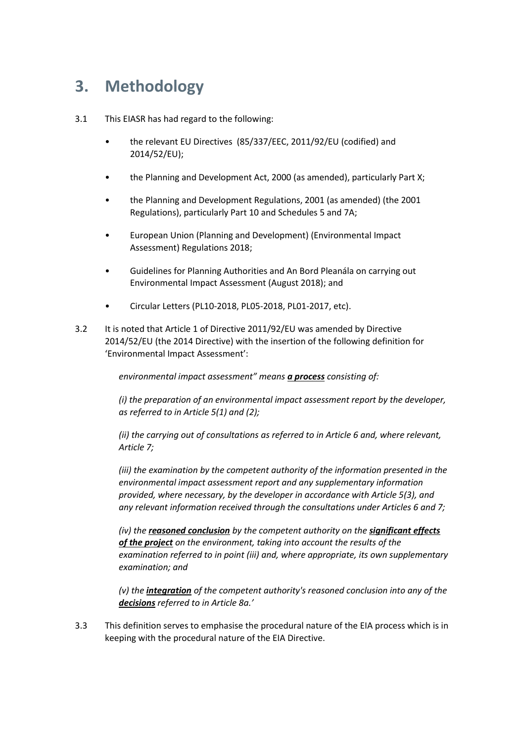# 3. Methodology

3.1 This EIASR has had regard to the following:

- the relevant EU Directives (85/337/EEC, 2011/92/EU (codified) and 2014/52/EU);
- the Planning and Development Act, 2000 (as amended), particularly Part X;
- the Planning and Development Regulations, 2001 (as amended) (the 2001 Regulations), particularly Part 10 and Schedules 5 and 7A;
- European Union (Planning and Development) (Environmental Impact Assessment) Regulations 2018;
- Guidelines for Planning Authorities and An Bord Pleanála on carrying out Environmental Impact Assessment (August 2018); and
- Circular Letters (PL10-2018, PL05-2018, PL01-2017, etc).

3.2 It is noted that Article 1 of Directive 2011/92/EU was amended by Directive 2014/52/EU (the 2014 Directive) with the insertion of the following definition for 'Environmental Impact Assessment':

> *environmental impact assessment" means* ***a process*** *consisting of:*
>
> *(i) the preparation of an environmental impact assessment report by the developer, as referred to in Article 5(1) and (2);*
>
> *(ii) the carrying out of consultations as referred to in Article 6 and, where relevant, Article 7;*
>
> *(iii) the examination by the competent authority of the information presented in the environmental impact assessment report and any supplementary information provided, where necessary, by the developer in accordance with Article 5(3), and any relevant information received through the consultations under Articles 6 and 7;*
>
> *(iv) the* ***reasoned conclusion*** *by the competent authority on the* ***significant effects of the project*** *on the environment, taking into account the results of the examination referred to in point (iii) and, where appropriate, its own supplementary examination; and*
>
> *(v) the* ***integration*** *of the competent authority's reasoned conclusion into any of the* ***decisions*** *referred to in Article 8a.'*

3.3 This definition serves to emphasise the procedural nature of the EIA process which is in keeping with the procedural nature of the EIA Directive.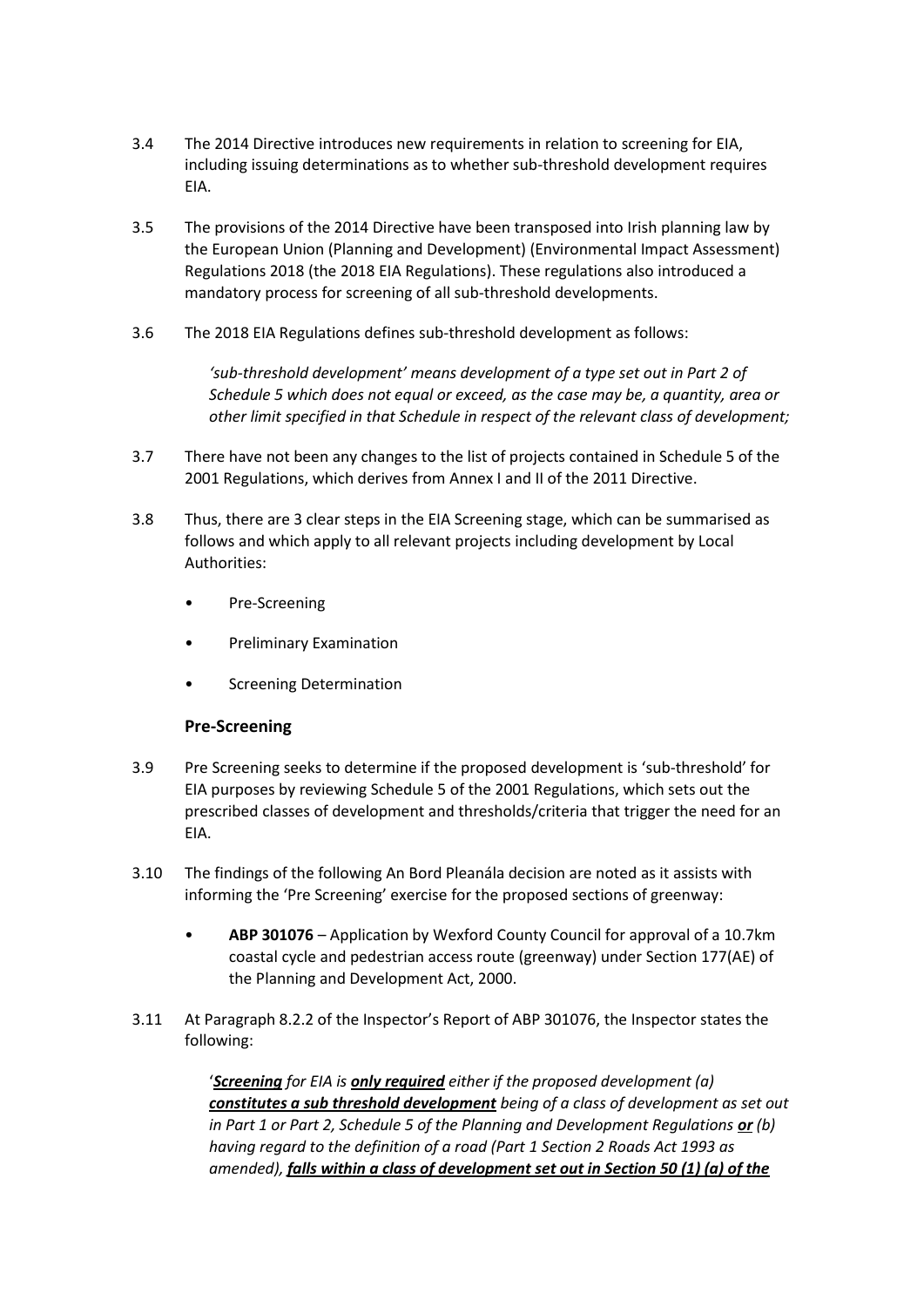3.4 The 2014 Directive introduces new requirements in relation to screening for EIA, including issuing determinations as to whether sub-threshold development requires EIA.

3.5 The provisions of the 2014 Directive have been transposed into Irish planning law by the European Union (Planning and Development) (Environmental Impact Assessment) Regulations 2018 (the 2018 EIA Regulations). These regulations also introduced a mandatory process for screening of all sub-threshold developments.

3.6 The 2018 EIA Regulations defines sub-threshold development as follows:

> *'sub-threshold development' means development of a type set out in Part 2 of Schedule 5 which does not equal or exceed, as the case may be, a quantity, area or other limit specified in that Schedule in respect of the relevant class of development;*

3.7 There have not been any changes to the list of projects contained in Schedule 5 of the 2001 Regulations, which derives from Annex I and II of the 2011 Directive.

3.8 Thus, there are 3 clear steps in the EIA Screening stage, which can be summarised as follows and which apply to all relevant projects including development by Local Authorities:

- Pre-Screening
- Preliminary Examination
- Screening Determination

### Pre-Screening

3.9 Pre Screening seeks to determine if the proposed development is 'sub-threshold' for EIA purposes by reviewing Schedule 5 of the 2001 Regulations, which sets out the prescribed classes of development and thresholds/criteria that trigger the need for an EIA.

3.10 The findings of the following An Bord Pleanála decision are noted as it assists with informing the 'Pre Screening' exercise for the proposed sections of greenway:

- **ABP 301076** – Application by Wexford County Council for approval of a 10.7km coastal cycle and pedestrian access route (greenway) under Section 177(AE) of the Planning and Development Act, 2000.

3.11 At Paragraph 8.2.2 of the Inspector's Report of ABP 301076, the Inspector states the following:

> '***Screening*** *for EIA is* ***only required*** *either if the proposed development (a)* ***constitutes a sub threshold development*** *being of a class of development as set out in Part 1 or Part 2, Schedule 5 of the Planning and Development Regulations* ***or*** *(b) having regard to the definition of a road (Part 1 Section 2 Roads Act 1993 as amended),* ***falls within a class of development set out in Section 50 (1) (a) of the***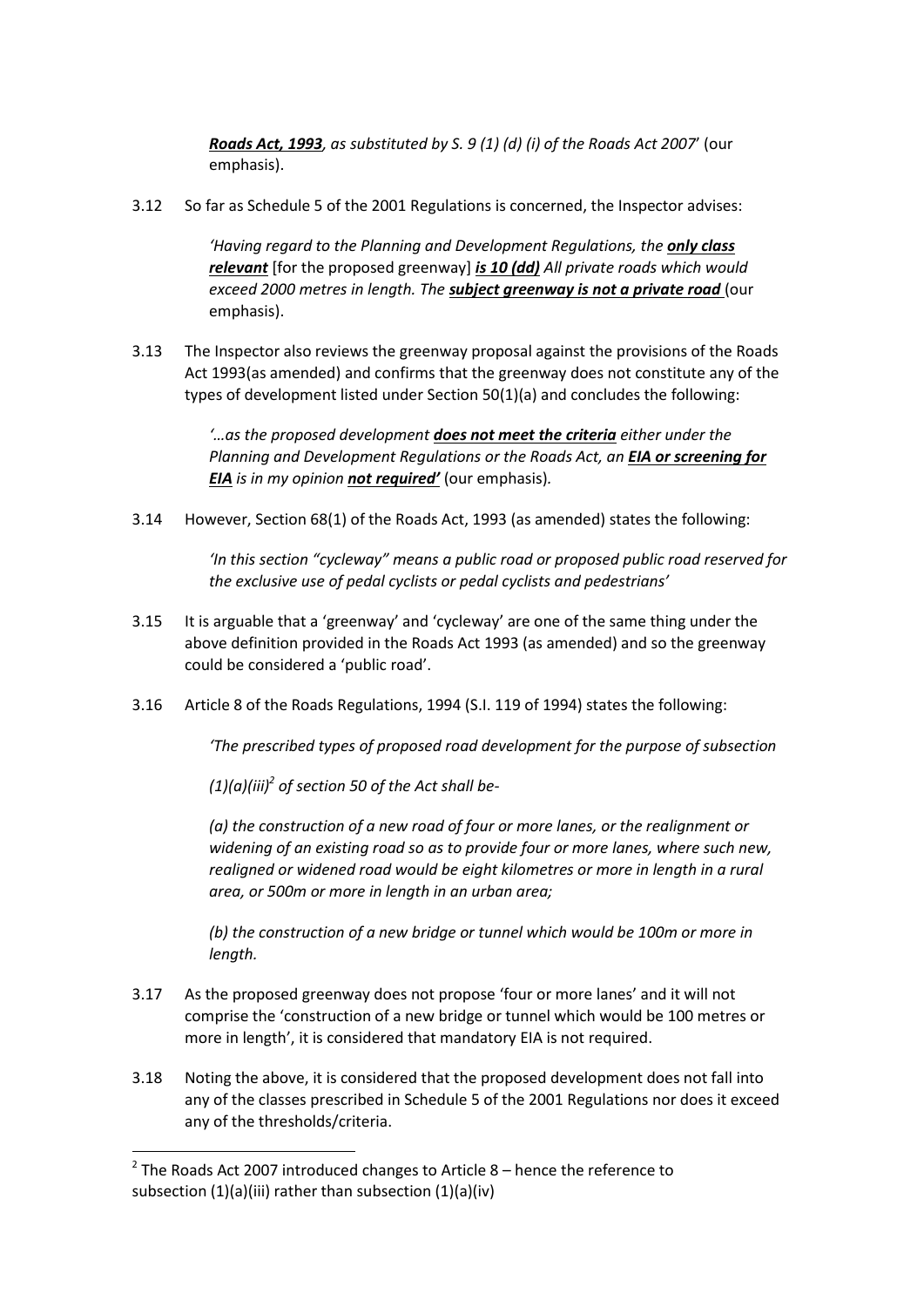*__Roads Act, 1993__, as substituted by S. 9 (1) (d) (i) of the Roads Act 2007*' (our emphasis).

3.12 So far as Schedule 5 of the 2001 Regulations is concerned, the Inspector advises:

> *'Having regard to the Planning and Development Regulations, the __only class relevant__* [for the proposed greenway] ***__is 10 (dd)__*** *All private roads which would exceed 2000 metres in length. The __subject greenway is not a private road__* (our emphasis).

3.13 The Inspector also reviews the greenway proposal against the provisions of the Roads Act 1993(as amended) and confirms that the greenway does not constitute any of the types of development listed under Section 50(1)(a) and concludes the following:

> *'…as the proposed development __**does not meet the criteria**__ either under the Planning and Development Regulations or the Roads Act, an __**EIA or screening for EIA**__ is in my opinion __**not required'**__* (our emphasis).

3.14 However, Section 68(1) of the Roads Act, 1993 (as amended) states the following:

> *'In this section "cycleway" means a public road or proposed public road reserved for the exclusive use of pedal cyclists or pedal cyclists and pedestrians'*

3.15 It is arguable that a 'greenway' and 'cycleway' are one of the same thing under the above definition provided in the Roads Act 1993 (as amended) and so the greenway could be considered a 'public road'.

3.16 Article 8 of the Roads Regulations, 1994 (S.I. 119 of 1994) states the following:

> *'The prescribed types of proposed road development for the purpose of subsection*
>
> *(1)(a)(iii)*[2] *of section 50 of the Act shall be-*
>
> *(a) the construction of a new road of four or more lanes, or the realignment or widening of an existing road so as to provide four or more lanes, where such new, realigned or widened road would be eight kilometres or more in length in a rural area, or 500m or more in length in an urban area;*
>
> *(b) the construction of a new bridge or tunnel which would be 100m or more in length.*

3.17 As the proposed greenway does not propose 'four or more lanes' and it will not comprise the 'construction of a new bridge or tunnel which would be 100 metres or more in length', it is considered that mandatory EIA is not required.

3.18 Noting the above, it is considered that the proposed development does not fall into any of the classes prescribed in Schedule 5 of the 2001 Regulations nor does it exceed any of the thresholds/criteria.

---

[2] The Roads Act 2007 introduced changes to Article 8 – hence the reference to subsection (1)(a)(iii) rather than subsection (1)(a)(iv)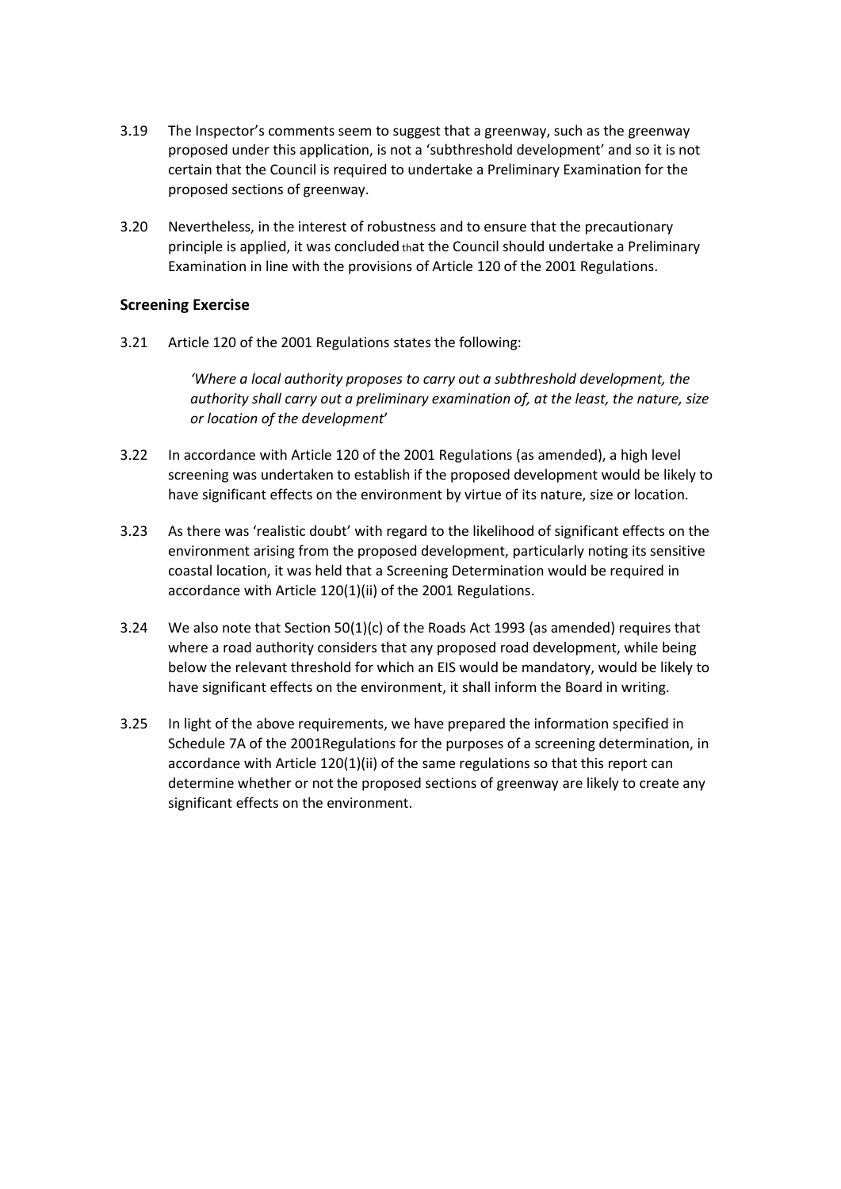3.19 The Inspector's comments seem to suggest that a greenway, such as the greenway proposed under this application, is not a 'subthreshold development' and so it is not certain that the Council is required to undertake a Preliminary Examination for the proposed sections of greenway.

3.20 Nevertheless, in the interest of robustness and to ensure that the precautionary principle is applied, it was concluded that the Council should undertake a Preliminary Examination in line with the provisions of Article 120 of the 2001 Regulations.

### Screening Exercise

3.21 Article 120 of the 2001 Regulations states the following:

> *'Where a local authority proposes to carry out a subthreshold development, the authority shall carry out a preliminary examination of, at the least, the nature, size or location of the development'*

3.22 In accordance with Article 120 of the 2001 Regulations (as amended), a high level screening was undertaken to establish if the proposed development would be likely to have significant effects on the environment by virtue of its nature, size or location.

3.23 As there was 'realistic doubt' with regard to the likelihood of significant effects on the environment arising from the proposed development, particularly noting its sensitive coastal location, it was held that a Screening Determination would be required in accordance with Article 120(1)(ii) of the 2001 Regulations.

3.24 We also note that Section 50(1)(c) of the Roads Act 1993 (as amended) requires that where a road authority considers that any proposed road development, while being below the relevant threshold for which an EIS would be mandatory, would be likely to have significant effects on the environment, it shall inform the Board in writing.

3.25 In light of the above requirements, we have prepared the information specified in Schedule 7A of the 2001Regulations for the purposes of a screening determination, in accordance with Article 120(1)(ii) of the same regulations so that this report can determine whether or not the proposed sections of greenway are likely to create any significant effects on the environment.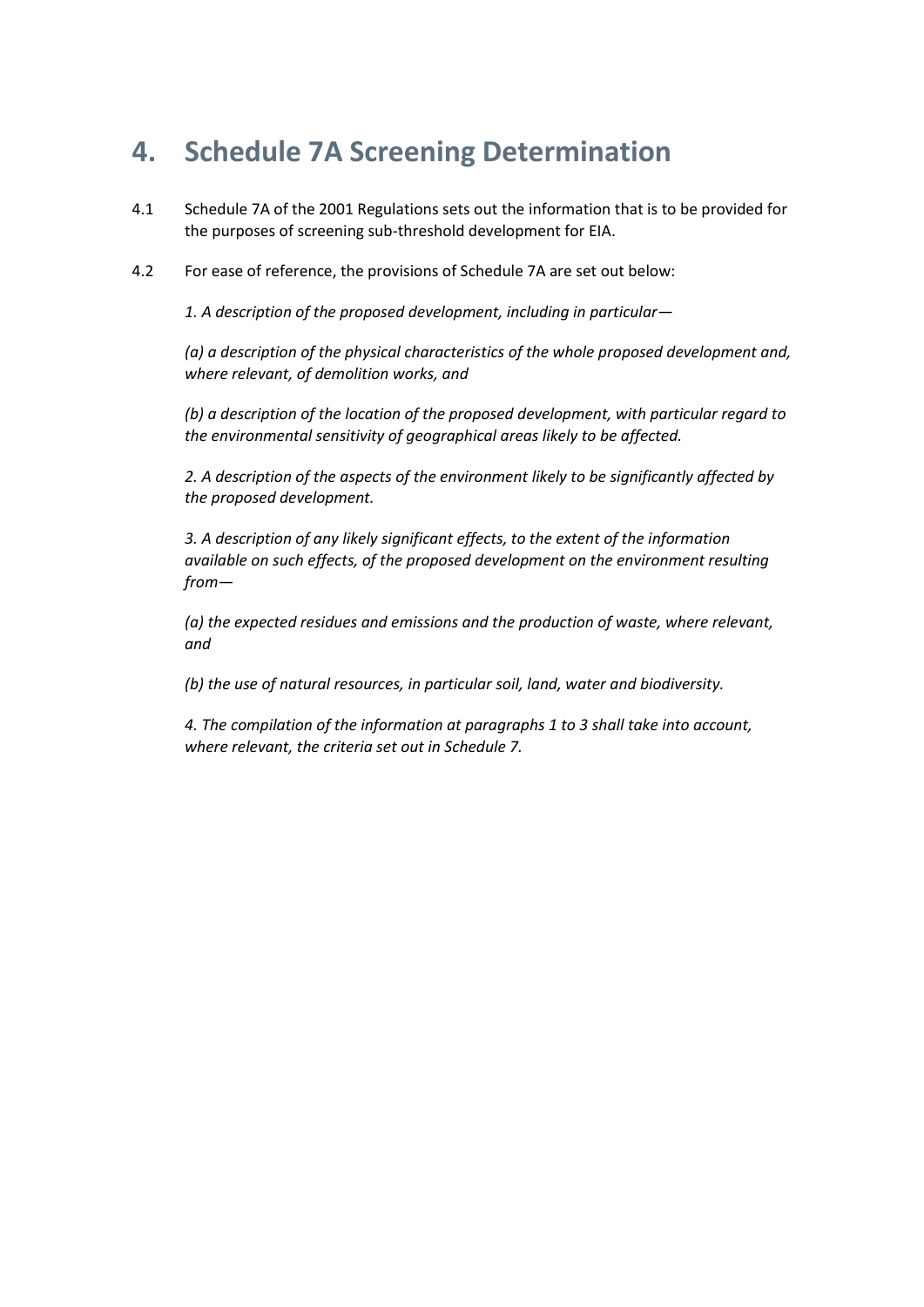# 4. Schedule 7A Screening Determination

4.1 Schedule 7A of the 2001 Regulations sets out the information that is to be provided for the purposes of screening sub-threshold development for EIA.

4.2 For ease of reference, the provisions of Schedule 7A are set out below:

*1. A description of the proposed development, including in particular—*

*(a) a description of the physical characteristics of the whole proposed development and, where relevant, of demolition works, and*

*(b) a description of the location of the proposed development, with particular regard to the environmental sensitivity of geographical areas likely to be affected.*

*2. A description of the aspects of the environment likely to be significantly affected by the proposed development.*

*3. A description of any likely significant effects, to the extent of the information available on such effects, of the proposed development on the environment resulting from—*

*(a) the expected residues and emissions and the production of waste, where relevant, and*

*(b) the use of natural resources, in particular soil, land, water and biodiversity.*

*4. The compilation of the information at paragraphs 1 to 3 shall take into account, where relevant, the criteria set out in Schedule 7.*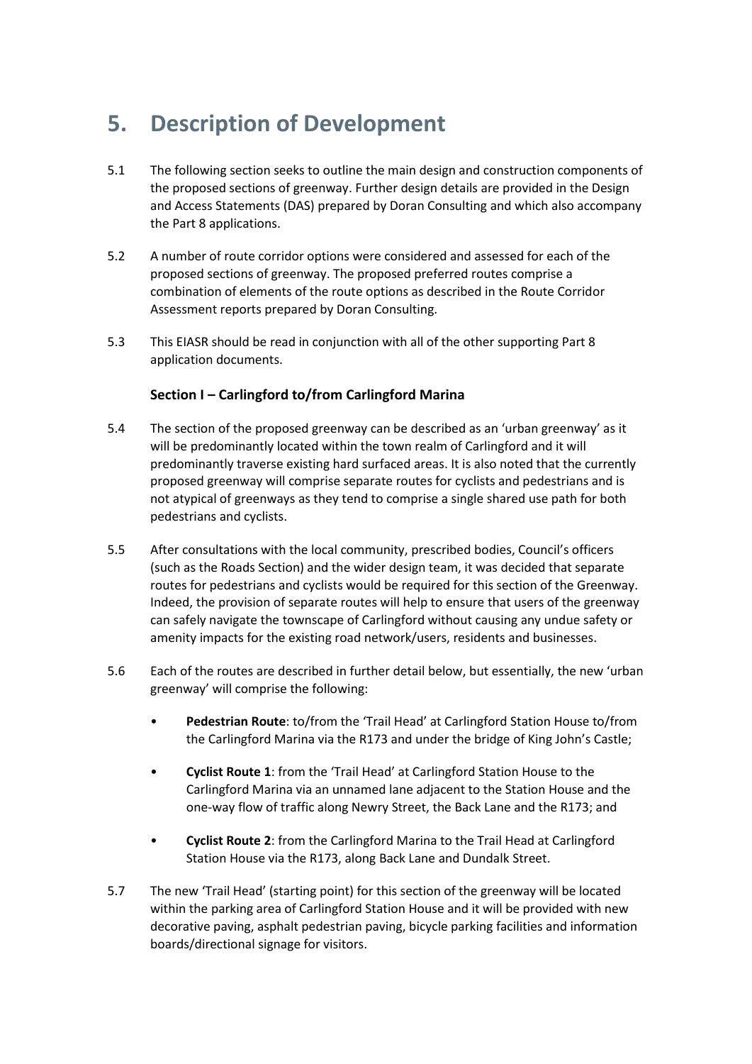# 5. Description of Development

5.1 The following section seeks to outline the main design and construction components of the proposed sections of greenway. Further design details are provided in the Design and Access Statements (DAS) prepared by Doran Consulting and which also accompany the Part 8 applications.

5.2 A number of route corridor options were considered and assessed for each of the proposed sections of greenway. The proposed preferred routes comprise a combination of elements of the route options as described in the Route Corridor Assessment reports prepared by Doran Consulting.

5.3 This EIASR should be read in conjunction with all of the other supporting Part 8 application documents.

### Section I – Carlingford to/from Carlingford Marina

5.4 The section of the proposed greenway can be described as an 'urban greenway' as it will be predominantly located within the town realm of Carlingford and it will predominantly traverse existing hard surfaced areas. It is also noted that the currently proposed greenway will comprise separate routes for cyclists and pedestrians and is not atypical of greenways as they tend to comprise a single shared use path for both pedestrians and cyclists.

5.5 After consultations with the local community, prescribed bodies, Council's officers (such as the Roads Section) and the wider design team, it was decided that separate routes for pedestrians and cyclists would be required for this section of the Greenway. Indeed, the provision of separate routes will help to ensure that users of the greenway can safely navigate the townscape of Carlingford without causing any undue safety or amenity impacts for the existing road network/users, residents and businesses.

5.6 Each of the routes are described in further detail below, but essentially, the new 'urban greenway' will comprise the following:

- **Pedestrian Route**: to/from the 'Trail Head' at Carlingford Station House to/from the Carlingford Marina via the R173 and under the bridge of King John's Castle;
- **Cyclist Route 1**: from the 'Trail Head' at Carlingford Station House to the Carlingford Marina via an unnamed lane adjacent to the Station House and the one-way flow of traffic along Newry Street, the Back Lane and the R173; and
- **Cyclist Route 2**: from the Carlingford Marina to the Trail Head at Carlingford Station House via the R173, along Back Lane and Dundalk Street.

5.7 The new 'Trail Head' (starting point) for this section of the greenway will be located within the parking area of Carlingford Station House and it will be provided with new decorative paving, asphalt pedestrian paving, bicycle parking facilities and information boards/directional signage for visitors.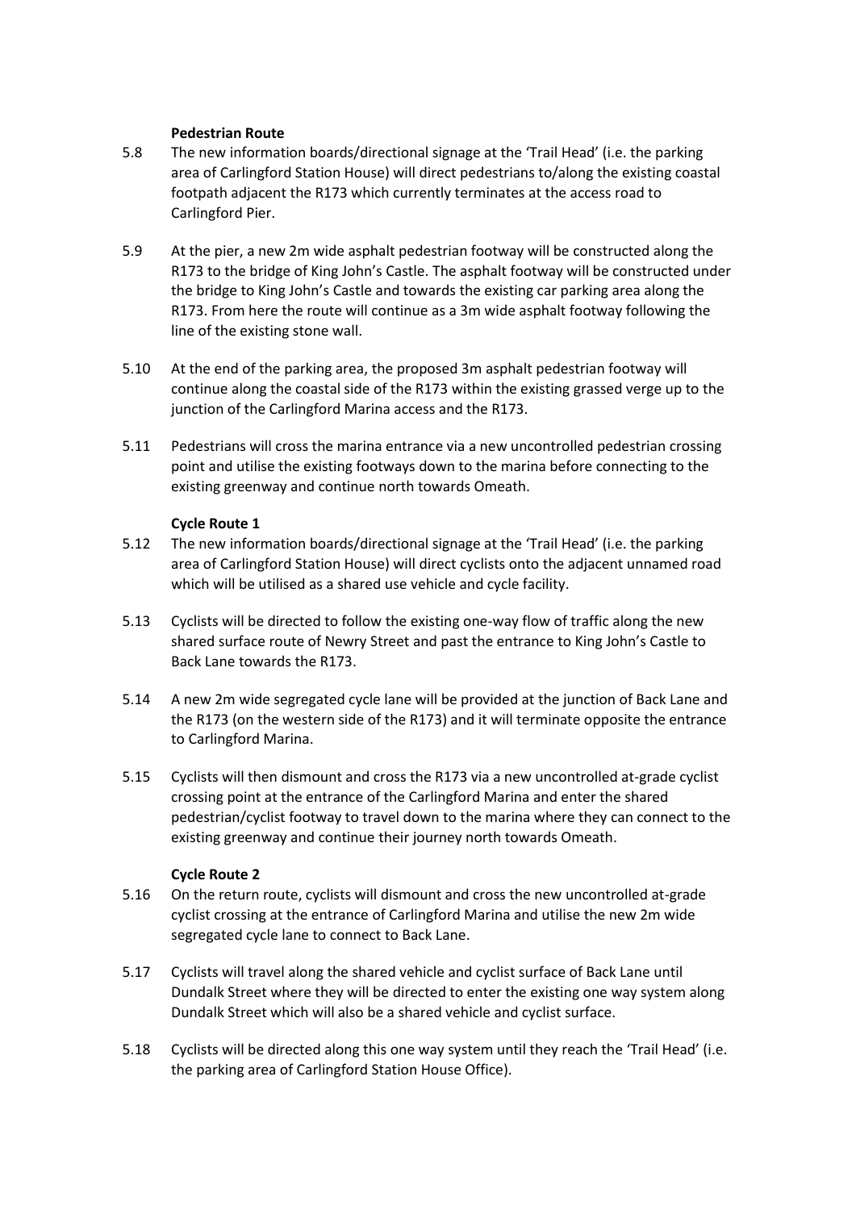**Pedestrian Route**

5.8 The new information boards/directional signage at the 'Trail Head' (i.e. the parking area of Carlingford Station House) will direct pedestrians to/along the existing coastal footpath adjacent the R173 which currently terminates at the access road to Carlingford Pier.

5.9 At the pier, a new 2m wide asphalt pedestrian footway will be constructed along the R173 to the bridge of King John's Castle. The asphalt footway will be constructed under the bridge to King John's Castle and towards the existing car parking area along the R173. From here the route will continue as a 3m wide asphalt footway following the line of the existing stone wall.

5.10 At the end of the parking area, the proposed 3m asphalt pedestrian footway will continue along the coastal side of the R173 within the existing grassed verge up to the junction of the Carlingford Marina access and the R173.

5.11 Pedestrians will cross the marina entrance via a new uncontrolled pedestrian crossing point and utilise the existing footways down to the marina before connecting to the existing greenway and continue north towards Omeath.

**Cycle Route 1**

5.12 The new information boards/directional signage at the 'Trail Head' (i.e. the parking area of Carlingford Station House) will direct cyclists onto the adjacent unnamed road which will be utilised as a shared use vehicle and cycle facility.

5.13 Cyclists will be directed to follow the existing one-way flow of traffic along the new shared surface route of Newry Street and past the entrance to King John's Castle to Back Lane towards the R173.

5.14 A new 2m wide segregated cycle lane will be provided at the junction of Back Lane and the R173 (on the western side of the R173) and it will terminate opposite the entrance to Carlingford Marina.

5.15 Cyclists will then dismount and cross the R173 via a new uncontrolled at-grade cyclist crossing point at the entrance of the Carlingford Marina and enter the shared pedestrian/cyclist footway to travel down to the marina where they can connect to the existing greenway and continue their journey north towards Omeath.

**Cycle Route 2**

5.16 On the return route, cyclists will dismount and cross the new uncontrolled at-grade cyclist crossing at the entrance of Carlingford Marina and utilise the new 2m wide segregated cycle lane to connect to Back Lane.

5.17 Cyclists will travel along the shared vehicle and cyclist surface of Back Lane until Dundalk Street where they will be directed to enter the existing one way system along Dundalk Street which will also be a shared vehicle and cyclist surface.

5.18 Cyclists will be directed along this one way system until they reach the 'Trail Head' (i.e. the parking area of Carlingford Station House Office).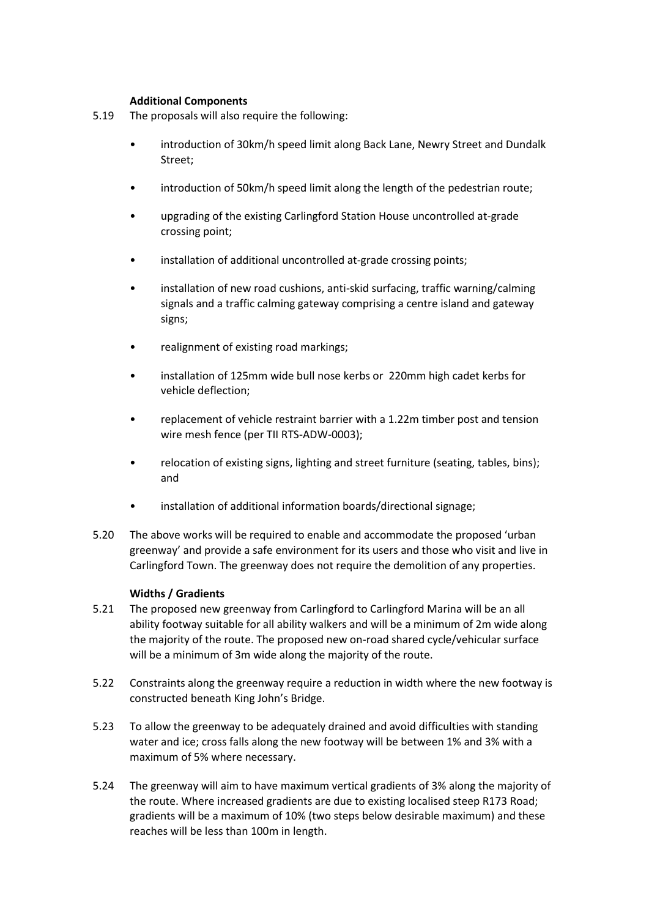### Additional Components

5.19 The proposals will also require the following:

- introduction of 30km/h speed limit along Back Lane, Newry Street and Dundalk Street;
- introduction of 50km/h speed limit along the length of the pedestrian route;
- upgrading of the existing Carlingford Station House uncontrolled at-grade crossing point;
- installation of additional uncontrolled at-grade crossing points;
- installation of new road cushions, anti-skid surfacing, traffic warning/calming signals and a traffic calming gateway comprising a centre island and gateway signs;
- realignment of existing road markings;
- installation of 125mm wide bull nose kerbs or 220mm high cadet kerbs for vehicle deflection;
- replacement of vehicle restraint barrier with a 1.22m timber post and tension wire mesh fence (per TII RTS-ADW-0003);
- relocation of existing signs, lighting and street furniture (seating, tables, bins); and
- installation of additional information boards/directional signage;

5.20 The above works will be required to enable and accommodate the proposed 'urban greenway' and provide a safe environment for its users and those who visit and live in Carlingford Town. The greenway does not require the demolition of any properties.

### Widths / Gradients

5.21 The proposed new greenway from Carlingford to Carlingford Marina will be an all ability footway suitable for all ability walkers and will be a minimum of 2m wide along the majority of the route. The proposed new on-road shared cycle/vehicular surface will be a minimum of 3m wide along the majority of the route.

5.22 Constraints along the greenway require a reduction in width where the new footway is constructed beneath King John's Bridge.

5.23 To allow the greenway to be adequately drained and avoid difficulties with standing water and ice; cross falls along the new footway will be between 1% and 3% with a maximum of 5% where necessary.

5.24 The greenway will aim to have maximum vertical gradients of 3% along the majority of the route. Where increased gradients are due to existing localised steep R173 Road; gradients will be a maximum of 10% (two steps below desirable maximum) and these reaches will be less than 100m in length.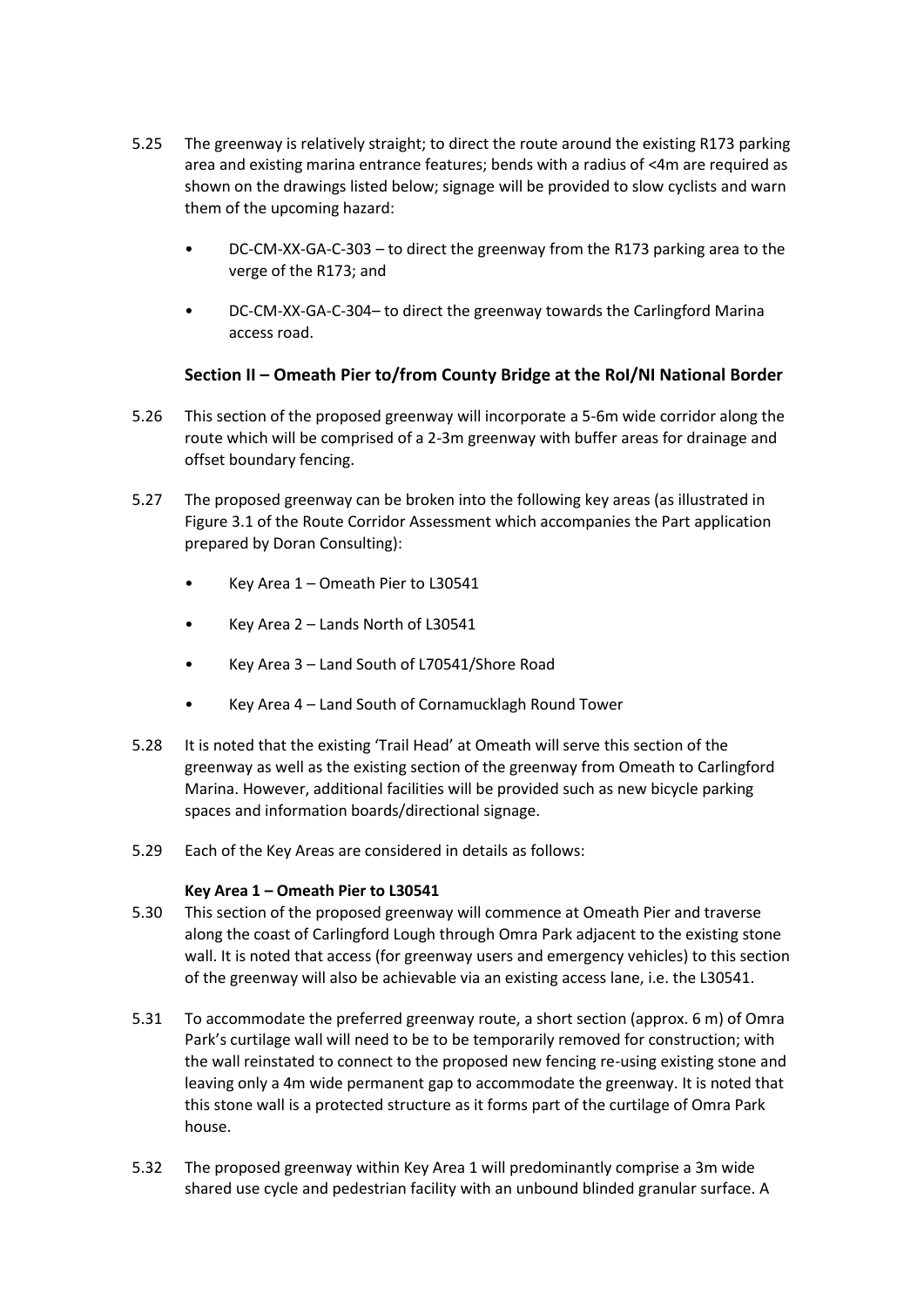5.25 The greenway is relatively straight; to direct the route around the existing R173 parking area and existing marina entrance features; bends with a radius of <4m are required as shown on the drawings listed below; signage will be provided to slow cyclists and warn them of the upcoming hazard:

- DC-CM-XX-GA-C-303 – to direct the greenway from the R173 parking area to the verge of the R173; and
- DC-CM-XX-GA-C-304– to direct the greenway towards the Carlingford Marina access road.

### Section II – Omeath Pier to/from County Bridge at the RoI/NI National Border

5.26 This section of the proposed greenway will incorporate a 5-6m wide corridor along the route which will be comprised of a 2-3m greenway with buffer areas for drainage and offset boundary fencing.

5.27 The proposed greenway can be broken into the following key areas (as illustrated in Figure 3.1 of the Route Corridor Assessment which accompanies the Part application prepared by Doran Consulting):

- Key Area 1 – Omeath Pier to L30541
- Key Area 2 – Lands North of L30541
- Key Area 3 – Land South of L70541/Shore Road
- Key Area 4 – Land South of Cornamucklagh Round Tower

5.28 It is noted that the existing 'Trail Head' at Omeath will serve this section of the greenway as well as the existing section of the greenway from Omeath to Carlingford Marina. However, additional facilities will be provided such as new bicycle parking spaces and information boards/directional signage.

5.29 Each of the Key Areas are considered in details as follows:

**Key Area 1 – Omeath Pier to L30541**

5.30 This section of the proposed greenway will commence at Omeath Pier and traverse along the coast of Carlingford Lough through Omra Park adjacent to the existing stone wall. It is noted that access (for greenway users and emergency vehicles) to this section of the greenway will also be achievable via an existing access lane, i.e. the L30541.

5.31 To accommodate the preferred greenway route, a short section (approx. 6 m) of Omra Park's curtilage wall will need to be to be temporarily removed for construction; with the wall reinstated to connect to the proposed new fencing re-using existing stone and leaving only a 4m wide permanent gap to accommodate the greenway. It is noted that this stone wall is a protected structure as it forms part of the curtilage of Omra Park house.

5.32 The proposed greenway within Key Area 1 will predominantly comprise a 3m wide shared use cycle and pedestrian facility with an unbound blinded granular surface. A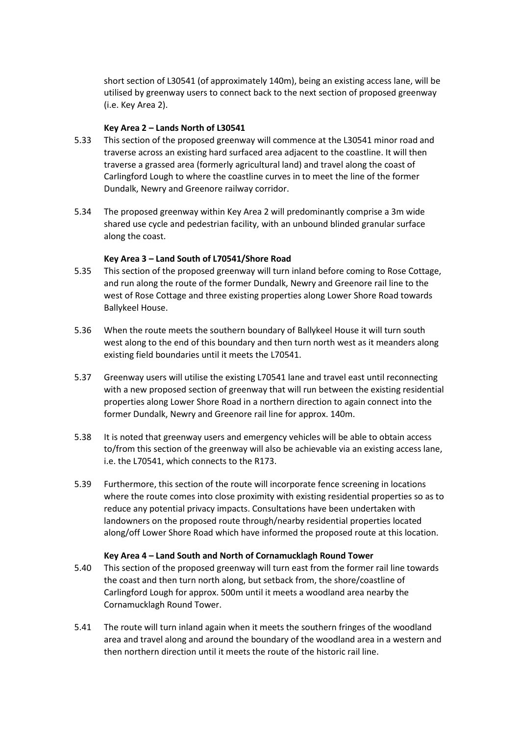short section of L30541 (of approximately 140m), being an existing access lane, will be utilised by greenway users to connect back to the next section of proposed greenway (i.e. Key Area 2).

**Key Area 2 – Lands North of L30541**

5.33 This section of the proposed greenway will commence at the L30541 minor road and traverse across an existing hard surfaced area adjacent to the coastline. It will then traverse a grassed area (formerly agricultural land) and travel along the coast of Carlingford Lough to where the coastline curves in to meet the line of the former Dundalk, Newry and Greenore railway corridor.

5.34 The proposed greenway within Key Area 2 will predominantly comprise a 3m wide shared use cycle and pedestrian facility, with an unbound blinded granular surface along the coast.

**Key Area 3 – Land South of L70541/Shore Road**

5.35 This section of the proposed greenway will turn inland before coming to Rose Cottage, and run along the route of the former Dundalk, Newry and Greenore rail line to the west of Rose Cottage and three existing properties along Lower Shore Road towards Ballykeel House.

5.36 When the route meets the southern boundary of Ballykeel House it will turn south west along to the end of this boundary and then turn north west as it meanders along existing field boundaries until it meets the L70541.

5.37 Greenway users will utilise the existing L70541 lane and travel east until reconnecting with a new proposed section of greenway that will run between the existing residential properties along Lower Shore Road in a northern direction to again connect into the former Dundalk, Newry and Greenore rail line for approx. 140m.

5.38 It is noted that greenway users and emergency vehicles will be able to obtain access to/from this section of the greenway will also be achievable via an existing access lane, i.e. the L70541, which connects to the R173.

5.39 Furthermore, this section of the route will incorporate fence screening in locations where the route comes into close proximity with existing residential properties so as to reduce any potential privacy impacts. Consultations have been undertaken with landowners on the proposed route through/nearby residential properties located along/off Lower Shore Road which have informed the proposed route at this location.

**Key Area 4 – Land South and North of Cornamucklagh Round Tower**

5.40 This section of the proposed greenway will turn east from the former rail line towards the coast and then turn north along, but setback from, the shore/coastline of Carlingford Lough for approx. 500m until it meets a woodland area nearby the Cornamucklagh Round Tower.

5.41 The route will turn inland again when it meets the southern fringes of the woodland area and travel along and around the boundary of the woodland area in a western and then northern direction until it meets the route of the historic rail line.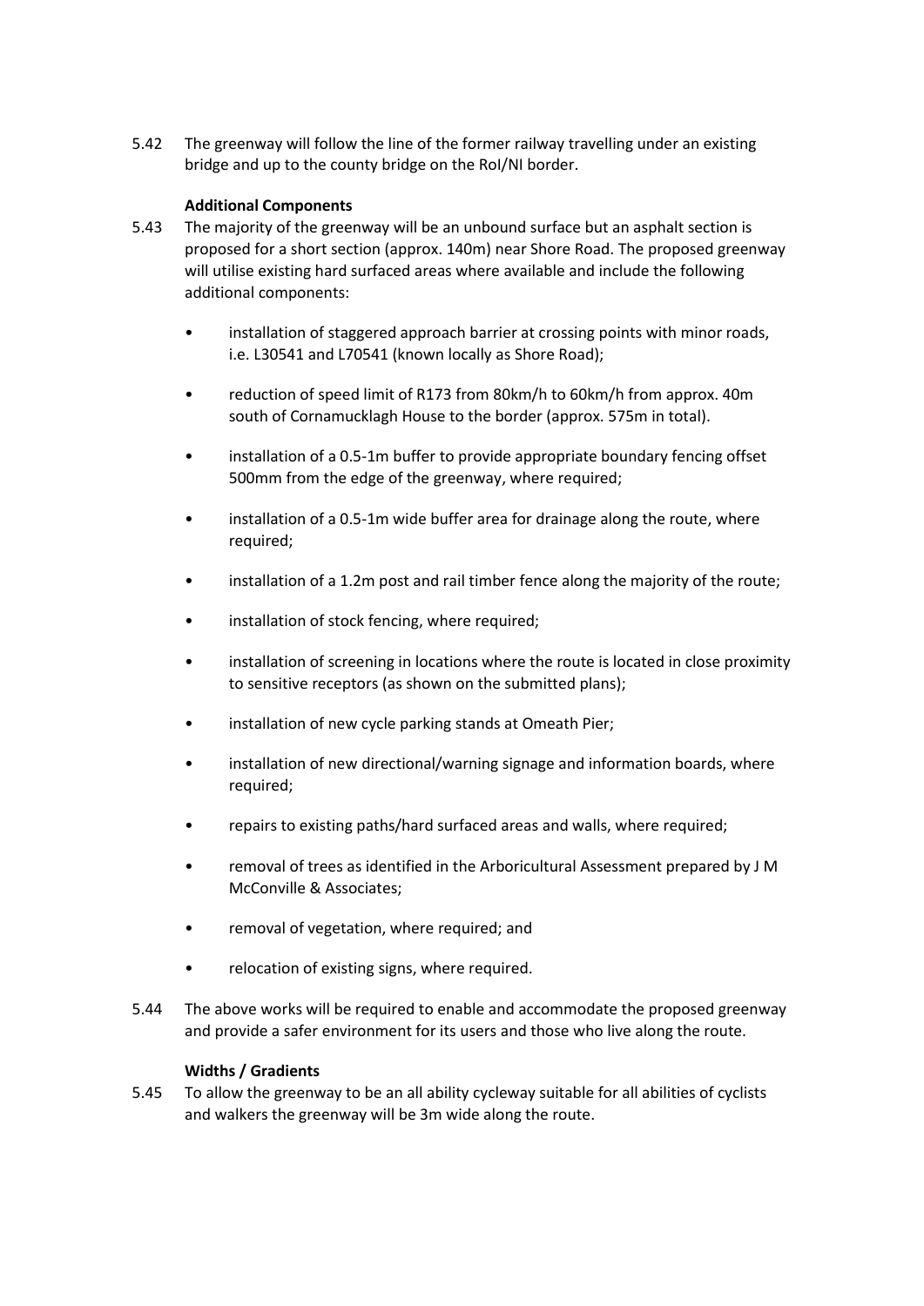5.42 The greenway will follow the line of the former railway travelling under an existing bridge and up to the county bridge on the RoI/NI border.

**Additional Components**

5.43 The majority of the greenway will be an unbound surface but an asphalt section is proposed for a short section (approx. 140m) near Shore Road. The proposed greenway will utilise existing hard surfaced areas where available and include the following additional components:

- installation of staggered approach barrier at crossing points with minor roads, i.e. L30541 and L70541 (known locally as Shore Road);
- reduction of speed limit of R173 from 80km/h to 60km/h from approx. 40m south of Cornamucklagh House to the border (approx. 575m in total).
- installation of a 0.5-1m buffer to provide appropriate boundary fencing offset 500mm from the edge of the greenway, where required;
- installation of a 0.5-1m wide buffer area for drainage along the route, where required;
- installation of a 1.2m post and rail timber fence along the majority of the route;
- installation of stock fencing, where required;
- installation of screening in locations where the route is located in close proximity to sensitive receptors (as shown on the submitted plans);
- installation of new cycle parking stands at Omeath Pier;
- installation of new directional/warning signage and information boards, where required;
- repairs to existing paths/hard surfaced areas and walls, where required;
- removal of trees as identified in the Arboricultural Assessment prepared by J M McConville & Associates;
- removal of vegetation, where required; and
- relocation of existing signs, where required.

5.44 The above works will be required to enable and accommodate the proposed greenway and provide a safer environment for its users and those who live along the route.

**Widths / Gradients**

5.45 To allow the greenway to be an all ability cycleway suitable for all abilities of cyclists and walkers the greenway will be 3m wide along the route.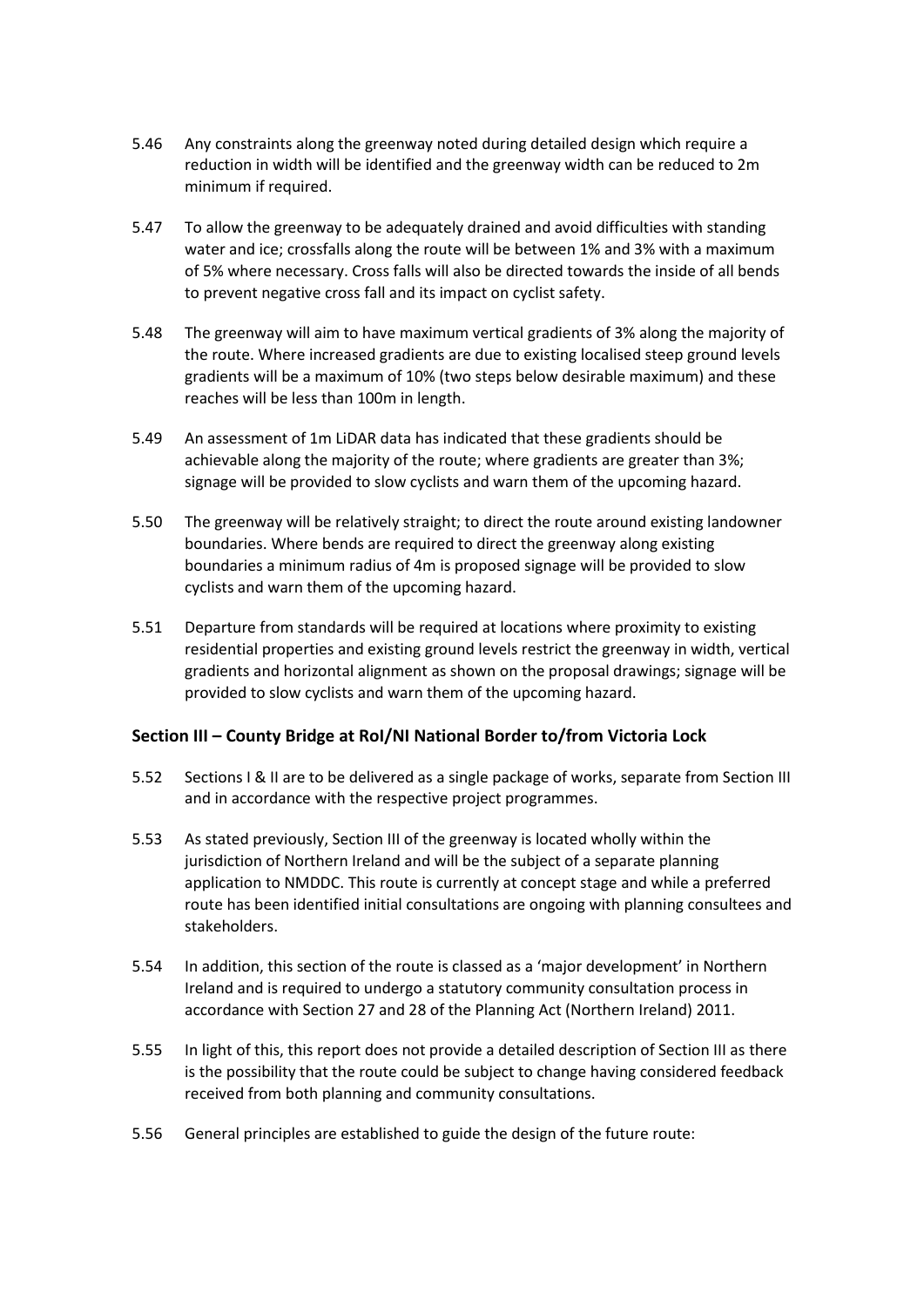5.46 Any constraints along the greenway noted during detailed design which require a reduction in width will be identified and the greenway width can be reduced to 2m minimum if required.

5.47 To allow the greenway to be adequately drained and avoid difficulties with standing water and ice; crossfalls along the route will be between 1% and 3% with a maximum of 5% where necessary. Cross falls will also be directed towards the inside of all bends to prevent negative cross fall and its impact on cyclist safety.

5.48 The greenway will aim to have maximum vertical gradients of 3% along the majority of the route. Where increased gradients are due to existing localised steep ground levels gradients will be a maximum of 10% (two steps below desirable maximum) and these reaches will be less than 100m in length.

5.49 An assessment of 1m LiDAR data has indicated that these gradients should be achievable along the majority of the route; where gradients are greater than 3%; signage will be provided to slow cyclists and warn them of the upcoming hazard.

5.50 The greenway will be relatively straight; to direct the route around existing landowner boundaries. Where bends are required to direct the greenway along existing boundaries a minimum radius of 4m is proposed signage will be provided to slow cyclists and warn them of the upcoming hazard.

5.51 Departure from standards will be required at locations where proximity to existing residential properties and existing ground levels restrict the greenway in width, vertical gradients and horizontal alignment as shown on the proposal drawings; signage will be provided to slow cyclists and warn them of the upcoming hazard.

### Section III – County Bridge at RoI/NI National Border to/from Victoria Lock

5.52 Sections I & II are to be delivered as a single package of works, separate from Section III and in accordance with the respective project programmes.

5.53 As stated previously, Section III of the greenway is located wholly within the jurisdiction of Northern Ireland and will be the subject of a separate planning application to NMDDC. This route is currently at concept stage and while a preferred route has been identified initial consultations are ongoing with planning consultees and stakeholders.

5.54 In addition, this section of the route is classed as a 'major development' in Northern Ireland and is required to undergo a statutory community consultation process in accordance with Section 27 and 28 of the Planning Act (Northern Ireland) 2011.

5.55 In light of this, this report does not provide a detailed description of Section III as there is the possibility that the route could be subject to change having considered feedback received from both planning and community consultations.

5.56 General principles are established to guide the design of the future route: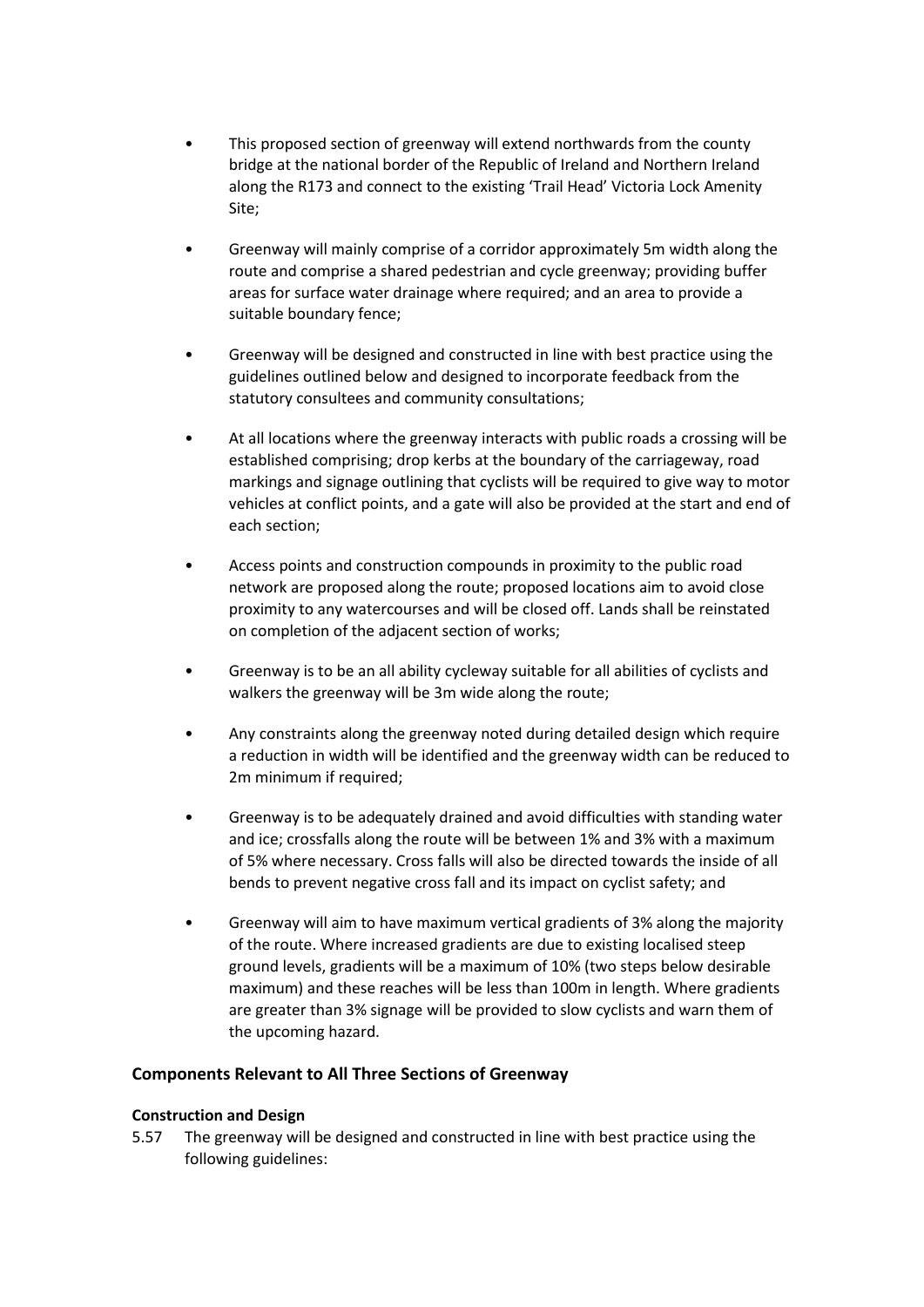- This proposed section of greenway will extend northwards from the county bridge at the national border of the Republic of Ireland and Northern Ireland along the R173 and connect to the existing 'Trail Head' Victoria Lock Amenity Site;

- Greenway will mainly comprise of a corridor approximately 5m width along the route and comprise a shared pedestrian and cycle greenway; providing buffer areas for surface water drainage where required; and an area to provide a suitable boundary fence;

- Greenway will be designed and constructed in line with best practice using the guidelines outlined below and designed to incorporate feedback from the statutory consultees and community consultations;

- At all locations where the greenway interacts with public roads a crossing will be established comprising; drop kerbs at the boundary of the carriageway, road markings and signage outlining that cyclists will be required to give way to motor vehicles at conflict points, and a gate will also be provided at the start and end of each section;

- Access points and construction compounds in proximity to the public road network are proposed along the route; proposed locations aim to avoid close proximity to any watercourses and will be closed off. Lands shall be reinstated on completion of the adjacent section of works;

- Greenway is to be an all ability cycleway suitable for all abilities of cyclists and walkers the greenway will be 3m wide along the route;

- Any constraints along the greenway noted during detailed design which require a reduction in width will be identified and the greenway width can be reduced to 2m minimum if required;

- Greenway is to be adequately drained and avoid difficulties with standing water and ice; crossfalls along the route will be between 1% and 3% with a maximum of 5% where necessary. Cross falls will also be directed towards the inside of all bends to prevent negative cross fall and its impact on cyclist safety; and

- Greenway will aim to have maximum vertical gradients of 3% along the majority of the route. Where increased gradients are due to existing localised steep ground levels, gradients will be a maximum of 10% (two steps below desirable maximum) and these reaches will be less than 100m in length. Where gradients are greater than 3% signage will be provided to slow cyclists and warn them of the upcoming hazard.

### Components Relevant to All Three Sections of Greenway

#### Construction and Design

5.57 The greenway will be designed and constructed in line with best practice using the following guidelines: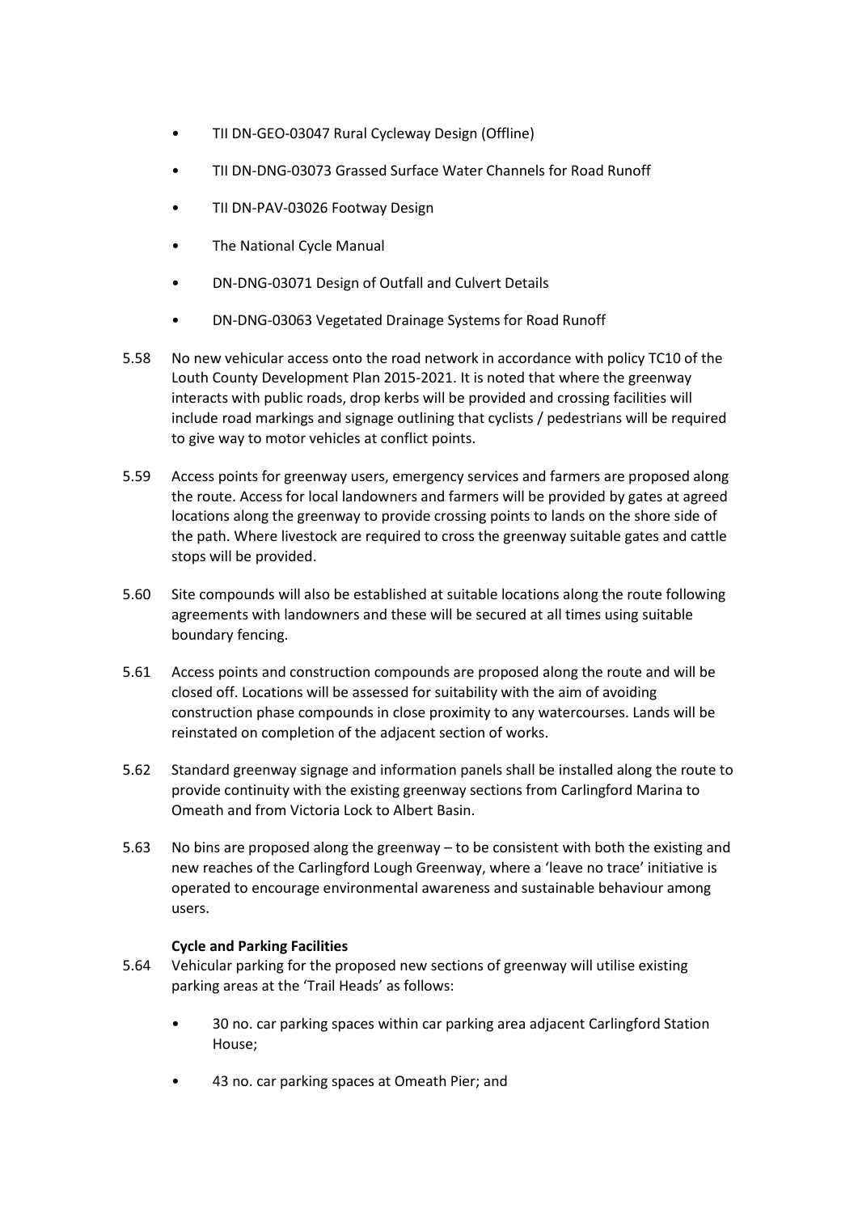- TII DN-GEO-03047 Rural Cycleway Design (Offline)
- TII DN-DNG-03073 Grassed Surface Water Channels for Road Runoff
- TII DN-PAV-03026 Footway Design
- The National Cycle Manual
- DN-DNG-03071 Design of Outfall and Culvert Details
- DN-DNG-03063 Vegetated Drainage Systems for Road Runoff

5.58 No new vehicular access onto the road network in accordance with policy TC10 of the Louth County Development Plan 2015-2021. It is noted that where the greenway interacts with public roads, drop kerbs will be provided and crossing facilities will include road markings and signage outlining that cyclists / pedestrians will be required to give way to motor vehicles at conflict points.

5.59 Access points for greenway users, emergency services and farmers are proposed along the route. Access for local landowners and farmers will be provided by gates at agreed locations along the greenway to provide crossing points to lands on the shore side of the path. Where livestock are required to cross the greenway suitable gates and cattle stops will be provided.

5.60 Site compounds will also be established at suitable locations along the route following agreements with landowners and these will be secured at all times using suitable boundary fencing.

5.61 Access points and construction compounds are proposed along the route and will be closed off. Locations will be assessed for suitability with the aim of avoiding construction phase compounds in close proximity to any watercourses. Lands will be reinstated on completion of the adjacent section of works.

5.62 Standard greenway signage and information panels shall be installed along the route to provide continuity with the existing greenway sections from Carlingford Marina to Omeath and from Victoria Lock to Albert Basin.

5.63 No bins are proposed along the greenway – to be consistent with both the existing and new reaches of the Carlingford Lough Greenway, where a 'leave no trace' initiative is operated to encourage environmental awareness and sustainable behaviour among users.

**Cycle and Parking Facilities**

5.64 Vehicular parking for the proposed new sections of greenway will utilise existing parking areas at the 'Trail Heads' as follows:

- 30 no. car parking spaces within car parking area adjacent Carlingford Station House;
- 43 no. car parking spaces at Omeath Pier; and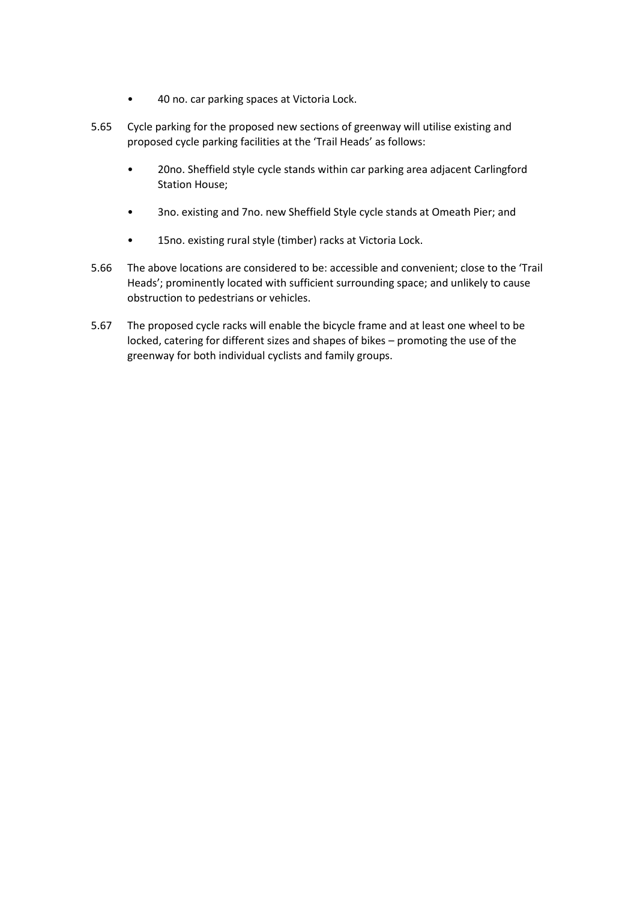- 40 no. car parking spaces at Victoria Lock.

5.65 Cycle parking for the proposed new sections of greenway will utilise existing and proposed cycle parking facilities at the 'Trail Heads' as follows:

- 20no. Sheffield style cycle stands within car parking area adjacent Carlingford Station House;
- 3no. existing and 7no. new Sheffield Style cycle stands at Omeath Pier; and
- 15no. existing rural style (timber) racks at Victoria Lock.

5.66 The above locations are considered to be: accessible and convenient; close to the 'Trail Heads'; prominently located with sufficient surrounding space; and unlikely to cause obstruction to pedestrians or vehicles.

5.67 The proposed cycle racks will enable the bicycle frame and at least one wheel to be locked, catering for different sizes and shapes of bikes – promoting the use of the greenway for both individual cyclists and family groups.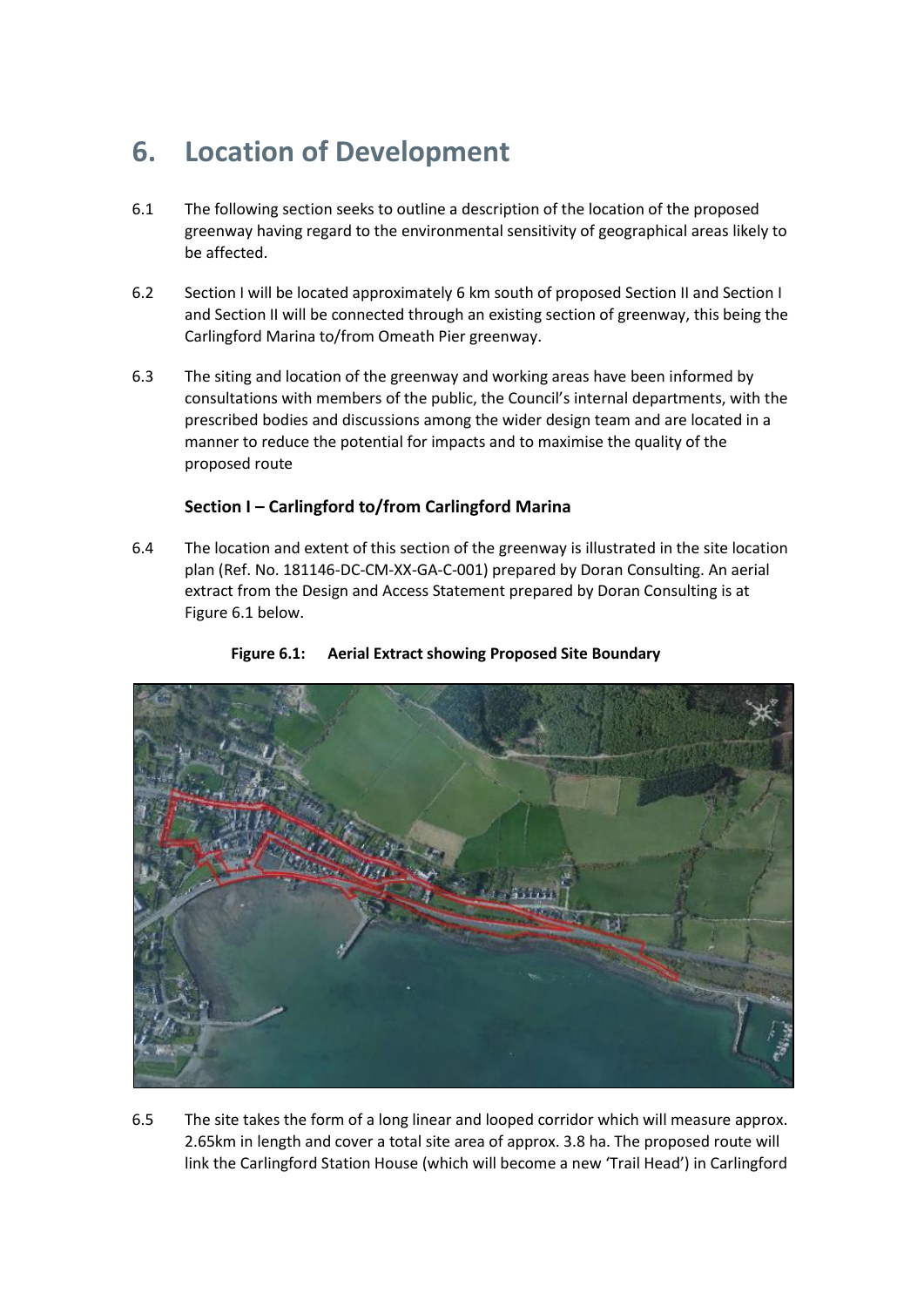# 6. Location of Development

6.1 The following section seeks to outline a description of the location of the proposed greenway having regard to the environmental sensitivity of geographical areas likely to be affected.

6.2 Section I will be located approximately 6 km south of proposed Section II and Section I and Section II will be connected through an existing section of greenway, this being the Carlingford Marina to/from Omeath Pier greenway.

6.3 The siting and location of the greenway and working areas have been informed by consultations with members of the public, the Council's internal departments, with the prescribed bodies and discussions among the wider design team and are located in a manner to reduce the potential for impacts and to maximise the quality of the proposed route

### Section I – Carlingford to/from Carlingford Marina

6.4 The location and extent of this section of the greenway is illustrated in the site location plan (Ref. No. 181146-DC-CM-XX-GA-C-001) prepared by Doran Consulting. An aerial extract from the Design and Access Statement prepared by Doran Consulting is at Figure 6.1 below.

**Figure 6.1: Aerial Extract showing Proposed Site Boundary**

6.5 The site takes the form of a long linear and looped corridor which will measure approx. 2.65km in length and cover a total site area of approx. 3.8 ha. The proposed route will link the Carlingford Station House (which will become a new 'Trail Head') in Carlingford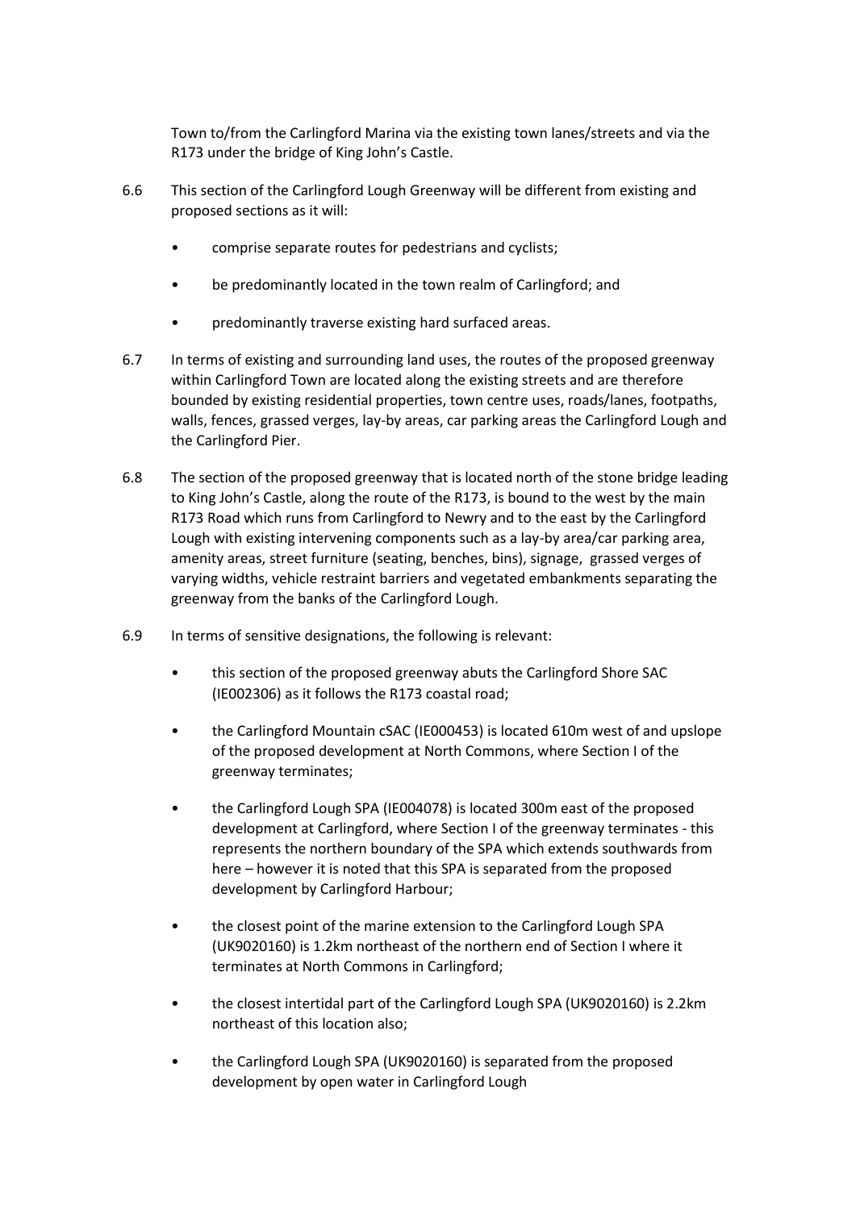Town to/from the Carlingford Marina via the existing town lanes/streets and via the R173 under the bridge of King John's Castle.

6.6 This section of the Carlingford Lough Greenway will be different from existing and proposed sections as it will:

- comprise separate routes for pedestrians and cyclists;
- be predominantly located in the town realm of Carlingford; and
- predominantly traverse existing hard surfaced areas.

6.7 In terms of existing and surrounding land uses, the routes of the proposed greenway within Carlingford Town are located along the existing streets and are therefore bounded by existing residential properties, town centre uses, roads/lanes, footpaths, walls, fences, grassed verges, lay-by areas, car parking areas the Carlingford Lough and the Carlingford Pier.

6.8 The section of the proposed greenway that is located north of the stone bridge leading to King John's Castle, along the route of the R173, is bound to the west by the main R173 Road which runs from Carlingford to Newry and to the east by the Carlingford Lough with existing intervening components such as a lay-by area/car parking area, amenity areas, street furniture (seating, benches, bins), signage, grassed verges of varying widths, vehicle restraint barriers and vegetated embankments separating the greenway from the banks of the Carlingford Lough.

6.9 In terms of sensitive designations, the following is relevant:

- this section of the proposed greenway abuts the Carlingford Shore SAC (IE002306) as it follows the R173 coastal road;
- the Carlingford Mountain cSAC (IE000453) is located 610m west of and upslope of the proposed development at North Commons, where Section I of the greenway terminates;
- the Carlingford Lough SPA (IE004078) is located 300m east of the proposed development at Carlingford, where Section I of the greenway terminates - this represents the northern boundary of the SPA which extends southwards from here – however it is noted that this SPA is separated from the proposed development by Carlingford Harbour;
- the closest point of the marine extension to the Carlingford Lough SPA (UK9020160) is 1.2km northeast of the northern end of Section I where it terminates at North Commons in Carlingford;
- the closest intertidal part of the Carlingford Lough SPA (UK9020160) is 2.2km northeast of this location also;
- the Carlingford Lough SPA (UK9020160) is separated from the proposed development by open water in Carlingford Lough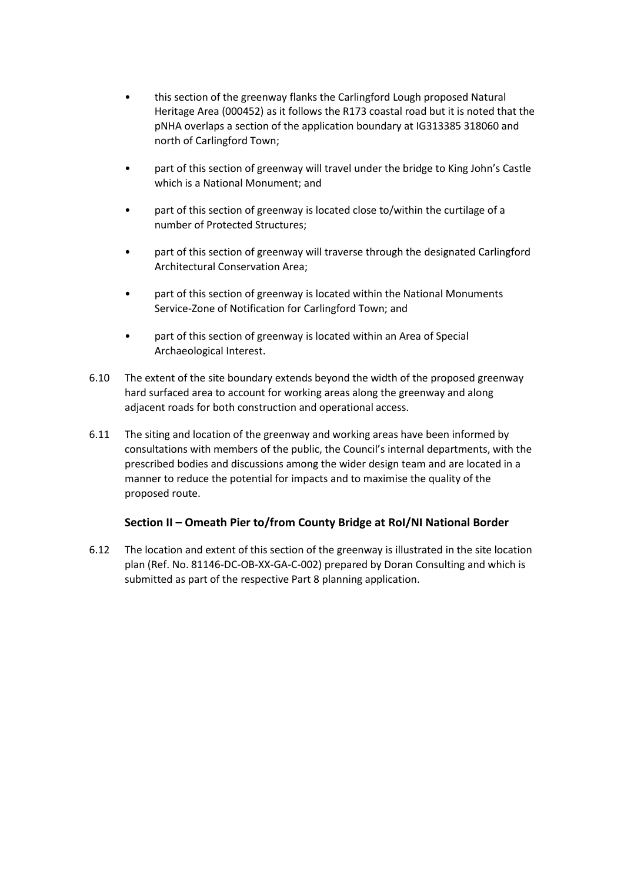- this section of the greenway flanks the Carlingford Lough proposed Natural Heritage Area (000452) as it follows the R173 coastal road but it is noted that the pNHA overlaps a section of the application boundary at IG313385 318060 and north of Carlingford Town;

- part of this section of greenway will travel under the bridge to King John's Castle which is a National Monument; and

- part of this section of greenway is located close to/within the curtilage of a number of Protected Structures;

- part of this section of greenway will traverse through the designated Carlingford Architectural Conservation Area;

- part of this section of greenway is located within the National Monuments Service-Zone of Notification for Carlingford Town; and

- part of this section of greenway is located within an Area of Special Archaeological Interest.

6.10 The extent of the site boundary extends beyond the width of the proposed greenway hard surfaced area to account for working areas along the greenway and along adjacent roads for both construction and operational access.

6.11 The siting and location of the greenway and working areas have been informed by consultations with members of the public, the Council's internal departments, with the prescribed bodies and discussions among the wider design team and are located in a manner to reduce the potential for impacts and to maximise the quality of the proposed route.

### Section II – Omeath Pier to/from County Bridge at RoI/NI National Border

6.12 The location and extent of this section of the greenway is illustrated in the site location plan (Ref. No. 81146-DC-OB-XX-GA-C-002) prepared by Doran Consulting and which is submitted as part of the respective Part 8 planning application.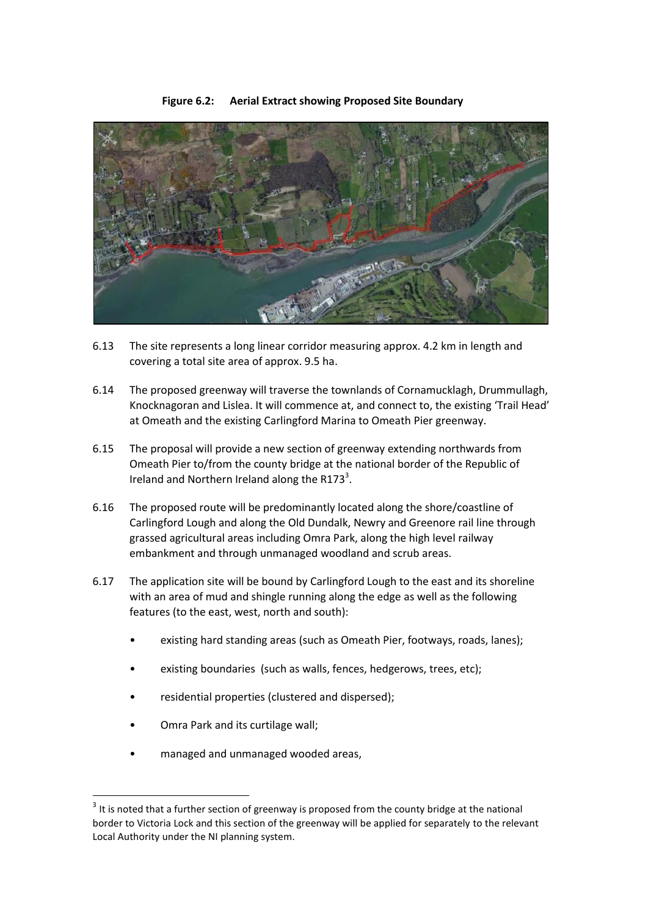**Figure 6.2: Aerial Extract showing Proposed Site Boundary**

6.13 The site represents a long linear corridor measuring approx. 4.2 km in length and covering a total site area of approx. 9.5 ha.

6.14 The proposed greenway will traverse the townlands of Cornamucklagh, Drummullagh, Knocknagoran and Lislea. It will commence at, and connect to, the existing 'Trail Head' at Omeath and the existing Carlingford Marina to Omeath Pier greenway.

6.15 The proposal will provide a new section of greenway extending northwards from Omeath Pier to/from the county bridge at the national border of the Republic of Ireland and Northern Ireland along the R173[3].

6.16 The proposed route will be predominantly located along the shore/coastline of Carlingford Lough and along the Old Dundalk, Newry and Greenore rail line through grassed agricultural areas including Omra Park, along the high level railway embankment and through unmanaged woodland and scrub areas.

6.17 The application site will be bound by Carlingford Lough to the east and its shoreline with an area of mud and shingle running along the edge as well as the following features (to the east, west, north and south):

- existing hard standing areas (such as Omeath Pier, footways, roads, lanes);
- existing boundaries (such as walls, fences, hedgerows, trees, etc);
- residential properties (clustered and dispersed);
- Omra Park and its curtilage wall;
- managed and unmanaged wooded areas,

[3] It is noted that a further section of greenway is proposed from the county bridge at the national border to Victoria Lock and this section of the greenway will be applied for separately to the relevant Local Authority under the NI planning system.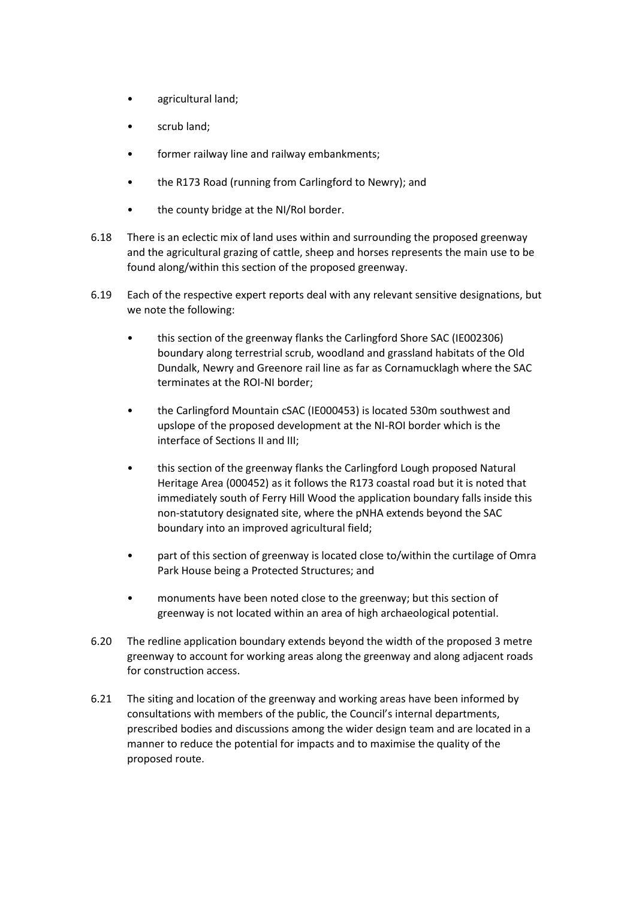- agricultural land;
- scrub land;
- former railway line and railway embankments;
- the R173 Road (running from Carlingford to Newry); and
- the county bridge at the NI/RoI border.

6.18 There is an eclectic mix of land uses within and surrounding the proposed greenway and the agricultural grazing of cattle, sheep and horses represents the main use to be found along/within this section of the proposed greenway.

6.19 Each of the respective expert reports deal with any relevant sensitive designations, but we note the following:

- this section of the greenway flanks the Carlingford Shore SAC (IE002306) boundary along terrestrial scrub, woodland and grassland habitats of the Old Dundalk, Newry and Greenore rail line as far as Cornamucklagh where the SAC terminates at the ROI-NI border;
- the Carlingford Mountain cSAC (IE000453) is located 530m southwest and upslope of the proposed development at the NI-ROI border which is the interface of Sections II and III;
- this section of the greenway flanks the Carlingford Lough proposed Natural Heritage Area (000452) as it follows the R173 coastal road but it is noted that immediately south of Ferry Hill Wood the application boundary falls inside this non-statutory designated site, where the pNHA extends beyond the SAC boundary into an improved agricultural field;
- part of this section of greenway is located close to/within the curtilage of Omra Park House being a Protected Structures; and
- monuments have been noted close to the greenway; but this section of greenway is not located within an area of high archaeological potential.

6.20 The redline application boundary extends beyond the width of the proposed 3 metre greenway to account for working areas along the greenway and along adjacent roads for construction access.

6.21 The siting and location of the greenway and working areas have been informed by consultations with members of the public, the Council's internal departments, prescribed bodies and discussions among the wider design team and are located in a manner to reduce the potential for impacts and to maximise the quality of the proposed route.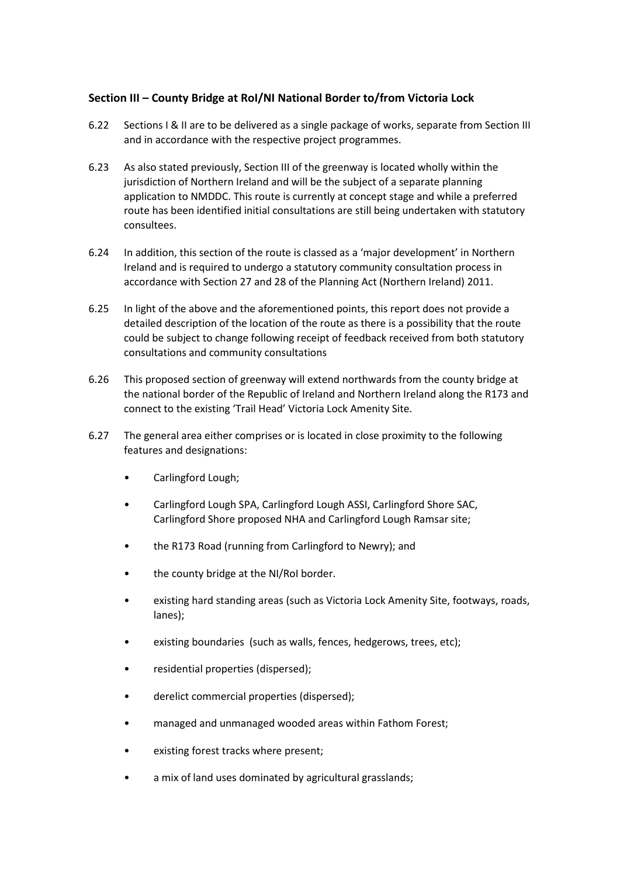**Section III – County Bridge at RoI/NI National Border to/from Victoria Lock**

6.22 Sections I & II are to be delivered as a single package of works, separate from Section III and in accordance with the respective project programmes.

6.23 As also stated previously, Section III of the greenway is located wholly within the jurisdiction of Northern Ireland and will be the subject of a separate planning application to NMDDC. This route is currently at concept stage and while a preferred route has been identified initial consultations are still being undertaken with statutory consultees.

6.24 In addition, this section of the route is classed as a 'major development' in Northern Ireland and is required to undergo a statutory community consultation process in accordance with Section 27 and 28 of the Planning Act (Northern Ireland) 2011.

6.25 In light of the above and the aforementioned points, this report does not provide a detailed description of the location of the route as there is a possibility that the route could be subject to change following receipt of feedback received from both statutory consultations and community consultations

6.26 This proposed section of greenway will extend northwards from the county bridge at the national border of the Republic of Ireland and Northern Ireland along the R173 and connect to the existing 'Trail Head' Victoria Lock Amenity Site.

6.27 The general area either comprises or is located in close proximity to the following features and designations:

- Carlingford Lough;
- Carlingford Lough SPA, Carlingford Lough ASSI, Carlingford Shore SAC, Carlingford Shore proposed NHA and Carlingford Lough Ramsar site;
- the R173 Road (running from Carlingford to Newry); and
- the county bridge at the NI/RoI border.
- existing hard standing areas (such as Victoria Lock Amenity Site, footways, roads, lanes);
- existing boundaries (such as walls, fences, hedgerows, trees, etc);
- residential properties (dispersed);
- derelict commercial properties (dispersed);
- managed and unmanaged wooded areas within Fathom Forest;
- existing forest tracks where present;
- a mix of land uses dominated by agricultural grasslands;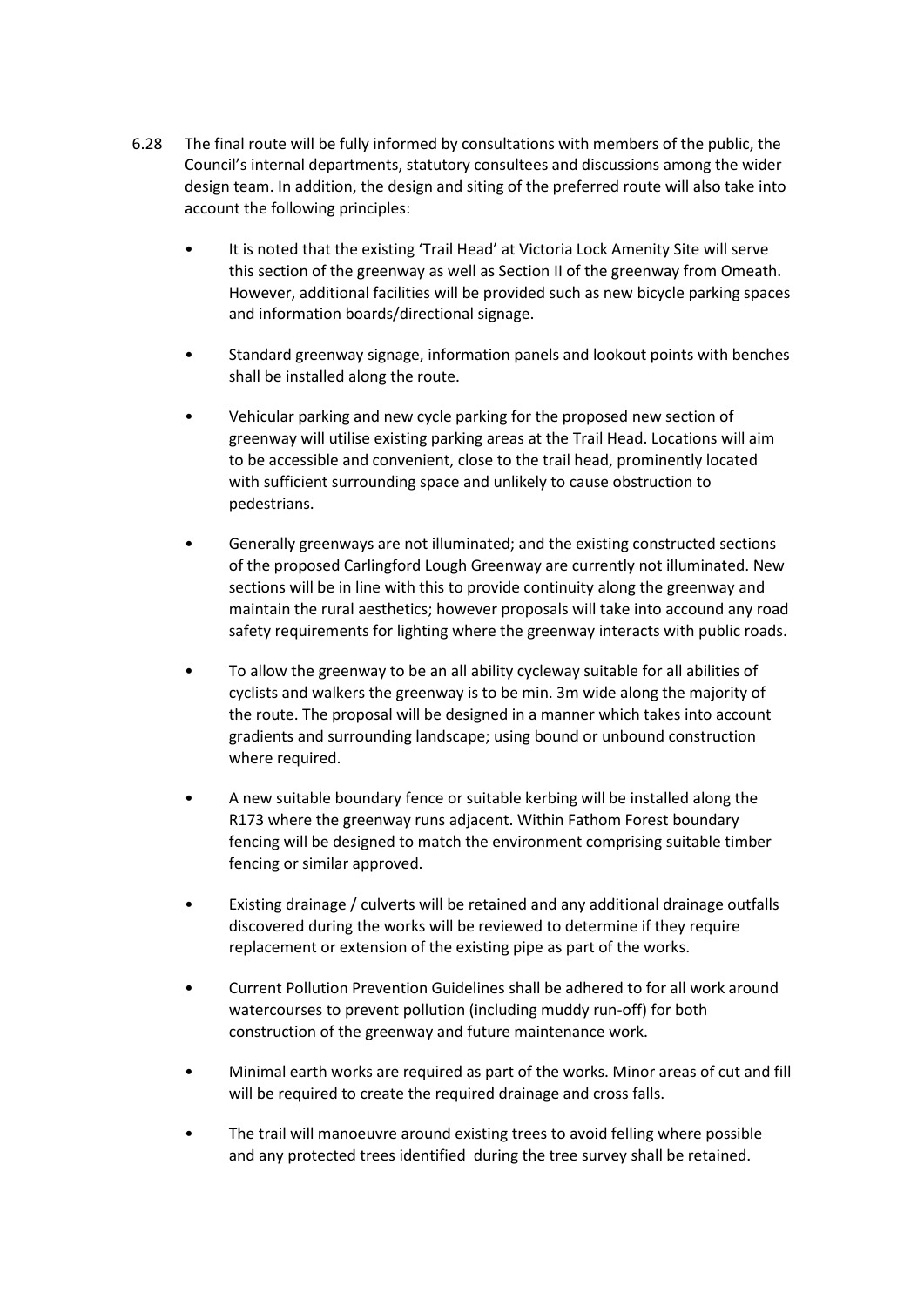6.28 The final route will be fully informed by consultations with members of the public, the Council's internal departments, statutory consultees and discussions among the wider design team. In addition, the design and siting of the preferred route will also take into account the following principles:

- It is noted that the existing 'Trail Head' at Victoria Lock Amenity Site will serve this section of the greenway as well as Section II of the greenway from Omeath. However, additional facilities will be provided such as new bicycle parking spaces and information boards/directional signage.

- Standard greenway signage, information panels and lookout points with benches shall be installed along the route.

- Vehicular parking and new cycle parking for the proposed new section of greenway will utilise existing parking areas at the Trail Head. Locations will aim to be accessible and convenient, close to the trail head, prominently located with sufficient surrounding space and unlikely to cause obstruction to pedestrians.

- Generally greenways are not illuminated; and the existing constructed sections of the proposed Carlingford Lough Greenway are currently not illuminated. New sections will be in line with this to provide continuity along the greenway and maintain the rural aesthetics; however proposals will take into accound any road safety requirements for lighting where the greenway interacts with public roads.

- To allow the greenway to be an all ability cycleway suitable for all abilities of cyclists and walkers the greenway is to be min. 3m wide along the majority of the route. The proposal will be designed in a manner which takes into account gradients and surrounding landscape; using bound or unbound construction where required.

- A new suitable boundary fence or suitable kerbing will be installed along the R173 where the greenway runs adjacent. Within Fathom Forest boundary fencing will be designed to match the environment comprising suitable timber fencing or similar approved.

- Existing drainage / culverts will be retained and any additional drainage outfalls discovered during the works will be reviewed to determine if they require replacement or extension of the existing pipe as part of the works.

- Current Pollution Prevention Guidelines shall be adhered to for all work around watercourses to prevent pollution (including muddy run-off) for both construction of the greenway and future maintenance work.

- Minimal earth works are required as part of the works. Minor areas of cut and fill will be required to create the required drainage and cross falls.

- The trail will manoeuvre around existing trees to avoid felling where possible and any protected trees identified during the tree survey shall be retained.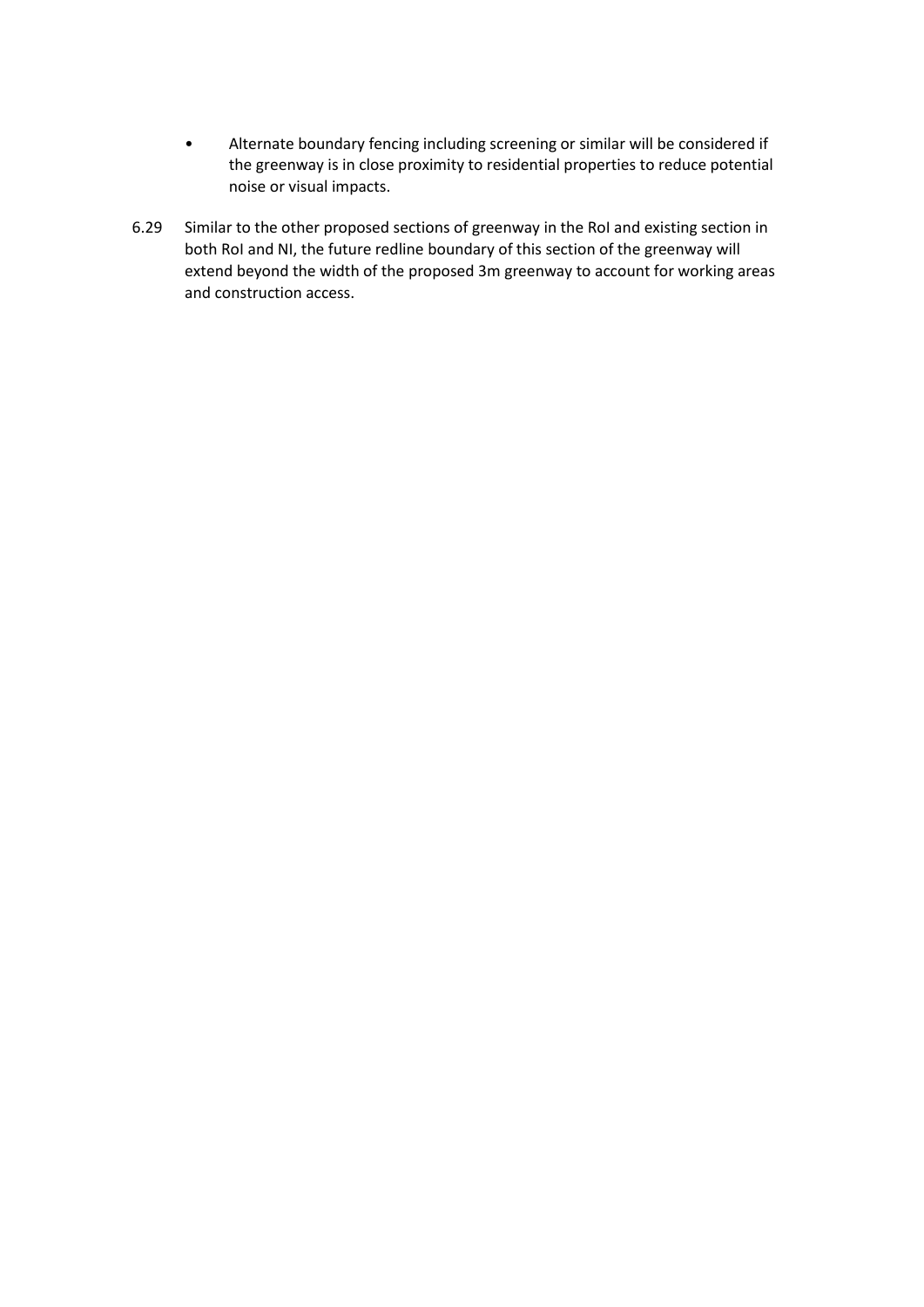- Alternate boundary fencing including screening or similar will be considered if the greenway is in close proximity to residential properties to reduce potential noise or visual impacts.

6.29 Similar to the other proposed sections of greenway in the RoI and existing section in both RoI and NI, the future redline boundary of this section of the greenway will extend beyond the width of the proposed 3m greenway to account for working areas and construction access.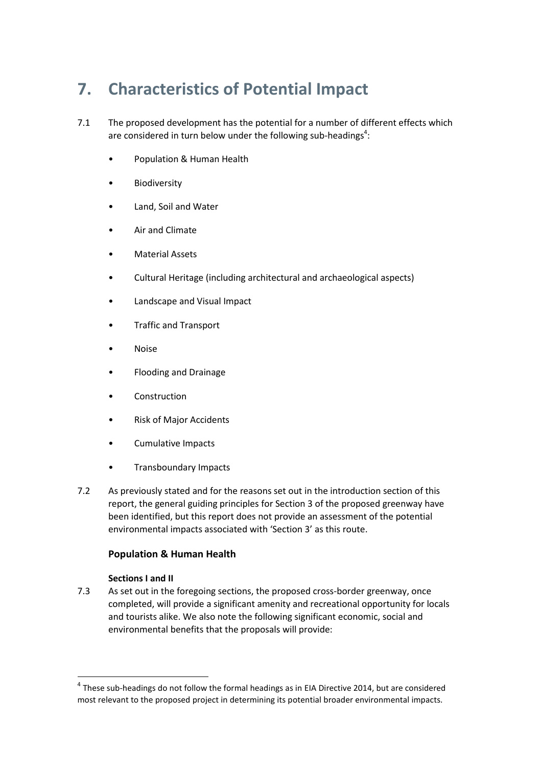# 7. Characteristics of Potential Impact

7.1 The proposed development has the potential for a number of different effects which are considered in turn below under the following sub-headings[4]:

- Population & Human Health
- Biodiversity
- Land, Soil and Water
- Air and Climate
- Material Assets
- Cultural Heritage (including architectural and archaeological aspects)
- Landscape and Visual Impact
- Traffic and Transport
- Noise
- Flooding and Drainage
- Construction
- Risk of Major Accidents
- Cumulative Impacts
- Transboundary Impacts

7.2 As previously stated and for the reasons set out in the introduction section of this report, the general guiding principles for Section 3 of the proposed greenway have been identified, but this report does not provide an assessment of the potential environmental impacts associated with 'Section 3' as this route.

### Population & Human Health

**Sections I and II**

7.3 As set out in the foregoing sections, the proposed cross-border greenway, once completed, will provide a significant amenity and recreational opportunity for locals and tourists alike. We also note the following significant economic, social and environmental benefits that the proposals will provide:

[4] These sub-headings do not follow the formal headings as in EIA Directive 2014, but are considered most relevant to the proposed project in determining its potential broader environmental impacts.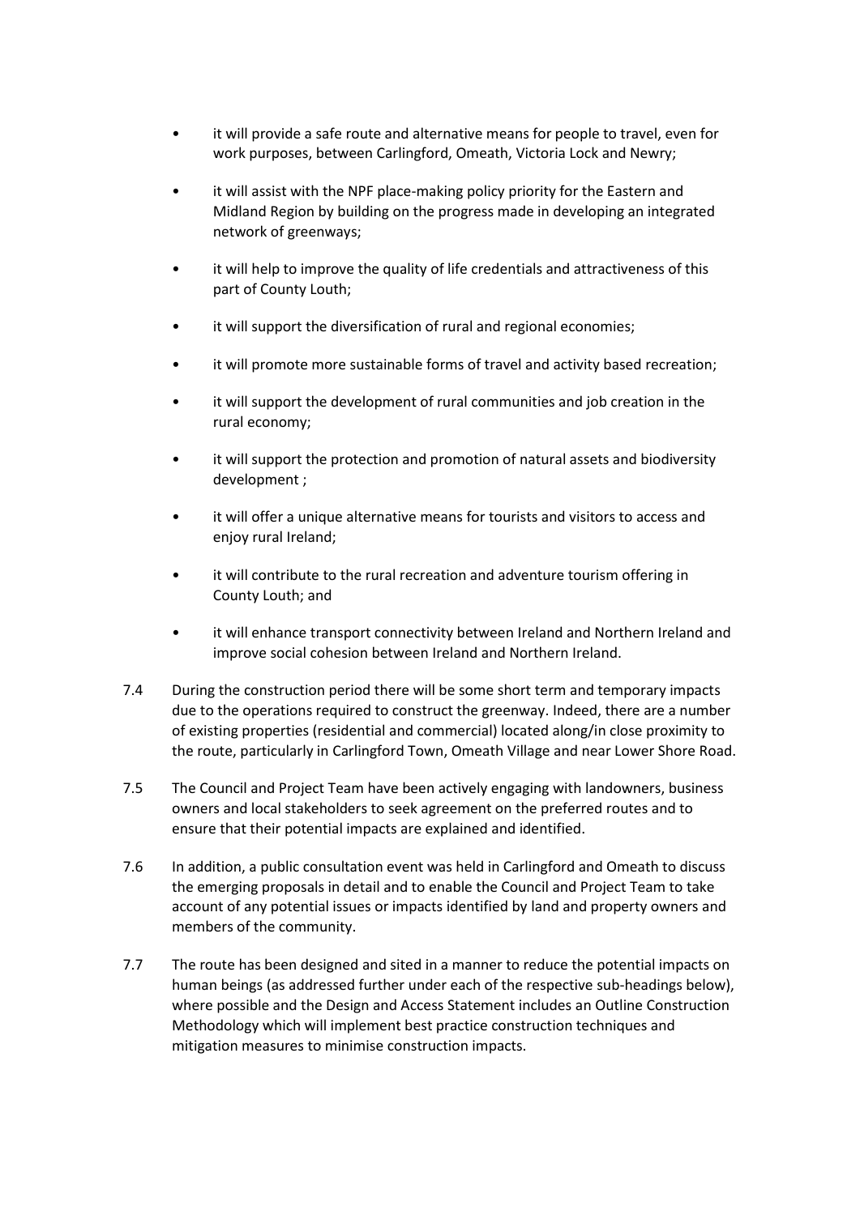- it will provide a safe route and alternative means for people to travel, even for work purposes, between Carlingford, Omeath, Victoria Lock and Newry;
- it will assist with the NPF place-making policy priority for the Eastern and Midland Region by building on the progress made in developing an integrated network of greenways;
- it will help to improve the quality of life credentials and attractiveness of this part of County Louth;
- it will support the diversification of rural and regional economies;
- it will promote more sustainable forms of travel and activity based recreation;
- it will support the development of rural communities and job creation in the rural economy;
- it will support the protection and promotion of natural assets and biodiversity development ;
- it will offer a unique alternative means for tourists and visitors to access and enjoy rural Ireland;
- it will contribute to the rural recreation and adventure tourism offering in County Louth; and
- it will enhance transport connectivity between Ireland and Northern Ireland and improve social cohesion between Ireland and Northern Ireland.

7.4 During the construction period there will be some short term and temporary impacts due to the operations required to construct the greenway. Indeed, there are a number of existing properties (residential and commercial) located along/in close proximity to the route, particularly in Carlingford Town, Omeath Village and near Lower Shore Road.

7.5 The Council and Project Team have been actively engaging with landowners, business owners and local stakeholders to seek agreement on the preferred routes and to ensure that their potential impacts are explained and identified.

7.6 In addition, a public consultation event was held in Carlingford and Omeath to discuss the emerging proposals in detail and to enable the Council and Project Team to take account of any potential issues or impacts identified by land and property owners and members of the community.

7.7 The route has been designed and sited in a manner to reduce the potential impacts on human beings (as addressed further under each of the respective sub-headings below), where possible and the Design and Access Statement includes an Outline Construction Methodology which will implement best practice construction techniques and mitigation measures to minimise construction impacts.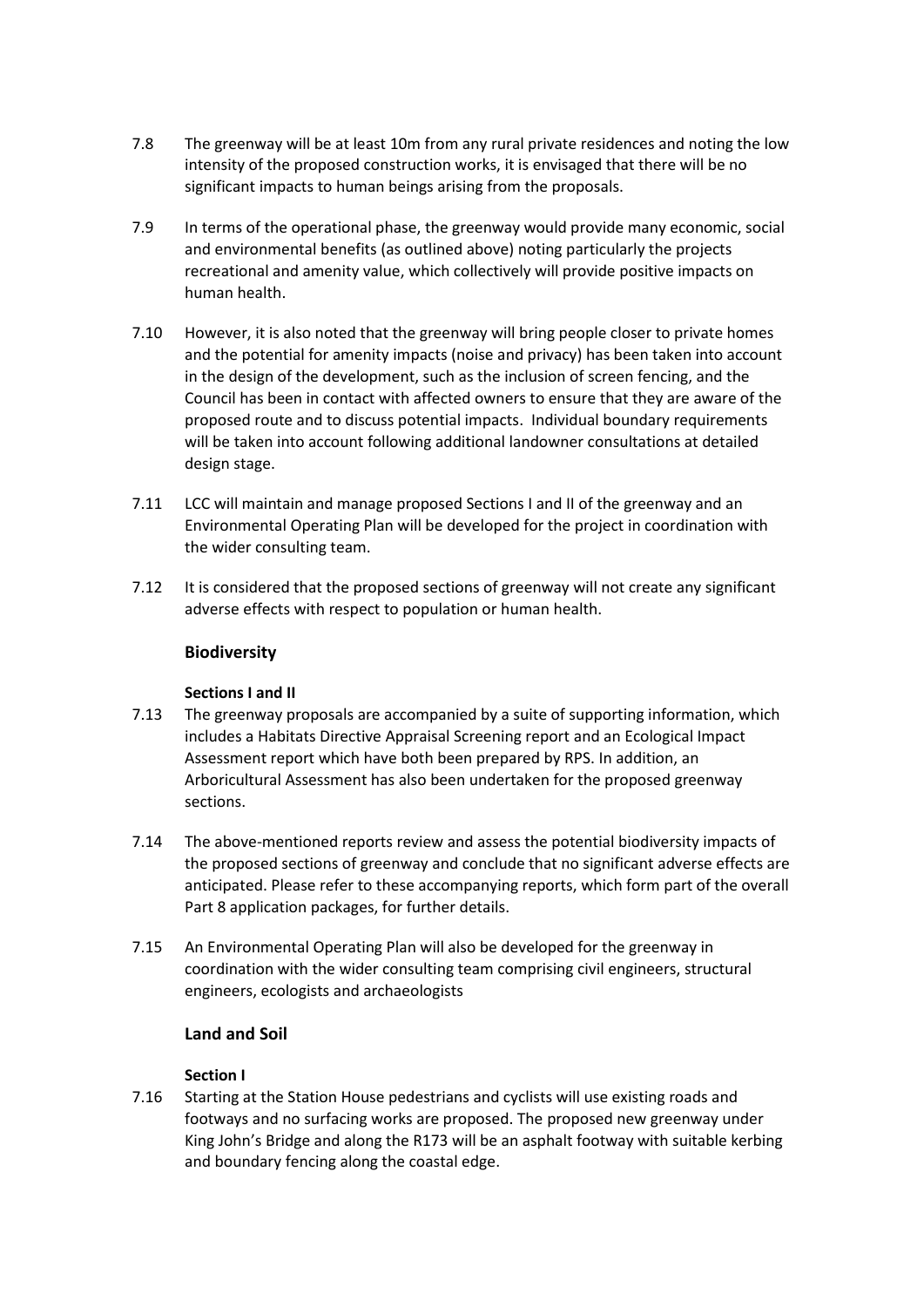7.8 The greenway will be at least 10m from any rural private residences and noting the low intensity of the proposed construction works, it is envisaged that there will be no significant impacts to human beings arising from the proposals.

7.9 In terms of the operational phase, the greenway would provide many economic, social and environmental benefits (as outlined above) noting particularly the projects recreational and amenity value, which collectively will provide positive impacts on human health.

7.10 However, it is also noted that the greenway will bring people closer to private homes and the potential for amenity impacts (noise and privacy) has been taken into account in the design of the development, such as the inclusion of screen fencing, and the Council has been in contact with affected owners to ensure that they are aware of the proposed route and to discuss potential impacts. Individual boundary requirements will be taken into account following additional landowner consultations at detailed design stage.

7.11 LCC will maintain and manage proposed Sections I and II of the greenway and an Environmental Operating Plan will be developed for the project in coordination with the wider consulting team.

7.12 It is considered that the proposed sections of greenway will not create any significant adverse effects with respect to population or human health.

## Biodiversity

### Sections I and II

7.13 The greenway proposals are accompanied by a suite of supporting information, which includes a Habitats Directive Appraisal Screening report and an Ecological Impact Assessment report which have both been prepared by RPS. In addition, an Arboricultural Assessment has also been undertaken for the proposed greenway sections.

7.14 The above-mentioned reports review and assess the potential biodiversity impacts of the proposed sections of greenway and conclude that no significant adverse effects are anticipated. Please refer to these accompanying reports, which form part of the overall Part 8 application packages, for further details.

7.15 An Environmental Operating Plan will also be developed for the greenway in coordination with the wider consulting team comprising civil engineers, structural engineers, ecologists and archaeologists

## Land and Soil

### Section I

7.16 Starting at the Station House pedestrians and cyclists will use existing roads and footways and no surfacing works are proposed. The proposed new greenway under King John's Bridge and along the R173 will be an asphalt footway with suitable kerbing and boundary fencing along the coastal edge.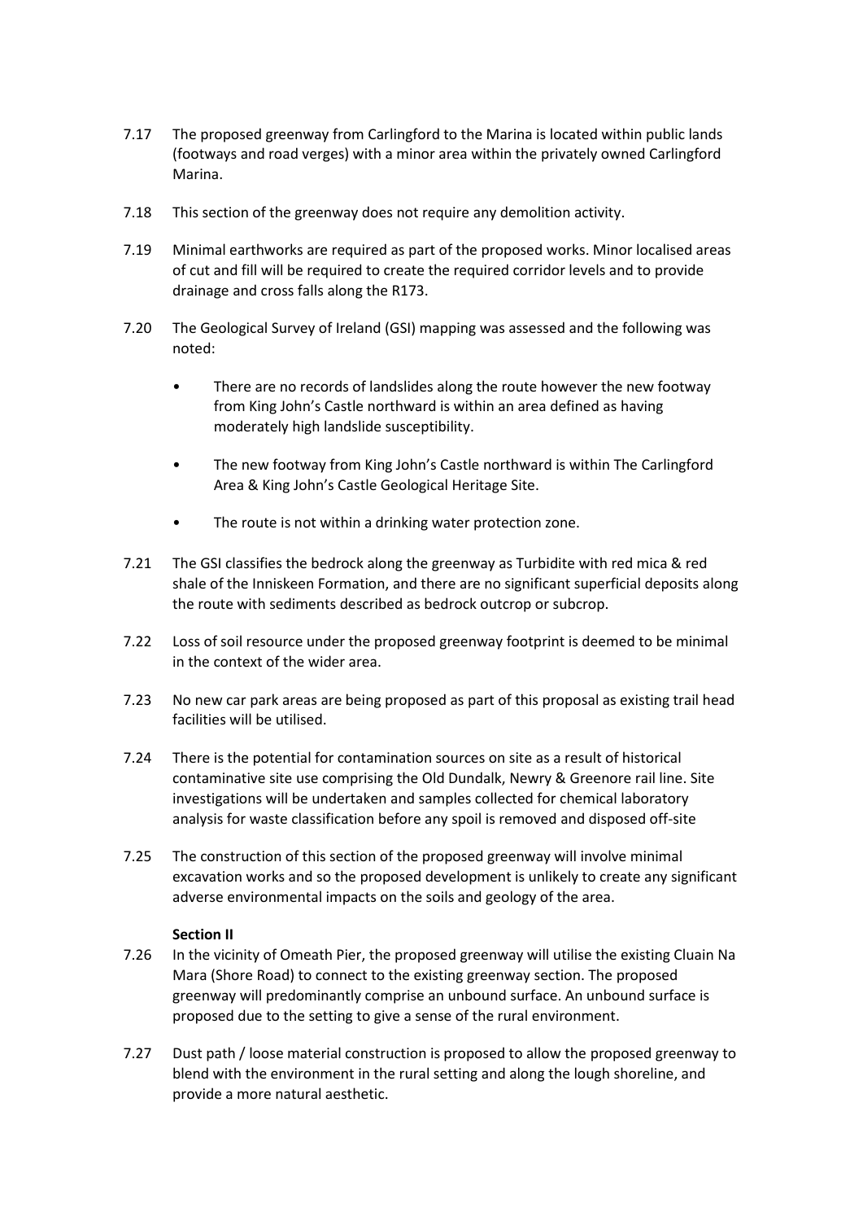7.17 The proposed greenway from Carlingford to the Marina is located within public lands (footways and road verges) with a minor area within the privately owned Carlingford Marina.

7.18 This section of the greenway does not require any demolition activity.

7.19 Minimal earthworks are required as part of the proposed works. Minor localised areas of cut and fill will be required to create the required corridor levels and to provide drainage and cross falls along the R173.

7.20 The Geological Survey of Ireland (GSI) mapping was assessed and the following was noted:

- There are no records of landslides along the route however the new footway from King John's Castle northward is within an area defined as having moderately high landslide susceptibility.
- The new footway from King John's Castle northward is within The Carlingford Area & King John's Castle Geological Heritage Site.
- The route is not within a drinking water protection zone.

7.21 The GSI classifies the bedrock along the greenway as Turbidite with red mica & red shale of the Inniskeen Formation, and there are no significant superficial deposits along the route with sediments described as bedrock outcrop or subcrop.

7.22 Loss of soil resource under the proposed greenway footprint is deemed to be minimal in the context of the wider area.

7.23 No new car park areas are being proposed as part of this proposal as existing trail head facilities will be utilised.

7.24 There is the potential for contamination sources on site as a result of historical contaminative site use comprising the Old Dundalk, Newry & Greenore rail line. Site investigations will be undertaken and samples collected for chemical laboratory analysis for waste classification before any spoil is removed and disposed off-site

7.25 The construction of this section of the proposed greenway will involve minimal excavation works and so the proposed development is unlikely to create any significant adverse environmental impacts on the soils and geology of the area.

**Section II**

7.26 In the vicinity of Omeath Pier, the proposed greenway will utilise the existing Cluain Na Mara (Shore Road) to connect to the existing greenway section. The proposed greenway will predominantly comprise an unbound surface. An unbound surface is proposed due to the setting to give a sense of the rural environment.

7.27 Dust path / loose material construction is proposed to allow the proposed greenway to blend with the environment in the rural setting and along the lough shoreline, and provide a more natural aesthetic.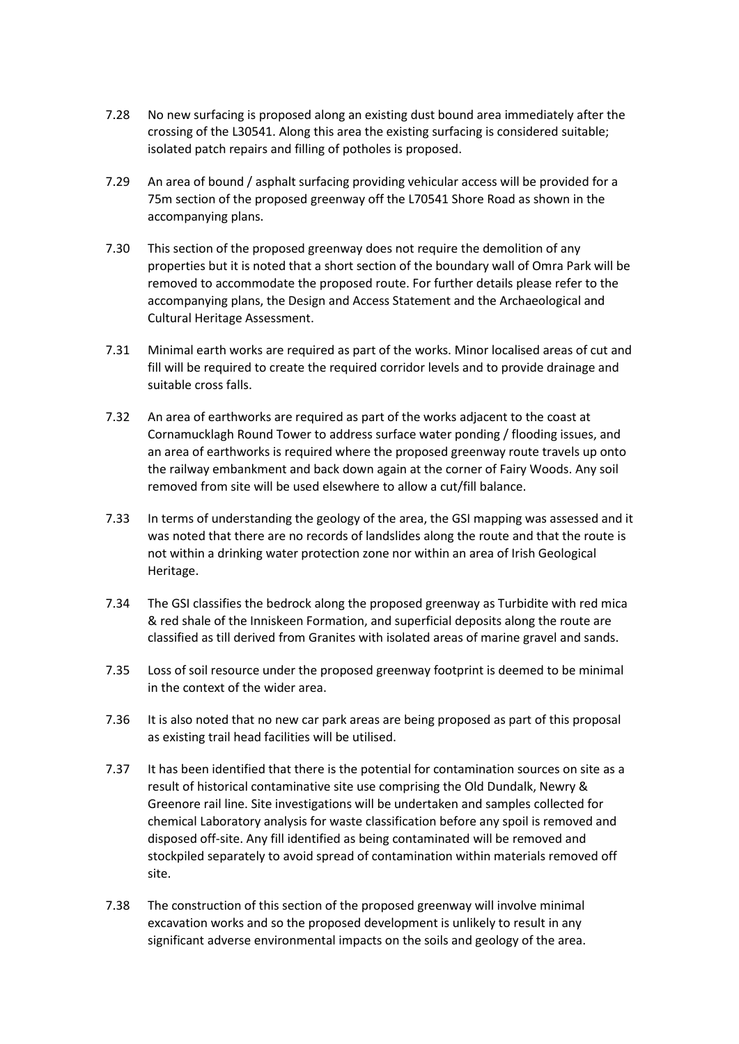7.28 No new surfacing is proposed along an existing dust bound area immediately after the crossing of the L30541. Along this area the existing surfacing is considered suitable; isolated patch repairs and filling of potholes is proposed.

7.29 An area of bound / asphalt surfacing providing vehicular access will be provided for a 75m section of the proposed greenway off the L70541 Shore Road as shown in the accompanying plans.

7.30 This section of the proposed greenway does not require the demolition of any properties but it is noted that a short section of the boundary wall of Omra Park will be removed to accommodate the proposed route. For further details please refer to the accompanying plans, the Design and Access Statement and the Archaeological and Cultural Heritage Assessment.

7.31 Minimal earth works are required as part of the works. Minor localised areas of cut and fill will be required to create the required corridor levels and to provide drainage and suitable cross falls.

7.32 An area of earthworks are required as part of the works adjacent to the coast at Cornamucklagh Round Tower to address surface water ponding / flooding issues, and an area of earthworks is required where the proposed greenway route travels up onto the railway embankment and back down again at the corner of Fairy Woods. Any soil removed from site will be used elsewhere to allow a cut/fill balance.

7.33 In terms of understanding the geology of the area, the GSI mapping was assessed and it was noted that there are no records of landslides along the route and that the route is not within a drinking water protection zone nor within an area of Irish Geological Heritage.

7.34 The GSI classifies the bedrock along the proposed greenway as Turbidite with red mica & red shale of the Inniskeen Formation, and superficial deposits along the route are classified as till derived from Granites with isolated areas of marine gravel and sands.

7.35 Loss of soil resource under the proposed greenway footprint is deemed to be minimal in the context of the wider area.

7.36 It is also noted that no new car park areas are being proposed as part of this proposal as existing trail head facilities will be utilised.

7.37 It has been identified that there is the potential for contamination sources on site as a result of historical contaminative site use comprising the Old Dundalk, Newry & Greenore rail line. Site investigations will be undertaken and samples collected for chemical Laboratory analysis for waste classification before any spoil is removed and disposed off-site. Any fill identified as being contaminated will be removed and stockpiled separately to avoid spread of contamination within materials removed off site.

7.38 The construction of this section of the proposed greenway will involve minimal excavation works and so the proposed development is unlikely to result in any significant adverse environmental impacts on the soils and geology of the area.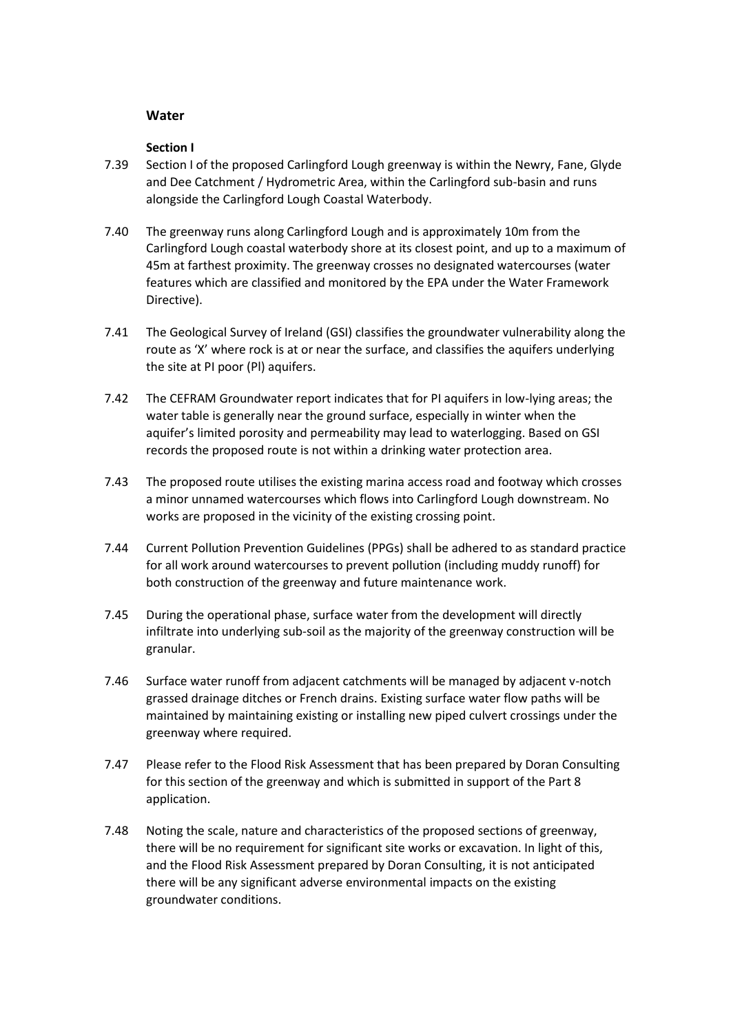## Water

### Section I

7.39 Section I of the proposed Carlingford Lough greenway is within the Newry, Fane, Glyde and Dee Catchment / Hydrometric Area, within the Carlingford sub-basin and runs alongside the Carlingford Lough Coastal Waterbody.

7.40 The greenway runs along Carlingford Lough and is approximately 10m from the Carlingford Lough coastal waterbody shore at its closest point, and up to a maximum of 45m at farthest proximity. The greenway crosses no designated watercourses (water features which are classified and monitored by the EPA under the Water Framework Directive).

7.41 The Geological Survey of Ireland (GSI) classifies the groundwater vulnerability along the route as 'X' where rock is at or near the surface, and classifies the aquifers underlying the site at PI poor (Pl) aquifers.

7.42 The CEFRAM Groundwater report indicates that for PI aquifers in low-lying areas; the water table is generally near the ground surface, especially in winter when the aquifer's limited porosity and permeability may lead to waterlogging. Based on GSI records the proposed route is not within a drinking water protection area.

7.43 The proposed route utilises the existing marina access road and footway which crosses a minor unnamed watercourses which flows into Carlingford Lough downstream. No works are proposed in the vicinity of the existing crossing point.

7.44 Current Pollution Prevention Guidelines (PPGs) shall be adhered to as standard practice for all work around watercourses to prevent pollution (including muddy runoff) for both construction of the greenway and future maintenance work.

7.45 During the operational phase, surface water from the development will directly infiltrate into underlying sub-soil as the majority of the greenway construction will be granular.

7.46 Surface water runoff from adjacent catchments will be managed by adjacent v-notch grassed drainage ditches or French drains. Existing surface water flow paths will be maintained by maintaining existing or installing new piped culvert crossings under the greenway where required.

7.47 Please refer to the Flood Risk Assessment that has been prepared by Doran Consulting for this section of the greenway and which is submitted in support of the Part 8 application.

7.48 Noting the scale, nature and characteristics of the proposed sections of greenway, there will be no requirement for significant site works or excavation. In light of this, and the Flood Risk Assessment prepared by Doran Consulting, it is not anticipated there will be any significant adverse environmental impacts on the existing groundwater conditions.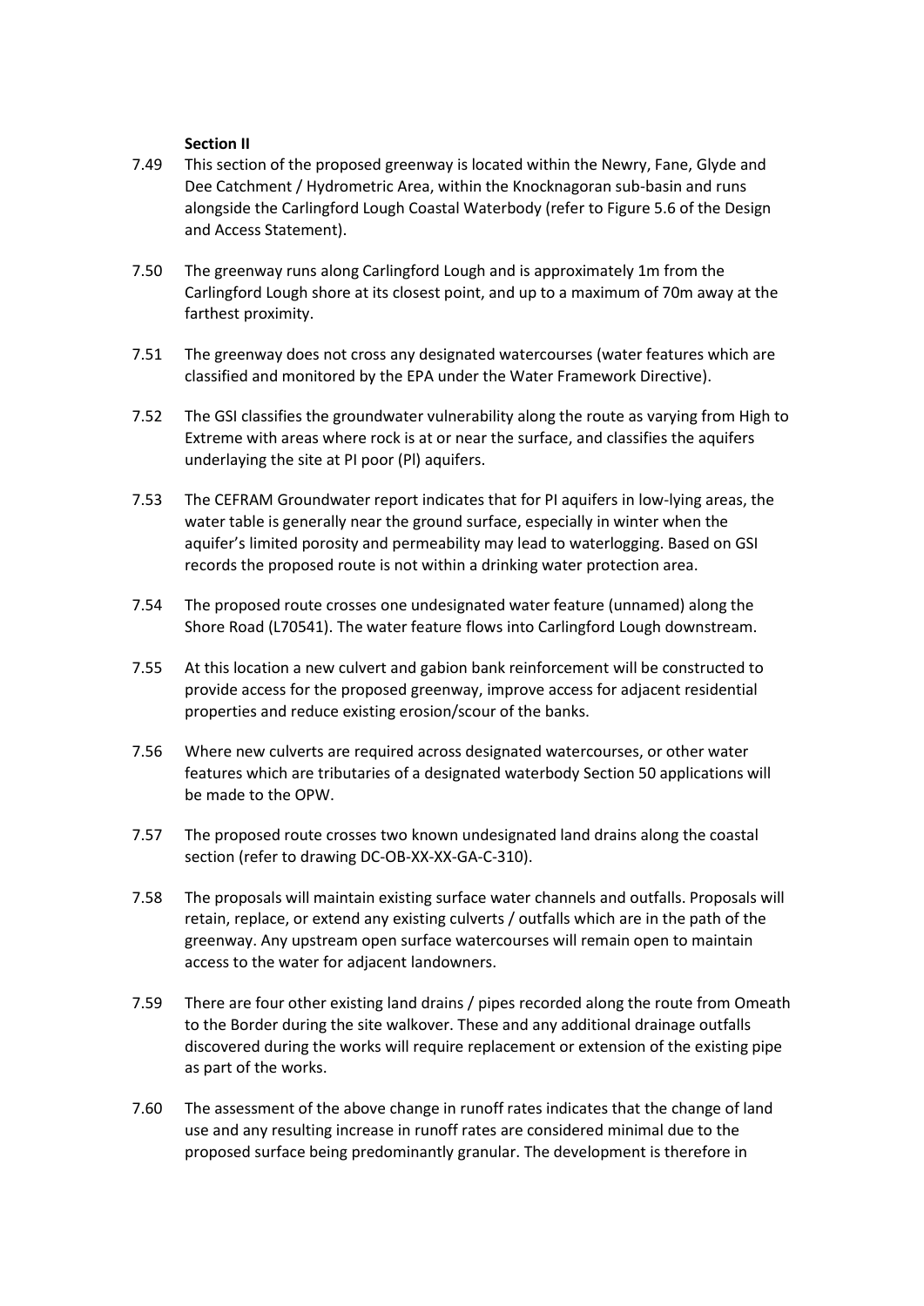**Section II**

7.49 This section of the proposed greenway is located within the Newry, Fane, Glyde and Dee Catchment / Hydrometric Area, within the Knocknagoran sub-basin and runs alongside the Carlingford Lough Coastal Waterbody (refer to Figure 5.6 of the Design and Access Statement).

7.50 The greenway runs along Carlingford Lough and is approximately 1m from the Carlingford Lough shore at its closest point, and up to a maximum of 70m away at the farthest proximity.

7.51 The greenway does not cross any designated watercourses (water features which are classified and monitored by the EPA under the Water Framework Directive).

7.52 The GSI classifies the groundwater vulnerability along the route as varying from High to Extreme with areas where rock is at or near the surface, and classifies the aquifers underlaying the site at PI poor (Pl) aquifers.

7.53 The CEFRAM Groundwater report indicates that for PI aquifers in low-lying areas, the water table is generally near the ground surface, especially in winter when the aquifer's limited porosity and permeability may lead to waterlogging. Based on GSI records the proposed route is not within a drinking water protection area.

7.54 The proposed route crosses one undesignated water feature (unnamed) along the Shore Road (L70541). The water feature flows into Carlingford Lough downstream.

7.55 At this location a new culvert and gabion bank reinforcement will be constructed to provide access for the proposed greenway, improve access for adjacent residential properties and reduce existing erosion/scour of the banks.

7.56 Where new culverts are required across designated watercourses, or other water features which are tributaries of a designated waterbody Section 50 applications will be made to the OPW.

7.57 The proposed route crosses two known undesignated land drains along the coastal section (refer to drawing DC-OB-XX-XX-GA-C-310).

7.58 The proposals will maintain existing surface water channels and outfalls. Proposals will retain, replace, or extend any existing culverts / outfalls which are in the path of the greenway. Any upstream open surface watercourses will remain open to maintain access to the water for adjacent landowners.

7.59 There are four other existing land drains / pipes recorded along the route from Omeath to the Border during the site walkover. These and any additional drainage outfalls discovered during the works will require replacement or extension of the existing pipe as part of the works.

7.60 The assessment of the above change in runoff rates indicates that the change of land use and any resulting increase in runoff rates are considered minimal due to the proposed surface being predominantly granular. The development is therefore in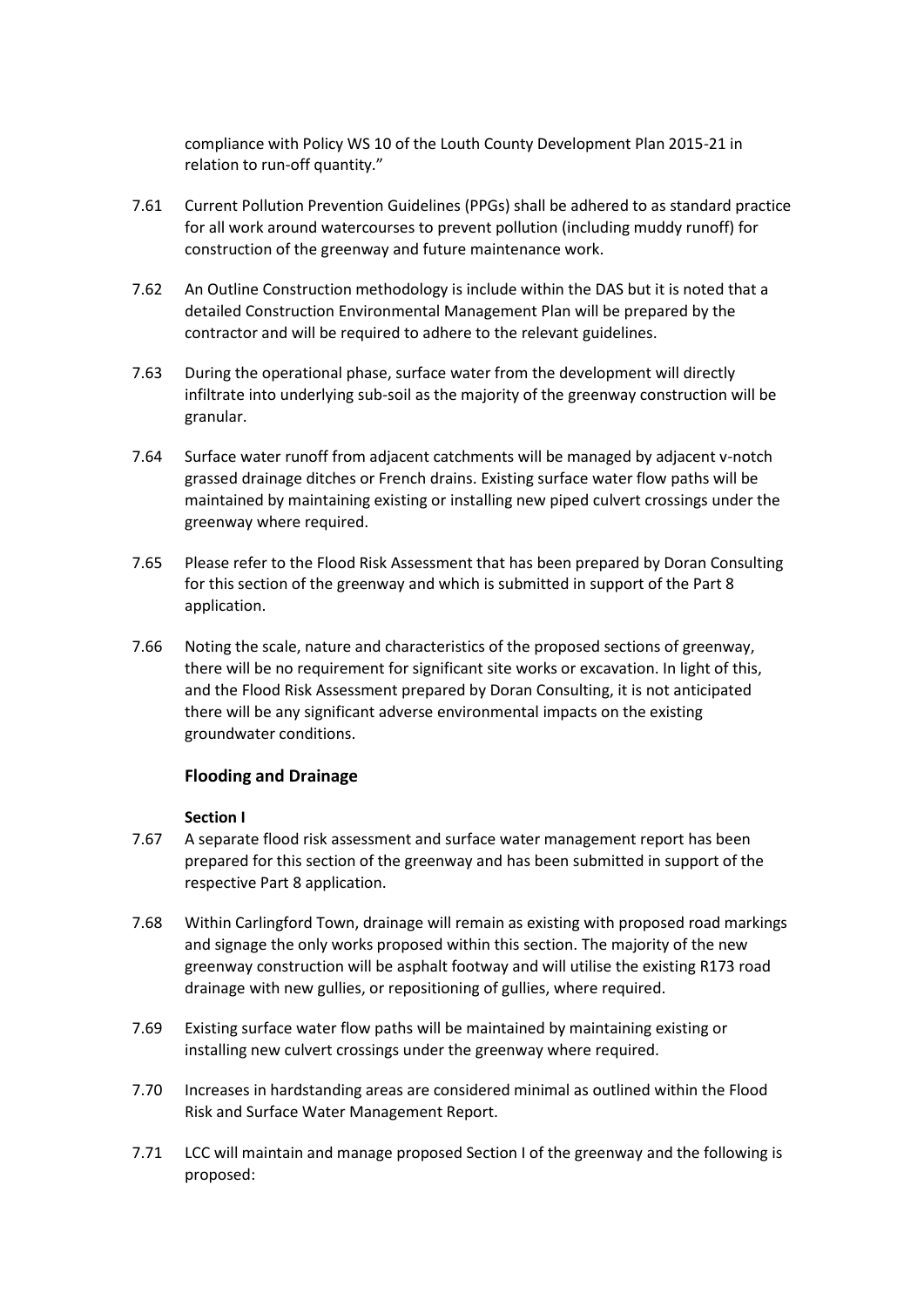compliance with Policy WS 10 of the Louth County Development Plan 2015-21 in relation to run-off quantity."

7.61 Current Pollution Prevention Guidelines (PPGs) shall be adhered to as standard practice for all work around watercourses to prevent pollution (including muddy runoff) for construction of the greenway and future maintenance work.

7.62 An Outline Construction methodology is include within the DAS but it is noted that a detailed Construction Environmental Management Plan will be prepared by the contractor and will be required to adhere to the relevant guidelines.

7.63 During the operational phase, surface water from the development will directly infiltrate into underlying sub-soil as the majority of the greenway construction will be granular.

7.64 Surface water runoff from adjacent catchments will be managed by adjacent v-notch grassed drainage ditches or French drains. Existing surface water flow paths will be maintained by maintaining existing or installing new piped culvert crossings under the greenway where required.

7.65 Please refer to the Flood Risk Assessment that has been prepared by Doran Consulting for this section of the greenway and which is submitted in support of the Part 8 application.

7.66 Noting the scale, nature and characteristics of the proposed sections of greenway, there will be no requirement for significant site works or excavation. In light of this, and the Flood Risk Assessment prepared by Doran Consulting, it is not anticipated there will be any significant adverse environmental impacts on the existing groundwater conditions.

### Flooding and Drainage

#### Section I

7.67 A separate flood risk assessment and surface water management report has been prepared for this section of the greenway and has been submitted in support of the respective Part 8 application.

7.68 Within Carlingford Town, drainage will remain as existing with proposed road markings and signage the only works proposed within this section. The majority of the new greenway construction will be asphalt footway and will utilise the existing R173 road drainage with new gullies, or repositioning of gullies, where required.

7.69 Existing surface water flow paths will be maintained by maintaining existing or installing new culvert crossings under the greenway where required.

7.70 Increases in hardstanding areas are considered minimal as outlined within the Flood Risk and Surface Water Management Report.

7.71 LCC will maintain and manage proposed Section I of the greenway and the following is proposed: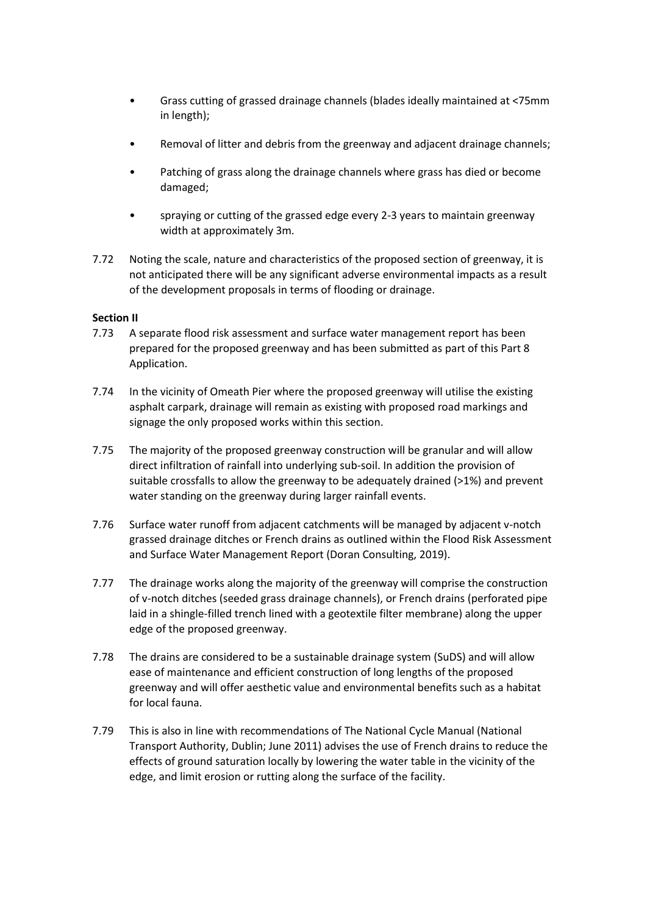- Grass cutting of grassed drainage channels (blades ideally maintained at <75mm in length);
- Removal of litter and debris from the greenway and adjacent drainage channels;
- Patching of grass along the drainage channels where grass has died or become damaged;
- spraying or cutting of the grassed edge every 2-3 years to maintain greenway width at approximately 3m.

7.72 Noting the scale, nature and characteristics of the proposed section of greenway, it is not anticipated there will be any significant adverse environmental impacts as a result of the development proposals in terms of flooding or drainage.

**Section II**

7.73 A separate flood risk assessment and surface water management report has been prepared for the proposed greenway and has been submitted as part of this Part 8 Application.

7.74 In the vicinity of Omeath Pier where the proposed greenway will utilise the existing asphalt carpark, drainage will remain as existing with proposed road markings and signage the only proposed works within this section.

7.75 The majority of the proposed greenway construction will be granular and will allow direct infiltration of rainfall into underlying sub-soil. In addition the provision of suitable crossfalls to allow the greenway to be adequately drained (>1%) and prevent water standing on the greenway during larger rainfall events.

7.76 Surface water runoff from adjacent catchments will be managed by adjacent v-notch grassed drainage ditches or French drains as outlined within the Flood Risk Assessment and Surface Water Management Report (Doran Consulting, 2019).

7.77 The drainage works along the majority of the greenway will comprise the construction of v-notch ditches (seeded grass drainage channels), or French drains (perforated pipe laid in a shingle-filled trench lined with a geotextile filter membrane) along the upper edge of the proposed greenway.

7.78 The drains are considered to be a sustainable drainage system (SuDS) and will allow ease of maintenance and efficient construction of long lengths of the proposed greenway and will offer aesthetic value and environmental benefits such as a habitat for local fauna.

7.79 This is also in line with recommendations of The National Cycle Manual (National Transport Authority, Dublin; June 2011) advises the use of French drains to reduce the effects of ground saturation locally by lowering the water table in the vicinity of the edge, and limit erosion or rutting along the surface of the facility.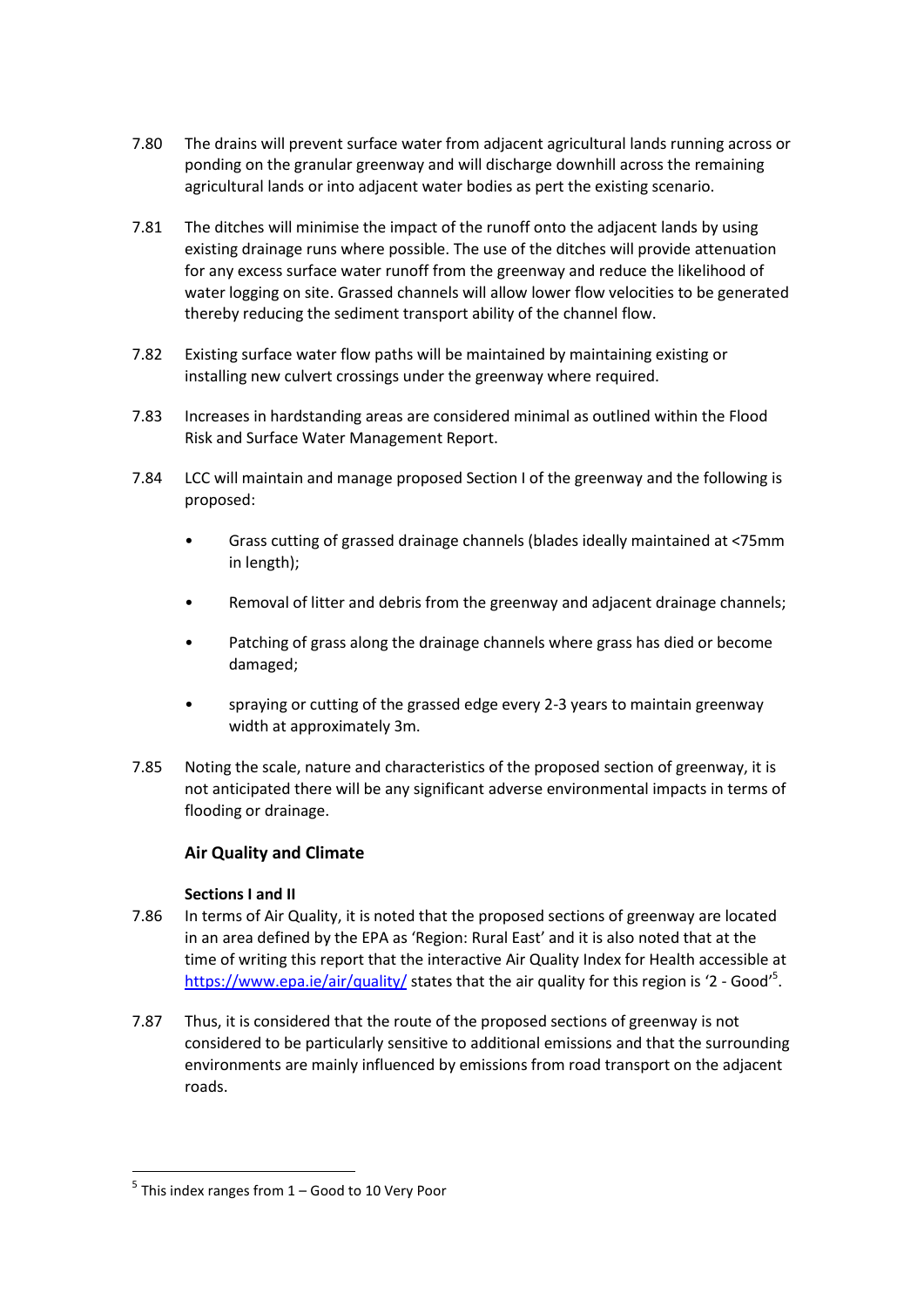7.80 The drains will prevent surface water from adjacent agricultural lands running across or ponding on the granular greenway and will discharge downhill across the remaining agricultural lands or into adjacent water bodies as pert the existing scenario.

7.81 The ditches will minimise the impact of the runoff onto the adjacent lands by using existing drainage runs where possible. The use of the ditches will provide attenuation for any excess surface water runoff from the greenway and reduce the likelihood of water logging on site. Grassed channels will allow lower flow velocities to be generated thereby reducing the sediment transport ability of the channel flow.

7.82 Existing surface water flow paths will be maintained by maintaining existing or installing new culvert crossings under the greenway where required.

7.83 Increases in hardstanding areas are considered minimal as outlined within the Flood Risk and Surface Water Management Report.

7.84 LCC will maintain and manage proposed Section I of the greenway and the following is proposed:

- Grass cutting of grassed drainage channels (blades ideally maintained at <75mm in length);
- Removal of litter and debris from the greenway and adjacent drainage channels;
- Patching of grass along the drainage channels where grass has died or become damaged;
- spraying or cutting of the grassed edge every 2-3 years to maintain greenway width at approximately 3m.

7.85 Noting the scale, nature and characteristics of the proposed section of greenway, it is not anticipated there will be any significant adverse environmental impacts in terms of flooding or drainage.

### Air Quality and Climate

#### Sections I and II

7.86 In terms of Air Quality, it is noted that the proposed sections of greenway are located in an area defined by the EPA as 'Region: Rural East' and it is also noted that at the time of writing this report that the interactive Air Quality Index for Health accessible at [https://www.epa.ie/air/quality/](https://www.epa.ie/air/quality/) states that the air quality for this region is '2 - Good'[5].

7.87 Thus, it is considered that the route of the proposed sections of greenway is not considered to be particularly sensitive to additional emissions and that the surrounding environments are mainly influenced by emissions from road transport on the adjacent roads.

---

[5] This index ranges from 1 – Good to 10 Very Poor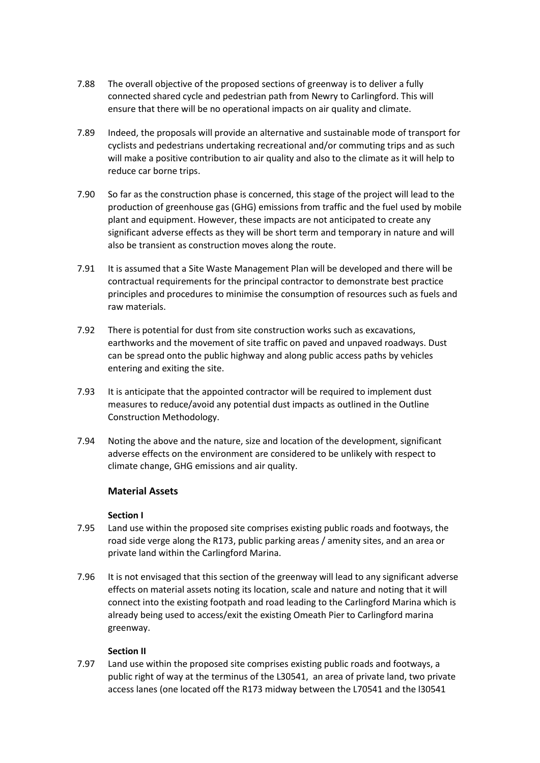7.88 The overall objective of the proposed sections of greenway is to deliver a fully connected shared cycle and pedestrian path from Newry to Carlingford. This will ensure that there will be no operational impacts on air quality and climate.

7.89 Indeed, the proposals will provide an alternative and sustainable mode of transport for cyclists and pedestrians undertaking recreational and/or commuting trips and as such will make a positive contribution to air quality and also to the climate as it will help to reduce car borne trips.

7.90 So far as the construction phase is concerned, this stage of the project will lead to the production of greenhouse gas (GHG) emissions from traffic and the fuel used by mobile plant and equipment. However, these impacts are not anticipated to create any significant adverse effects as they will be short term and temporary in nature and will also be transient as construction moves along the route.

7.91 It is assumed that a Site Waste Management Plan will be developed and there will be contractual requirements for the principal contractor to demonstrate best practice principles and procedures to minimise the consumption of resources such as fuels and raw materials.

7.92 There is potential for dust from site construction works such as excavations, earthworks and the movement of site traffic on paved and unpaved roadways. Dust can be spread onto the public highway and along public access paths by vehicles entering and exiting the site.

7.93 It is anticipate that the appointed contractor will be required to implement dust measures to reduce/avoid any potential dust impacts as outlined in the Outline Construction Methodology.

7.94 Noting the above and the nature, size and location of the development, significant adverse effects on the environment are considered to be unlikely with respect to climate change, GHG emissions and air quality.

### Material Assets

**Section I**

7.95 Land use within the proposed site comprises existing public roads and footways, the road side verge along the R173, public parking areas / amenity sites, and an area or private land within the Carlingford Marina.

7.96 It is not envisaged that this section of the greenway will lead to any significant adverse effects on material assets noting its location, scale and nature and noting that it will connect into the existing footpath and road leading to the Carlingford Marina which is already being used to access/exit the existing Omeath Pier to Carlingford marina greenway.

**Section II**

7.97 Land use within the proposed site comprises existing public roads and footways, a public right of way at the terminus of the L30541, an area of private land, two private access lanes (one located off the R173 midway between the L70541 and the l30541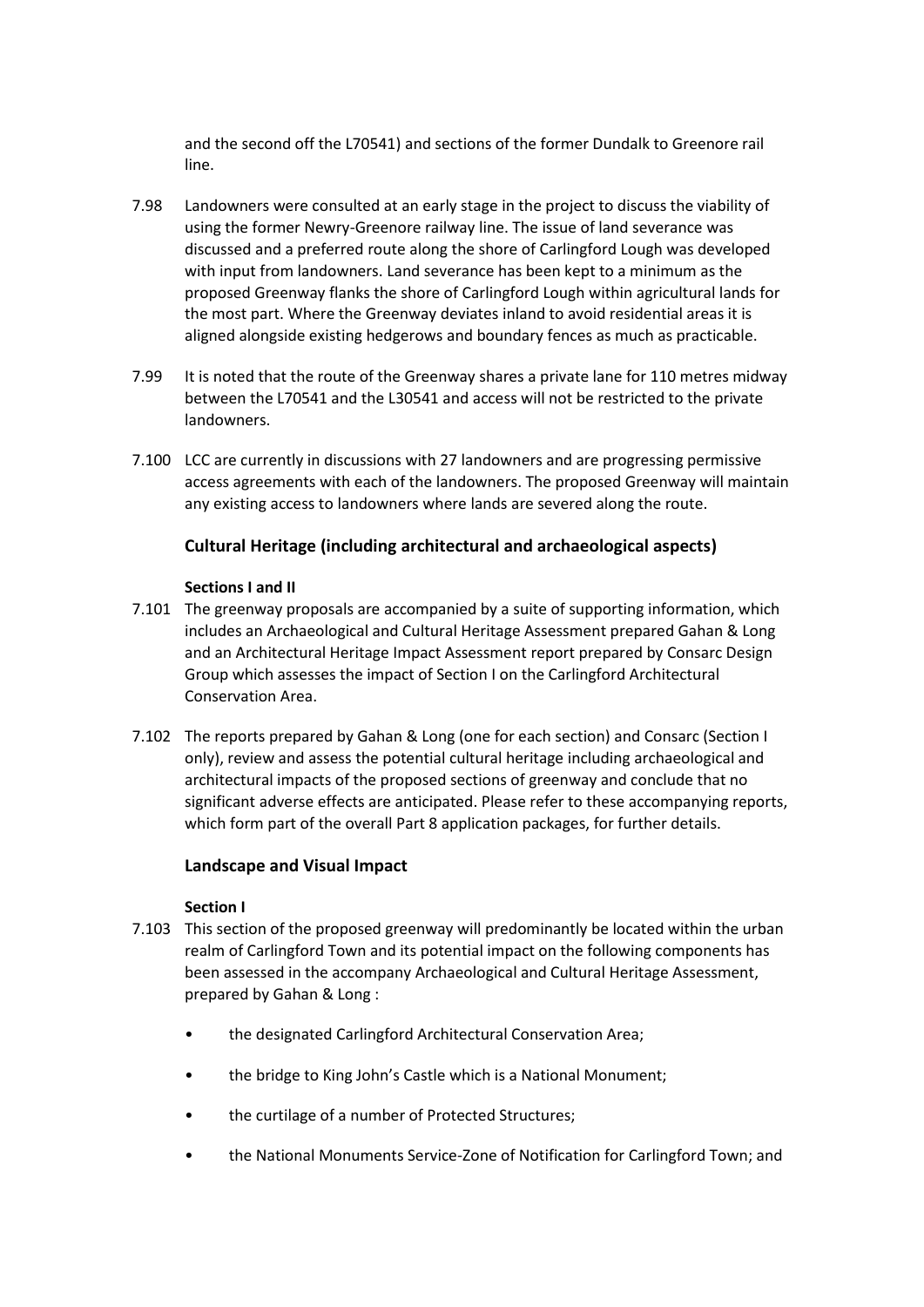and the second off the L70541) and sections of the former Dundalk to Greenore rail line.

7.98 Landowners were consulted at an early stage in the project to discuss the viability of using the former Newry-Greenore railway line. The issue of land severance was discussed and a preferred route along the shore of Carlingford Lough was developed with input from landowners. Land severance has been kept to a minimum as the proposed Greenway flanks the shore of Carlingford Lough within agricultural lands for the most part. Where the Greenway deviates inland to avoid residential areas it is aligned alongside existing hedgerows and boundary fences as much as practicable.

7.99 It is noted that the route of the Greenway shares a private lane for 110 metres midway between the L70541 and the L30541 and access will not be restricted to the private landowners.

7.100 LCC are currently in discussions with 27 landowners and are progressing permissive access agreements with each of the landowners. The proposed Greenway will maintain any existing access to landowners where lands are severed along the route.

## Cultural Heritage (including architectural and archaeological aspects)

### Sections I and II

7.101 The greenway proposals are accompanied by a suite of supporting information, which includes an Archaeological and Cultural Heritage Assessment prepared Gahan & Long and an Architectural Heritage Impact Assessment report prepared by Consarc Design Group which assesses the impact of Section I on the Carlingford Architectural Conservation Area.

7.102 The reports prepared by Gahan & Long (one for each section) and Consarc (Section I only), review and assess the potential cultural heritage including archaeological and architectural impacts of the proposed sections of greenway and conclude that no significant adverse effects are anticipated. Please refer to these accompanying reports, which form part of the overall Part 8 application packages, for further details.

## Landscape and Visual Impact

### Section I

7.103 This section of the proposed greenway will predominantly be located within the urban realm of Carlingford Town and its potential impact on the following components has been assessed in the accompany Archaeological and Cultural Heritage Assessment, prepared by Gahan & Long :

- the designated Carlingford Architectural Conservation Area;
- the bridge to King John's Castle which is a National Monument;
- the curtilage of a number of Protected Structures;
- the National Monuments Service-Zone of Notification for Carlingford Town; and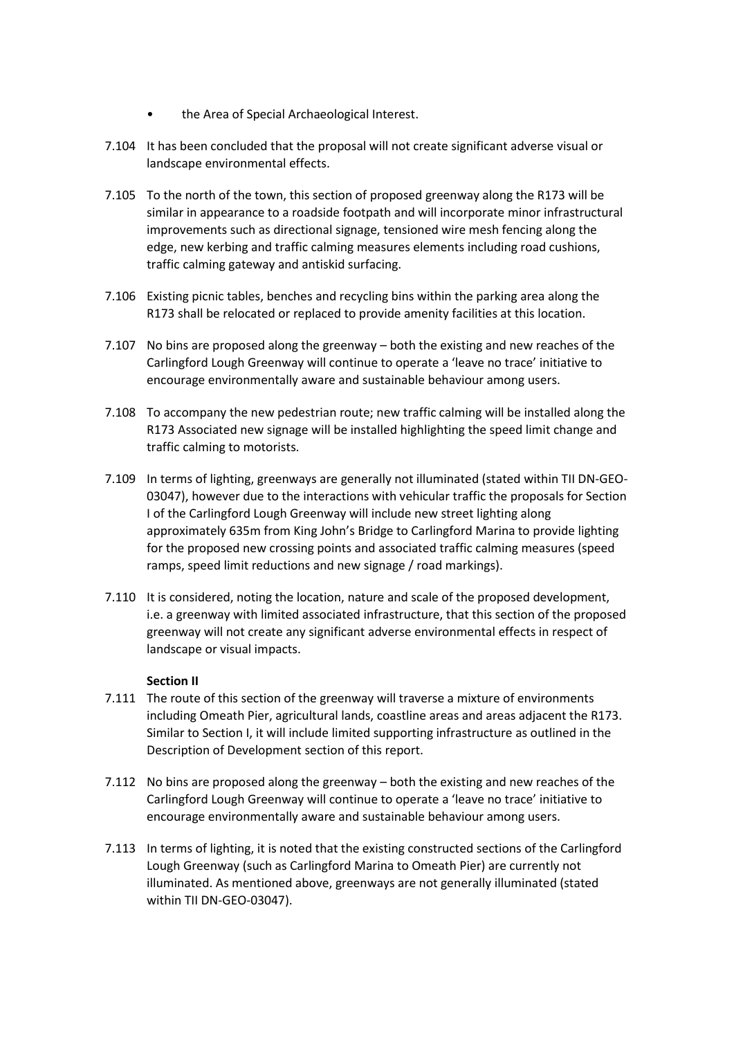- the Area of Special Archaeological Interest.

7.104 It has been concluded that the proposal will not create significant adverse visual or landscape environmental effects.

7.105 To the north of the town, this section of proposed greenway along the R173 will be similar in appearance to a roadside footpath and will incorporate minor infrastructural improvements such as directional signage, tensioned wire mesh fencing along the edge, new kerbing and traffic calming measures elements including road cushions, traffic calming gateway and antiskid surfacing.

7.106 Existing picnic tables, benches and recycling bins within the parking area along the R173 shall be relocated or replaced to provide amenity facilities at this location.

7.107 No bins are proposed along the greenway – both the existing and new reaches of the Carlingford Lough Greenway will continue to operate a 'leave no trace' initiative to encourage environmentally aware and sustainable behaviour among users.

7.108 To accompany the new pedestrian route; new traffic calming will be installed along the R173 Associated new signage will be installed highlighting the speed limit change and traffic calming to motorists.

7.109 In terms of lighting, greenways are generally not illuminated (stated within TII DN-GEO-03047), however due to the interactions with vehicular traffic the proposals for Section I of the Carlingford Lough Greenway will include new street lighting along approximately 635m from King John's Bridge to Carlingford Marina to provide lighting for the proposed new crossing points and associated traffic calming measures (speed ramps, speed limit reductions and new signage / road markings).

7.110 It is considered, noting the location, nature and scale of the proposed development, i.e. a greenway with limited associated infrastructure, that this section of the proposed greenway will not create any significant adverse environmental effects in respect of landscape or visual impacts.

**Section II**

7.111 The route of this section of the greenway will traverse a mixture of environments including Omeath Pier, agricultural lands, coastline areas and areas adjacent the R173. Similar to Section I, it will include limited supporting infrastructure as outlined in the Description of Development section of this report.

7.112 No bins are proposed along the greenway – both the existing and new reaches of the Carlingford Lough Greenway will continue to operate a 'leave no trace' initiative to encourage environmentally aware and sustainable behaviour among users.

7.113 In terms of lighting, it is noted that the existing constructed sections of the Carlingford Lough Greenway (such as Carlingford Marina to Omeath Pier) are currently not illuminated. As mentioned above, greenways are not generally illuminated (stated within TII DN-GEO-03047).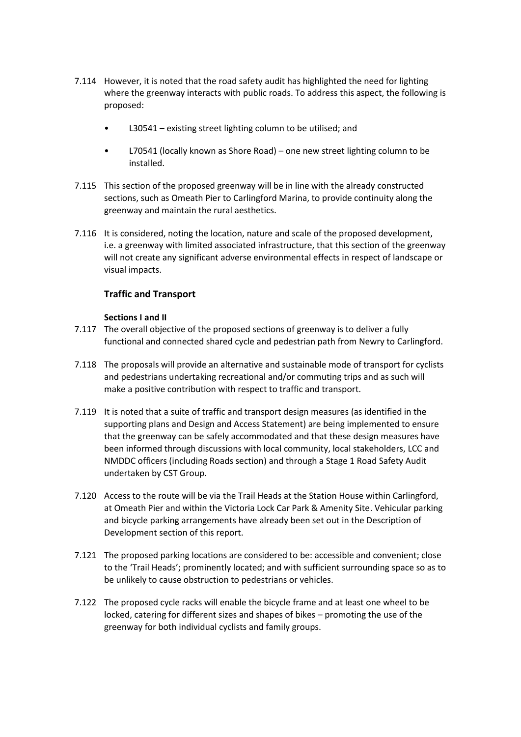7.114 However, it is noted that the road safety audit has highlighted the need for lighting where the greenway interacts with public roads. To address this aspect, the following is proposed:

- L30541 – existing street lighting column to be utilised; and
- L70541 (locally known as Shore Road) – one new street lighting column to be installed.

7.115 This section of the proposed greenway will be in line with the already constructed sections, such as Omeath Pier to Carlingford Marina, to provide continuity along the greenway and maintain the rural aesthetics.

7.116 It is considered, noting the location, nature and scale of the proposed development, i.e. a greenway with limited associated infrastructure, that this section of the greenway will not create any significant adverse environmental effects in respect of landscape or visual impacts.

### Traffic and Transport

**Sections I and II**

7.117 The overall objective of the proposed sections of greenway is to deliver a fully functional and connected shared cycle and pedestrian path from Newry to Carlingford.

7.118 The proposals will provide an alternative and sustainable mode of transport for cyclists and pedestrians undertaking recreational and/or commuting trips and as such will make a positive contribution with respect to traffic and transport.

7.119 It is noted that a suite of traffic and transport design measures (as identified in the supporting plans and Design and Access Statement) are being implemented to ensure that the greenway can be safely accommodated and that these design measures have been informed through discussions with local community, local stakeholders, LCC and NMDDC officers (including Roads section) and through a Stage 1 Road Safety Audit undertaken by CST Group.

7.120 Access to the route will be via the Trail Heads at the Station House within Carlingford, at Omeath Pier and within the Victoria Lock Car Park & Amenity Site. Vehicular parking and bicycle parking arrangements have already been set out in the Description of Development section of this report.

7.121 The proposed parking locations are considered to be: accessible and convenient; close to the 'Trail Heads'; prominently located; and with sufficient surrounding space so as to be unlikely to cause obstruction to pedestrians or vehicles.

7.122 The proposed cycle racks will enable the bicycle frame and at least one wheel to be locked, catering for different sizes and shapes of bikes – promoting the use of the greenway for both individual cyclists and family groups.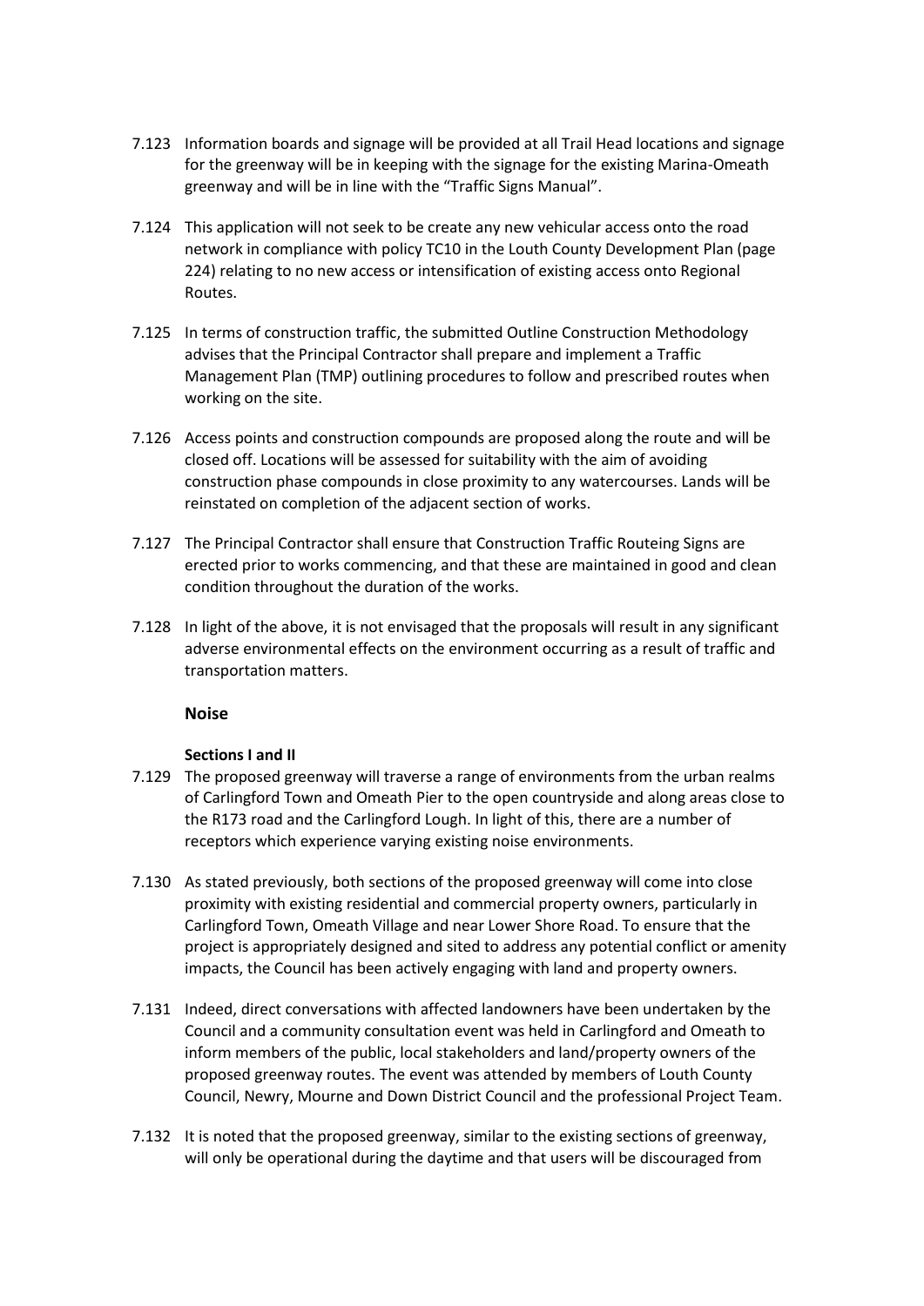7.123 Information boards and signage will be provided at all Trail Head locations and signage for the greenway will be in keeping with the signage for the existing Marina-Omeath greenway and will be in line with the "Traffic Signs Manual".

7.124 This application will not seek to be create any new vehicular access onto the road network in compliance with policy TC10 in the Louth County Development Plan (page 224) relating to no new access or intensification of existing access onto Regional Routes.

7.125 In terms of construction traffic, the submitted Outline Construction Methodology advises that the Principal Contractor shall prepare and implement a Traffic Management Plan (TMP) outlining procedures to follow and prescribed routes when working on the site.

7.126 Access points and construction compounds are proposed along the route and will be closed off. Locations will be assessed for suitability with the aim of avoiding construction phase compounds in close proximity to any watercourses. Lands will be reinstated on completion of the adjacent section of works.

7.127 The Principal Contractor shall ensure that Construction Traffic Routeing Signs are erected prior to works commencing, and that these are maintained in good and clean condition throughout the duration of the works.

7.128 In light of the above, it is not envisaged that the proposals will result in any significant adverse environmental effects on the environment occurring as a result of traffic and transportation matters.

### Noise

#### Sections I and II

7.129 The proposed greenway will traverse a range of environments from the urban realms of Carlingford Town and Omeath Pier to the open countryside and along areas close to the R173 road and the Carlingford Lough. In light of this, there are a number of receptors which experience varying existing noise environments.

7.130 As stated previously, both sections of the proposed greenway will come into close proximity with existing residential and commercial property owners, particularly in Carlingford Town, Omeath Village and near Lower Shore Road. To ensure that the project is appropriately designed and sited to address any potential conflict or amenity impacts, the Council has been actively engaging with land and property owners.

7.131 Indeed, direct conversations with affected landowners have been undertaken by the Council and a community consultation event was held in Carlingford and Omeath to inform members of the public, local stakeholders and land/property owners of the proposed greenway routes. The event was attended by members of Louth County Council, Newry, Mourne and Down District Council and the professional Project Team.

7.132 It is noted that the proposed greenway, similar to the existing sections of greenway, will only be operational during the daytime and that users will be discouraged from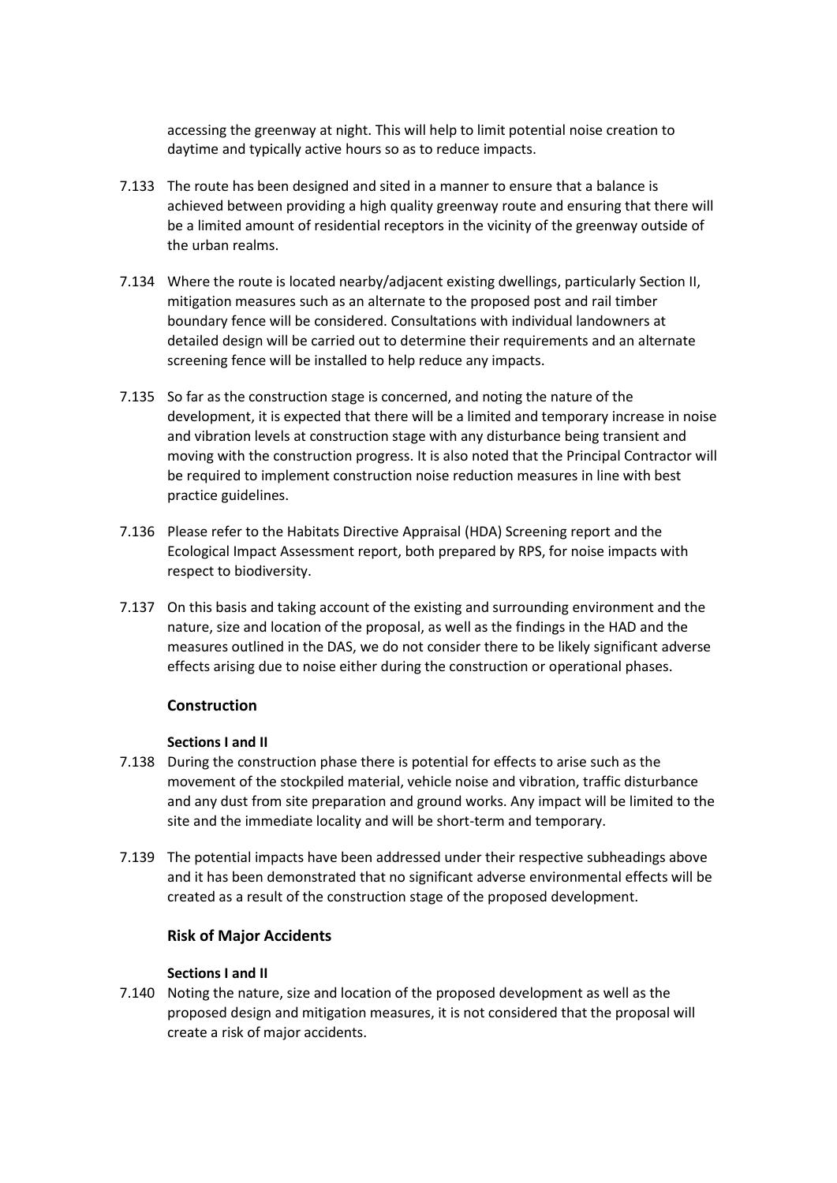accessing the greenway at night. This will help to limit potential noise creation to daytime and typically active hours so as to reduce impacts.

7.133 The route has been designed and sited in a manner to ensure that a balance is achieved between providing a high quality greenway route and ensuring that there will be a limited amount of residential receptors in the vicinity of the greenway outside of the urban realms.

7.134 Where the route is located nearby/adjacent existing dwellings, particularly Section II, mitigation measures such as an alternate to the proposed post and rail timber boundary fence will be considered. Consultations with individual landowners at detailed design will be carried out to determine their requirements and an alternate screening fence will be installed to help reduce any impacts.

7.135 So far as the construction stage is concerned, and noting the nature of the development, it is expected that there will be a limited and temporary increase in noise and vibration levels at construction stage with any disturbance being transient and moving with the construction progress. It is also noted that the Principal Contractor will be required to implement construction noise reduction measures in line with best practice guidelines.

7.136 Please refer to the Habitats Directive Appraisal (HDA) Screening report and the Ecological Impact Assessment report, both prepared by RPS, for noise impacts with respect to biodiversity.

7.137 On this basis and taking account of the existing and surrounding environment and the nature, size and location of the proposal, as well as the findings in the HAD and the measures outlined in the DAS, we do not consider there to be likely significant adverse effects arising due to noise either during the construction or operational phases.

## Construction

**Sections I and II**

7.138 During the construction phase there is potential for effects to arise such as the movement of the stockpiled material, vehicle noise and vibration, traffic disturbance and any dust from site preparation and ground works. Any impact will be limited to the site and the immediate locality and will be short-term and temporary.

7.139 The potential impacts have been addressed under their respective subheadings above and it has been demonstrated that no significant adverse environmental effects will be created as a result of the construction stage of the proposed development.

## Risk of Major Accidents

**Sections I and II**

7.140 Noting the nature, size and location of the proposed development as well as the proposed design and mitigation measures, it is not considered that the proposal will create a risk of major accidents.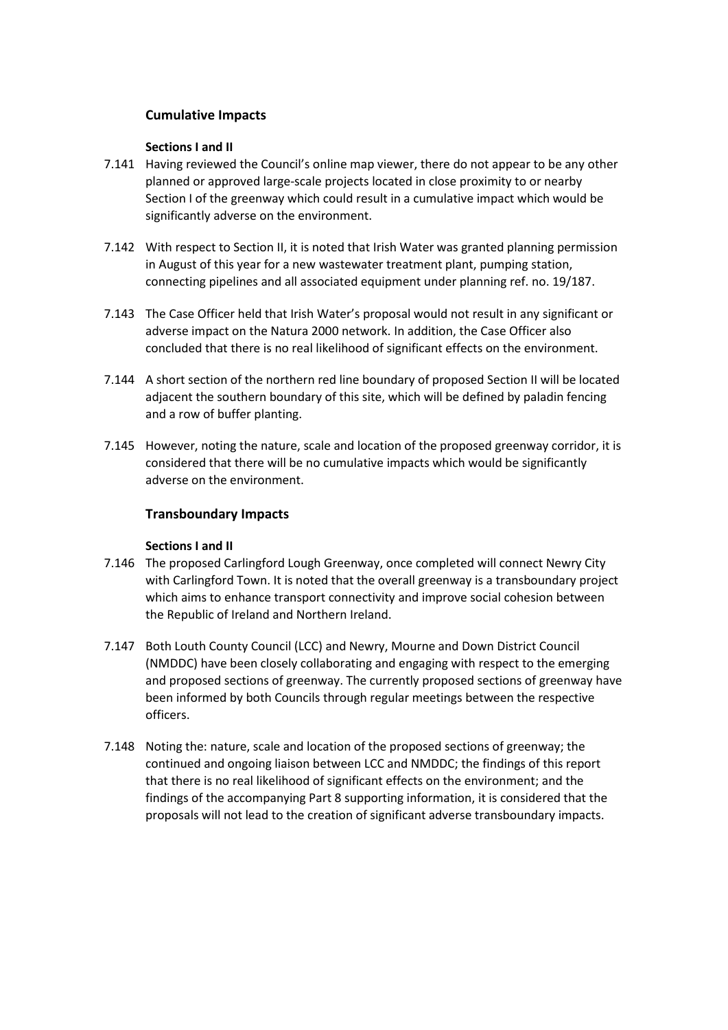### Cumulative Impacts

#### Sections I and II

7.141 Having reviewed the Council's online map viewer, there do not appear to be any other planned or approved large-scale projects located in close proximity to or nearby Section I of the greenway which could result in a cumulative impact which would be significantly adverse on the environment.

7.142 With respect to Section II, it is noted that Irish Water was granted planning permission in August of this year for a new wastewater treatment plant, pumping station, connecting pipelines and all associated equipment under planning ref. no. 19/187.

7.143 The Case Officer held that Irish Water's proposal would not result in any significant or adverse impact on the Natura 2000 network. In addition, the Case Officer also concluded that there is no real likelihood of significant effects on the environment.

7.144 A short section of the northern red line boundary of proposed Section II will be located adjacent the southern boundary of this site, which will be defined by paladin fencing and a row of buffer planting.

7.145 However, noting the nature, scale and location of the proposed greenway corridor, it is considered that there will be no cumulative impacts which would be significantly adverse on the environment.

### Transboundary Impacts

#### Sections I and II

7.146 The proposed Carlingford Lough Greenway, once completed will connect Newry City with Carlingford Town. It is noted that the overall greenway is a transboundary project which aims to enhance transport connectivity and improve social cohesion between the Republic of Ireland and Northern Ireland.

7.147 Both Louth County Council (LCC) and Newry, Mourne and Down District Council (NMDDC) have been closely collaborating and engaging with respect to the emerging and proposed sections of greenway. The currently proposed sections of greenway have been informed by both Councils through regular meetings between the respective officers.

7.148 Noting the: nature, scale and location of the proposed sections of greenway; the continued and ongoing liaison between LCC and NMDDC; the findings of this report that there is no real likelihood of significant effects on the environment; and the findings of the accompanying Part 8 supporting information, it is considered that the proposals will not lead to the creation of significant adverse transboundary impacts.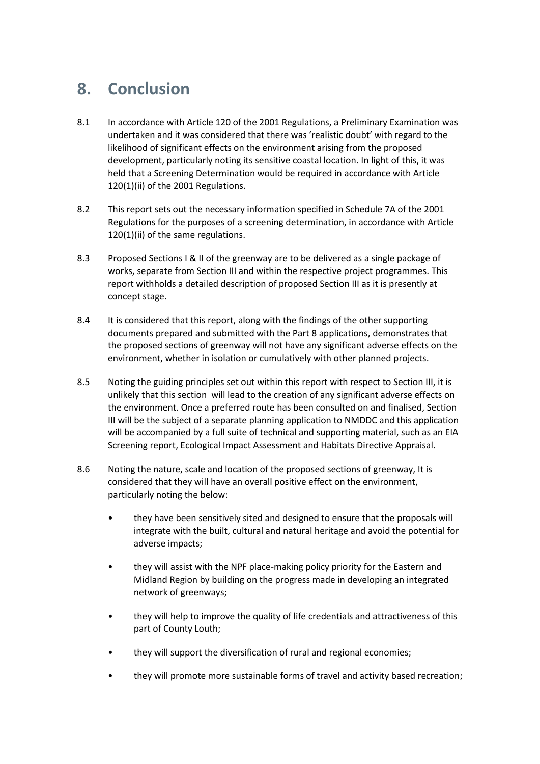# 8. Conclusion

8.1 In accordance with Article 120 of the 2001 Regulations, a Preliminary Examination was undertaken and it was considered that there was 'realistic doubt' with regard to the likelihood of significant effects on the environment arising from the proposed development, particularly noting its sensitive coastal location. In light of this, it was held that a Screening Determination would be required in accordance with Article 120(1)(ii) of the 2001 Regulations.

8.2 This report sets out the necessary information specified in Schedule 7A of the 2001 Regulations for the purposes of a screening determination, in accordance with Article 120(1)(ii) of the same regulations.

8.3 Proposed Sections I & II of the greenway are to be delivered as a single package of works, separate from Section III and within the respective project programmes. This report withholds a detailed description of proposed Section III as it is presently at concept stage.

8.4 It is considered that this report, along with the findings of the other supporting documents prepared and submitted with the Part 8 applications, demonstrates that the proposed sections of greenway will not have any significant adverse effects on the environment, whether in isolation or cumulatively with other planned projects.

8.5 Noting the guiding principles set out within this report with respect to Section III, it is unlikely that this section will lead to the creation of any significant adverse effects on the environment. Once a preferred route has been consulted on and finalised, Section III will be the subject of a separate planning application to NMDDC and this application will be accompanied by a full suite of technical and supporting material, such as an EIA Screening report, Ecological Impact Assessment and Habitats Directive Appraisal.

8.6 Noting the nature, scale and location of the proposed sections of greenway, It is considered that they will have an overall positive effect on the environment, particularly noting the below:

- they have been sensitively sited and designed to ensure that the proposals will integrate with the built, cultural and natural heritage and avoid the potential for adverse impacts;
- they will assist with the NPF place-making policy priority for the Eastern and Midland Region by building on the progress made in developing an integrated network of greenways;
- they will help to improve the quality of life credentials and attractiveness of this part of County Louth;
- they will support the diversification of rural and regional economies;
- they will promote more sustainable forms of travel and activity based recreation;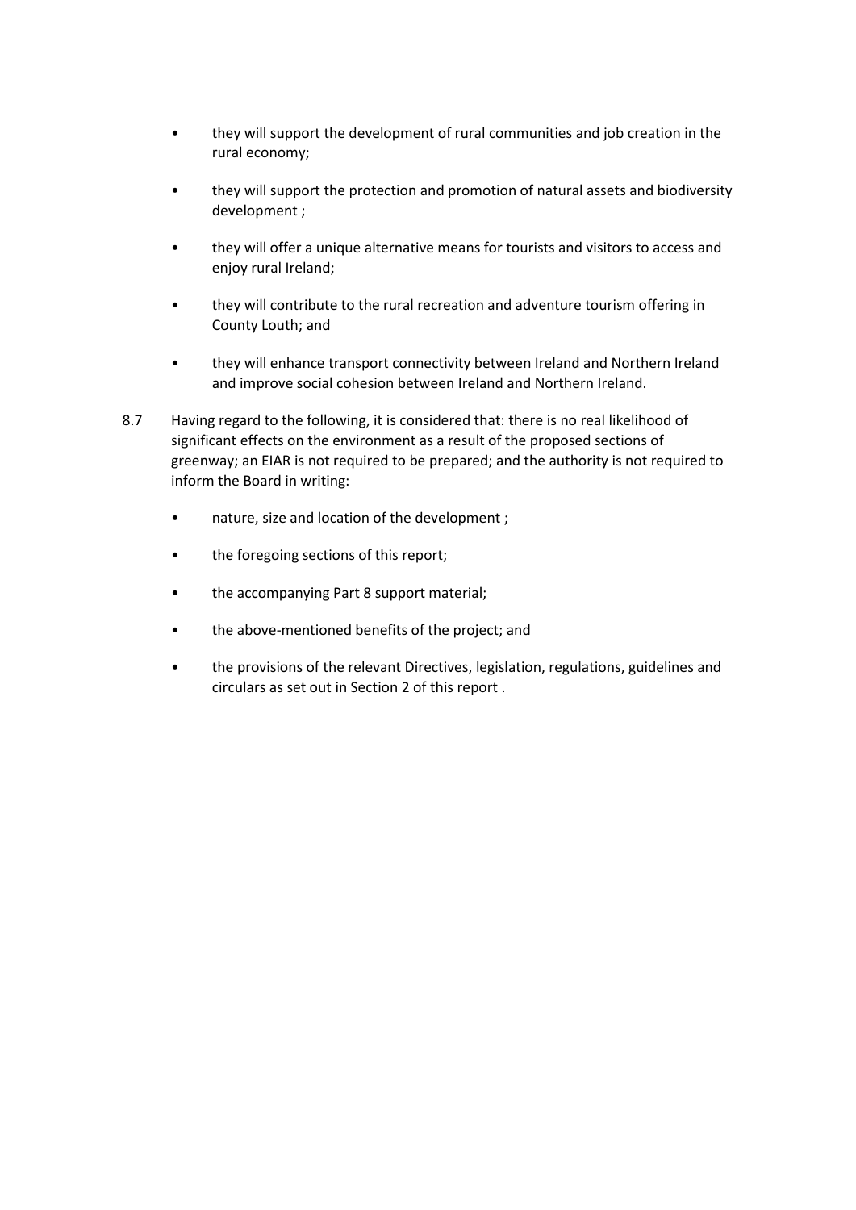- they will support the development of rural communities and job creation in the rural economy;
- they will support the protection and promotion of natural assets and biodiversity development ;
- they will offer a unique alternative means for tourists and visitors to access and enjoy rural Ireland;
- they will contribute to the rural recreation and adventure tourism offering in County Louth; and
- they will enhance transport connectivity between Ireland and Northern Ireland and improve social cohesion between Ireland and Northern Ireland.

8.7 Having regard to the following, it is considered that: there is no real likelihood of significant effects on the environment as a result of the proposed sections of greenway; an EIAR is not required to be prepared; and the authority is not required to inform the Board in writing:

- nature, size and location of the development ;
- the foregoing sections of this report;
- the accompanying Part 8 support material;
- the above-mentioned benefits of the project; and
- the provisions of the relevant Directives, legislation, regulations, guidelines and circulars as set out in Section 2 of this report .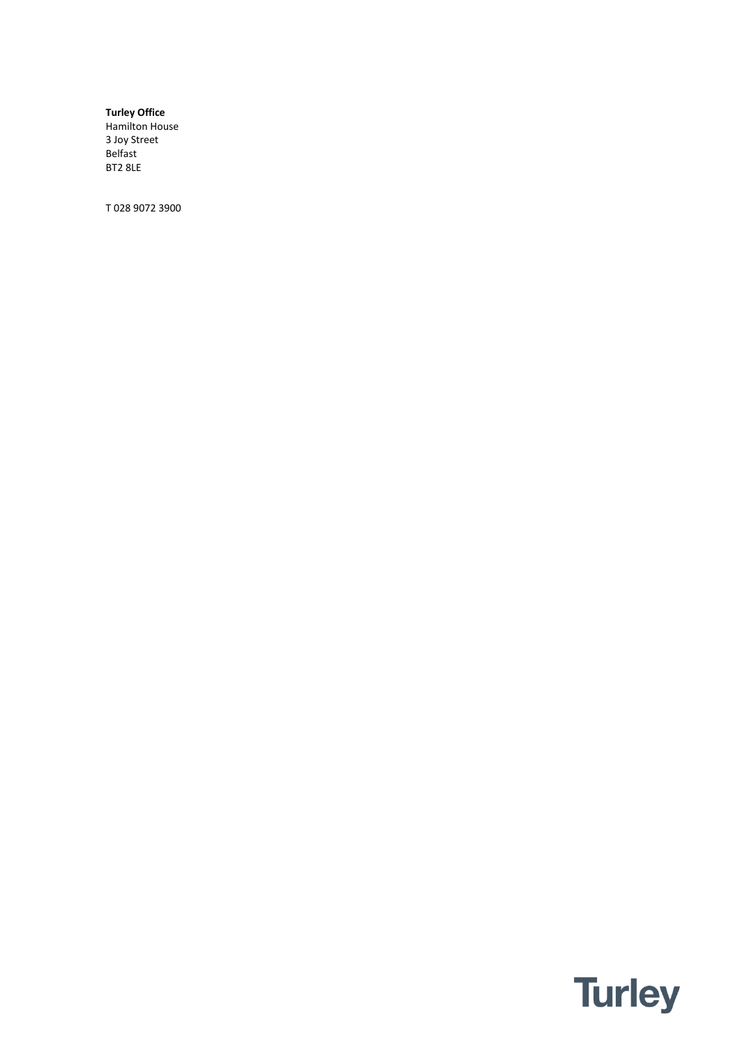**Turley Office**
Hamilton House
3 Joy Street
Belfast
BT2 8LE

T 028 9072 3900

Turley